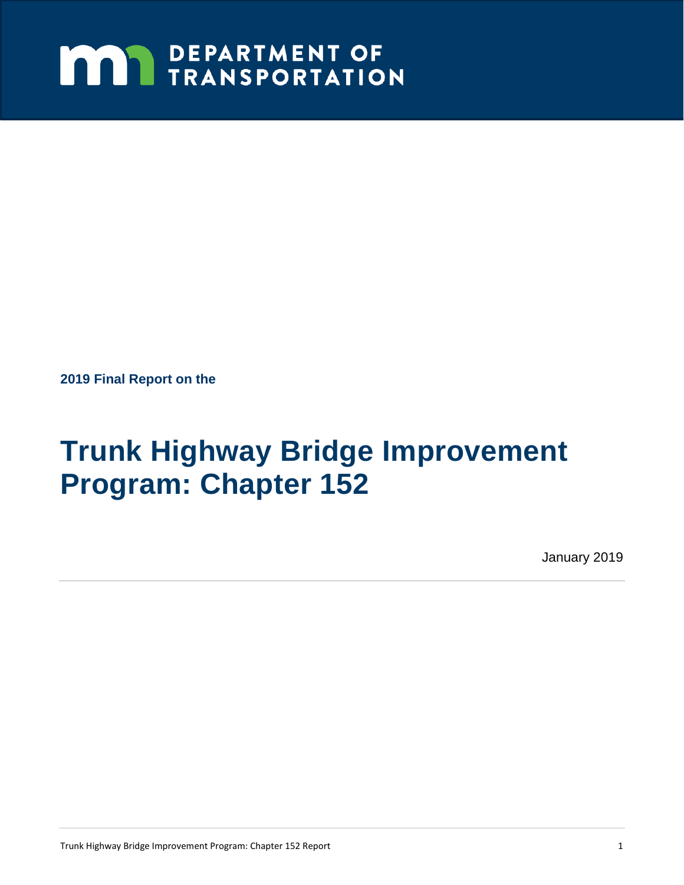DEPARTMENT OF TRANSPORTATION

**2019 Final Report on the**

# Trunk Highway Bridge Improvement Program: Chapter 152

January 2019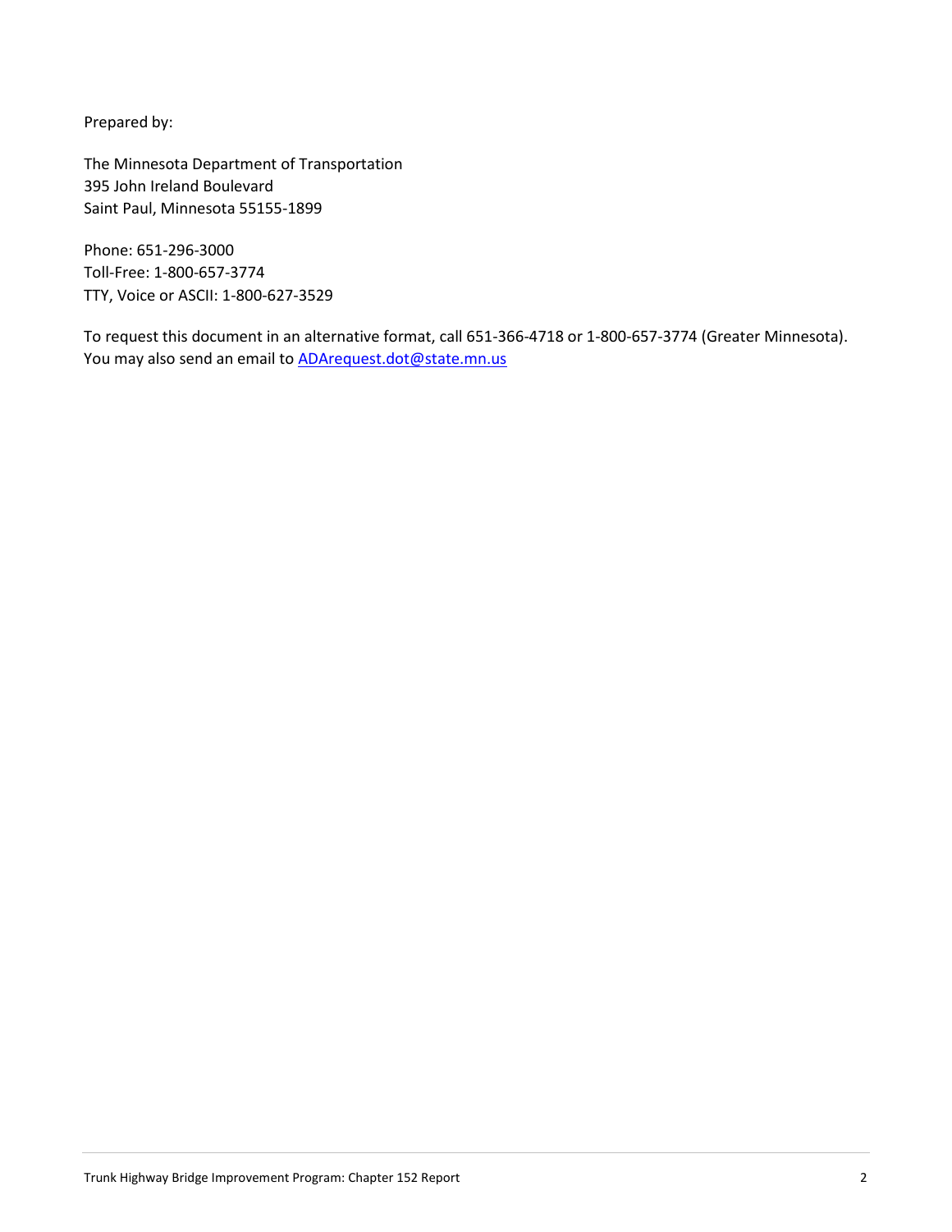Prepared by:

The Minnesota Department of Transportation
395 John Ireland Boulevard
Saint Paul, Minnesota 55155-1899

Phone: 651-296-3000
Toll-Free: 1-800-657-3774
TTY, Voice or ASCII: 1-800-627-3529

To request this document in an alternative format, call 651-366-4718 or 1-800-657-3774 (Greater Minnesota). You may also send an email to [ADArequest.dot@state.mn.us](mailto:ADArequest.dot@state.mn.us)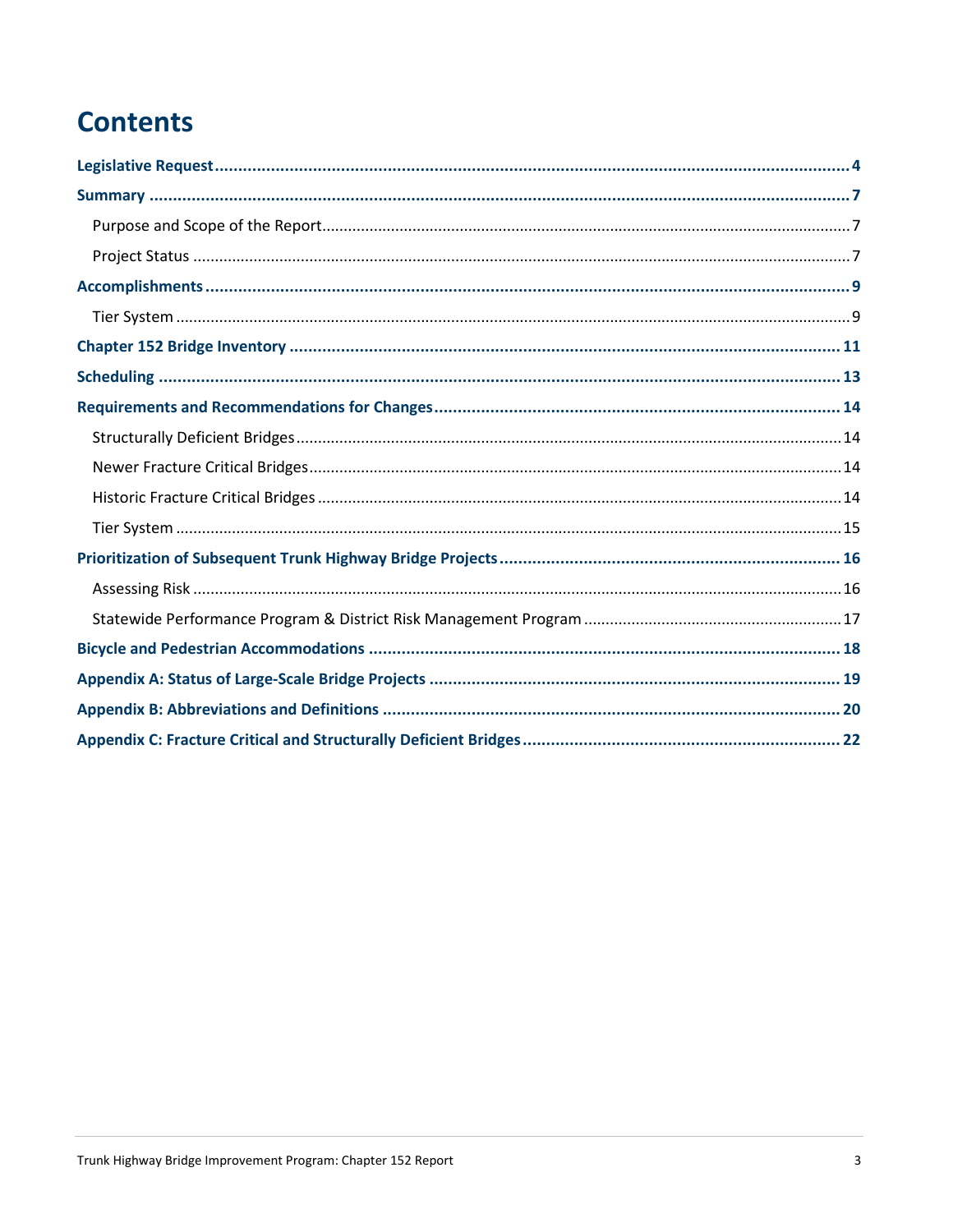# Contents

**Legislative Request** .......... 4

**Summary** .......... 7

- Purpose and Scope of the Report .......... 7
- Project Status .......... 7

**Accomplishments** .......... 9

- Tier System .......... 9

**Chapter 152 Bridge Inventory** .......... 11

**Scheduling** .......... 13

**Requirements and Recommendations for Changes** .......... 14

- Structurally Deficient Bridges .......... 14
- Newer Fracture Critical Bridges .......... 14
- Historic Fracture Critical Bridges .......... 14
- Tier System .......... 15

**Prioritization of Subsequent Trunk Highway Bridge Projects** .......... 16

- Assessing Risk .......... 16
- Statewide Performance Program & District Risk Management Program .......... 17

**Bicycle and Pedestrian Accommodations** .......... 18

**Appendix A: Status of Large-Scale Bridge Projects** .......... 19

**Appendix B: Abbreviations and Definitions** .......... 20

**Appendix C: Fracture Critical and Structurally Deficient Bridges** .......... 22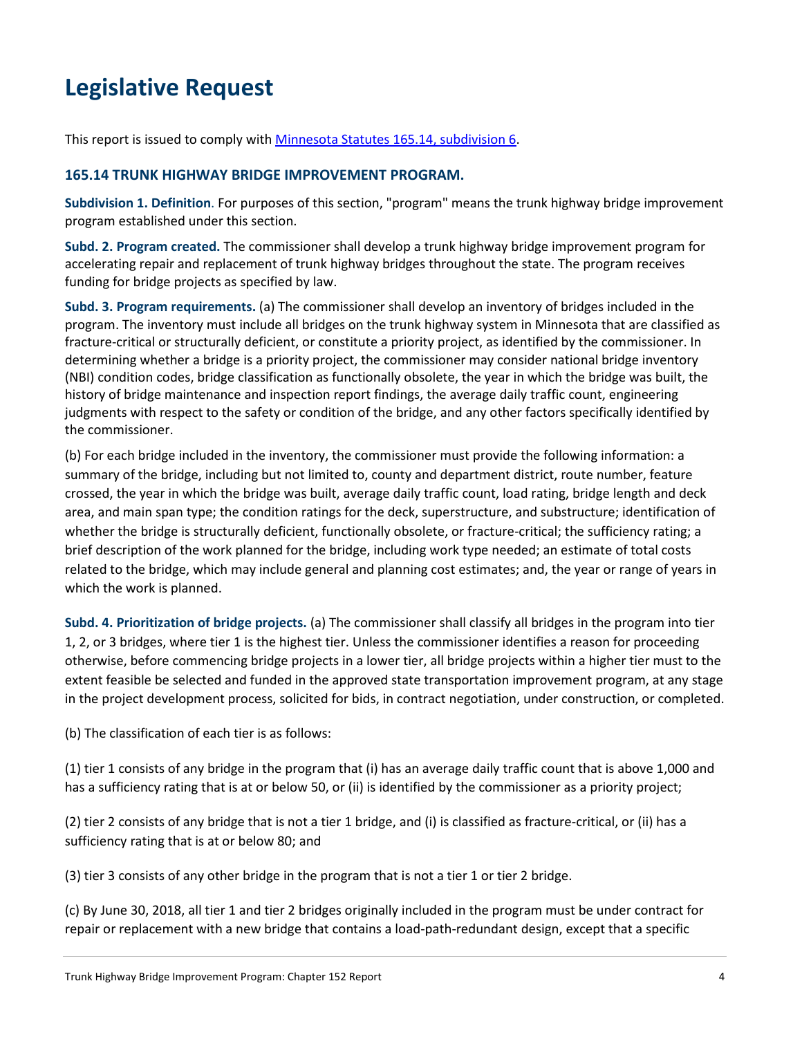# Legislative Request

This report is issued to comply with [Minnesota Statutes 165.14, subdivision 6](https://www.revisor.mn.gov/statutes/cite/165.14).

### 165.14 TRUNK HIGHWAY BRIDGE IMPROVEMENT PROGRAM.

**Subdivision 1. Definition**. For purposes of this section, "program" means the trunk highway bridge improvement program established under this section.

**Subd. 2. Program created.** The commissioner shall develop a trunk highway bridge improvement program for accelerating repair and replacement of trunk highway bridges throughout the state. The program receives funding for bridge projects as specified by law.

**Subd. 3. Program requirements.** (a) The commissioner shall develop an inventory of bridges included in the program. The inventory must include all bridges on the trunk highway system in Minnesota that are classified as fracture-critical or structurally deficient, or constitute a priority project, as identified by the commissioner. In determining whether a bridge is a priority project, the commissioner may consider national bridge inventory (NBI) condition codes, bridge classification as functionally obsolete, the year in which the bridge was built, the history of bridge maintenance and inspection report findings, the average daily traffic count, engineering judgments with respect to the safety or condition of the bridge, and any other factors specifically identified by the commissioner.

(b) For each bridge included in the inventory, the commissioner must provide the following information: a summary of the bridge, including but not limited to, county and department district, route number, feature crossed, the year in which the bridge was built, average daily traffic count, load rating, bridge length and deck area, and main span type; the condition ratings for the deck, superstructure, and substructure; identification of whether the bridge is structurally deficient, functionally obsolete, or fracture-critical; the sufficiency rating; a brief description of the work planned for the bridge, including work type needed; an estimate of total costs related to the bridge, which may include general and planning cost estimates; and, the year or range of years in which the work is planned.

**Subd. 4. Prioritization of bridge projects.** (a) The commissioner shall classify all bridges in the program into tier 1, 2, or 3 bridges, where tier 1 is the highest tier. Unless the commissioner identifies a reason for proceeding otherwise, before commencing bridge projects in a lower tier, all bridge projects within a higher tier must to the extent feasible be selected and funded in the approved state transportation improvement program, at any stage in the project development process, solicited for bids, in contract negotiation, under construction, or completed.

(b) The classification of each tier is as follows:

(1) tier 1 consists of any bridge in the program that (i) has an average daily traffic count that is above 1,000 and has a sufficiency rating that is at or below 50, or (ii) is identified by the commissioner as a priority project;

(2) tier 2 consists of any bridge that is not a tier 1 bridge, and (i) is classified as fracture-critical, or (ii) has a sufficiency rating that is at or below 80; and

(3) tier 3 consists of any other bridge in the program that is not a tier 1 or tier 2 bridge.

(c) By June 30, 2018, all tier 1 and tier 2 bridges originally included in the program must be under contract for repair or replacement with a new bridge that contains a load-path-redundant design, except that a specific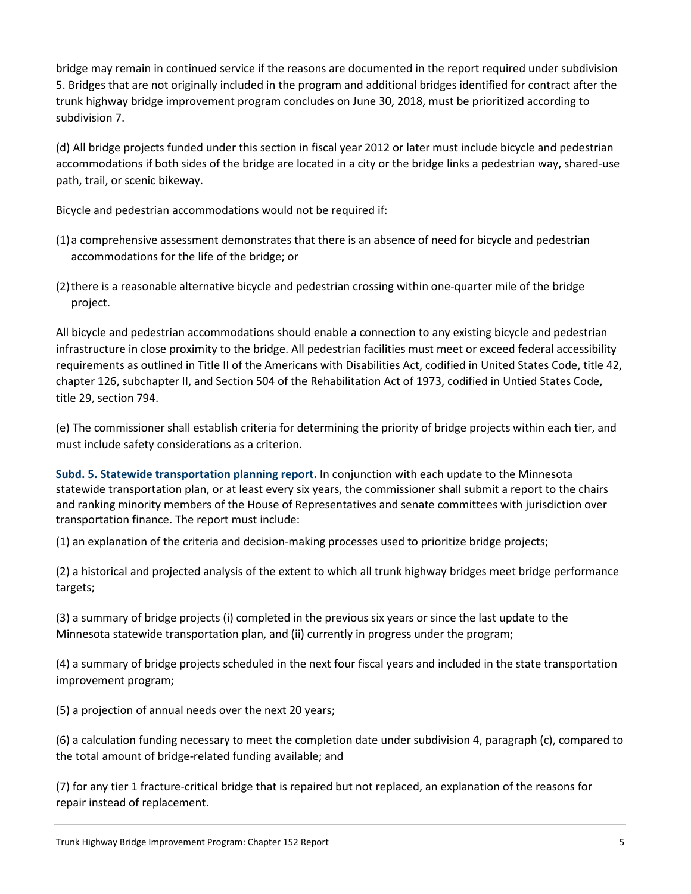bridge may remain in continued service if the reasons are documented in the report required under subdivision 5. Bridges that are not originally included in the program and additional bridges identified for contract after the trunk highway bridge improvement program concludes on June 30, 2018, must be prioritized according to subdivision 7.

(d) All bridge projects funded under this section in fiscal year 2012 or later must include bicycle and pedestrian accommodations if both sides of the bridge are located in a city or the bridge links a pedestrian way, shared-use path, trail, or scenic bikeway.

Bicycle and pedestrian accommodations would not be required if:

(1) a comprehensive assessment demonstrates that there is an absence of need for bicycle and pedestrian accommodations for the life of the bridge; or

(2) there is a reasonable alternative bicycle and pedestrian crossing within one-quarter mile of the bridge project.

All bicycle and pedestrian accommodations should enable a connection to any existing bicycle and pedestrian infrastructure in close proximity to the bridge. All pedestrian facilities must meet or exceed federal accessibility requirements as outlined in Title II of the Americans with Disabilities Act, codified in United States Code, title 42, chapter 126, subchapter II, and Section 504 of the Rehabilitation Act of 1973, codified in Untied States Code, title 29, section 794.

(e) The commissioner shall establish criteria for determining the priority of bridge projects within each tier, and must include safety considerations as a criterion.

**Subd. 5. Statewide transportation planning report.** In conjunction with each update to the Minnesota statewide transportation plan, or at least every six years, the commissioner shall submit a report to the chairs and ranking minority members of the House of Representatives and senate committees with jurisdiction over transportation finance. The report must include:

(1) an explanation of the criteria and decision-making processes used to prioritize bridge projects;

(2) a historical and projected analysis of the extent to which all trunk highway bridges meet bridge performance targets;

(3) a summary of bridge projects (i) completed in the previous six years or since the last update to the Minnesota statewide transportation plan, and (ii) currently in progress under the program;

(4) a summary of bridge projects scheduled in the next four fiscal years and included in the state transportation improvement program;

(5) a projection of annual needs over the next 20 years;

(6) a calculation funding necessary to meet the completion date under subdivision 4, paragraph (c), compared to the total amount of bridge-related funding available; and

(7) for any tier 1 fracture-critical bridge that is repaired but not replaced, an explanation of the reasons for repair instead of replacement.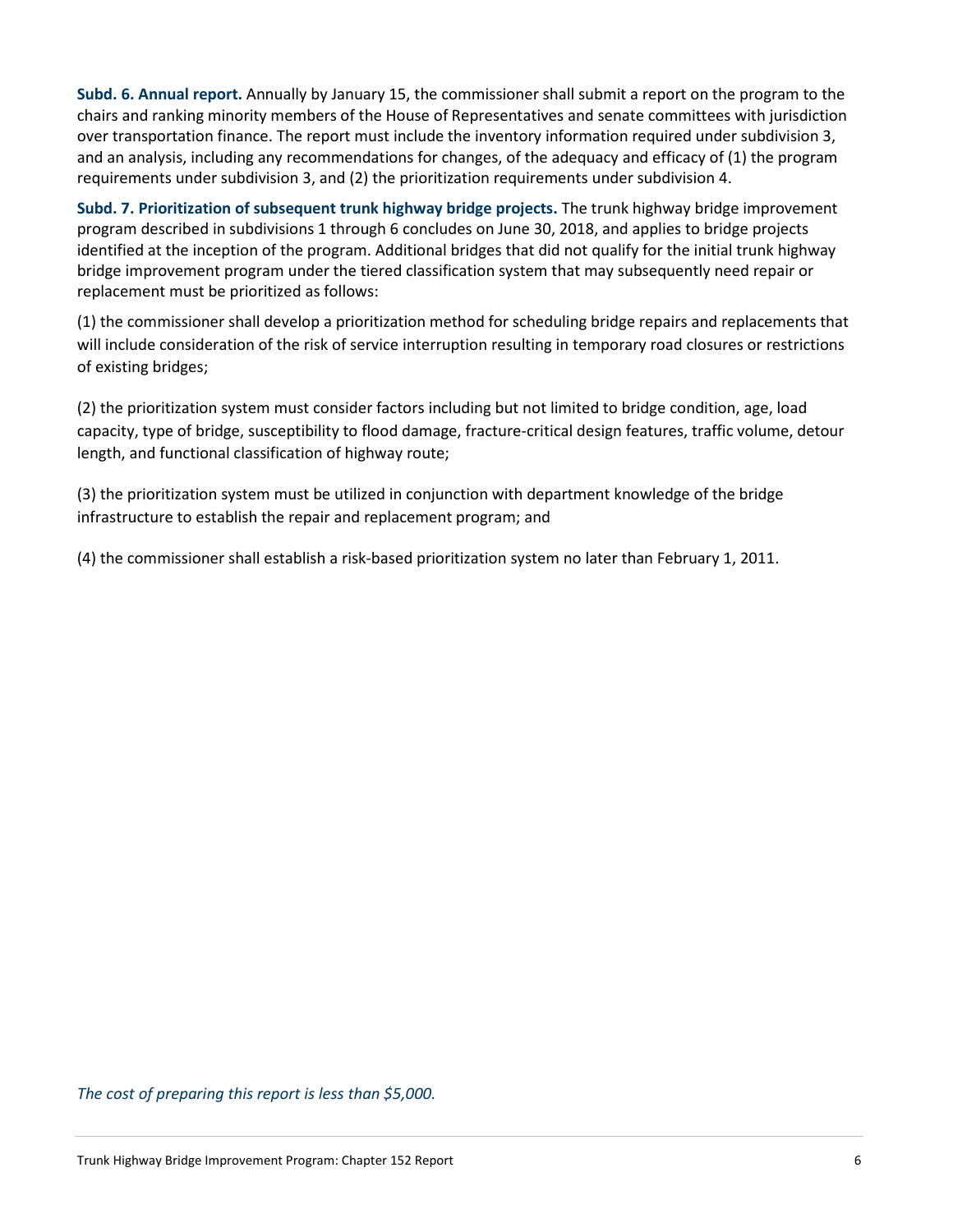**Subd. 6. Annual report.** Annually by January 15, the commissioner shall submit a report on the program to the chairs and ranking minority members of the House of Representatives and senate committees with jurisdiction over transportation finance. The report must include the inventory information required under subdivision 3, and an analysis, including any recommendations for changes, of the adequacy and efficacy of (1) the program requirements under subdivision 3, and (2) the prioritization requirements under subdivision 4.

**Subd. 7. Prioritization of subsequent trunk highway bridge projects.** The trunk highway bridge improvement program described in subdivisions 1 through 6 concludes on June 30, 2018, and applies to bridge projects identified at the inception of the program. Additional bridges that did not qualify for the initial trunk highway bridge improvement program under the tiered classification system that may subsequently need repair or replacement must be prioritized as follows:

(1) the commissioner shall develop a prioritization method for scheduling bridge repairs and replacements that will include consideration of the risk of service interruption resulting in temporary road closures or restrictions of existing bridges;

(2) the prioritization system must consider factors including but not limited to bridge condition, age, load capacity, type of bridge, susceptibility to flood damage, fracture-critical design features, traffic volume, detour length, and functional classification of highway route;

(3) the prioritization system must be utilized in conjunction with department knowledge of the bridge infrastructure to establish the repair and replacement program; and

(4) the commissioner shall establish a risk-based prioritization system no later than February 1, 2011.

*The cost of preparing this report is less than $5,000.*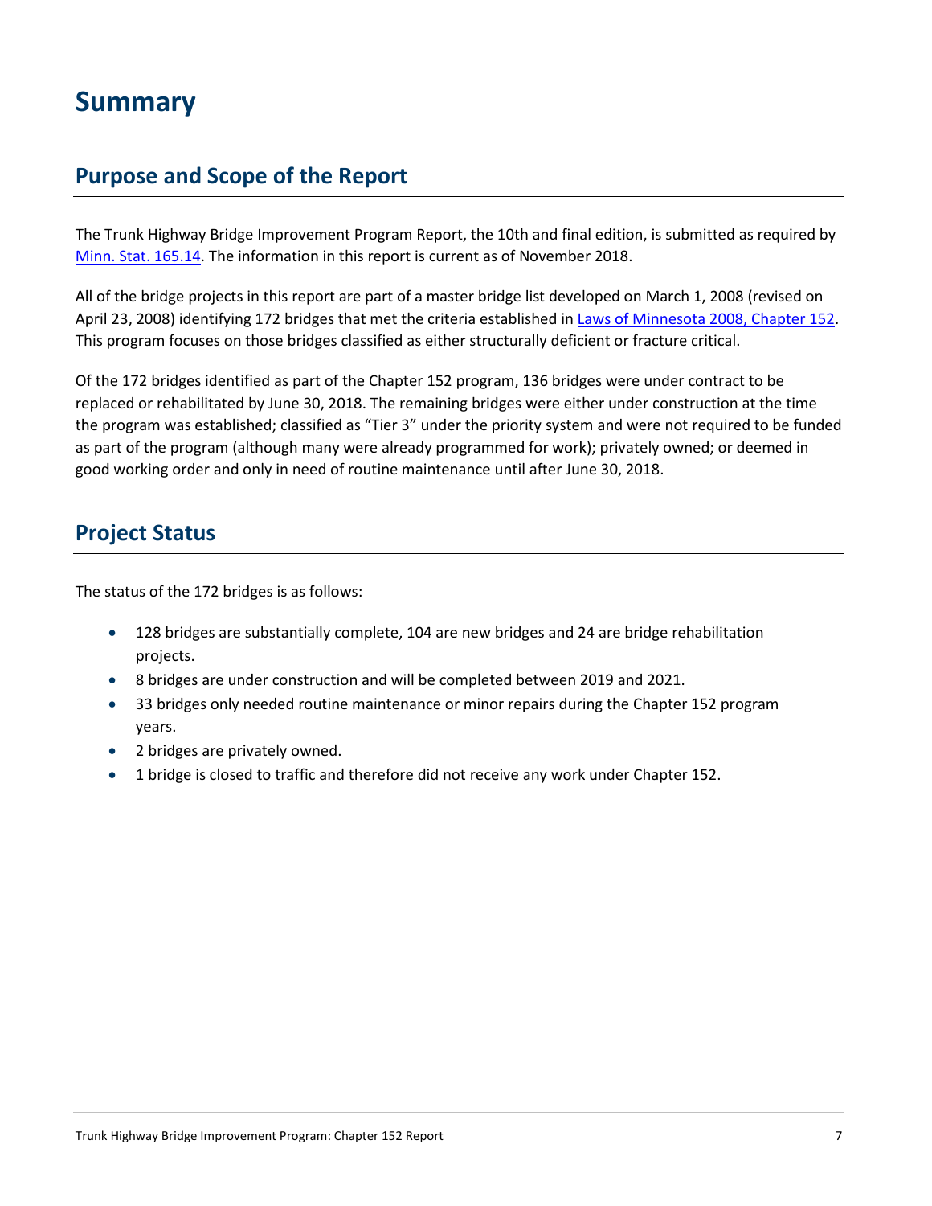# Summary

## Purpose and Scope of the Report

The Trunk Highway Bridge Improvement Program Report, the 10th and final edition, is submitted as required by [Minn. Stat. 165.14](). The information in this report is current as of November 2018.

All of the bridge projects in this report are part of a master bridge list developed on March 1, 2008 (revised on April 23, 2008) identifying 172 bridges that met the criteria established in [Laws of Minnesota 2008, Chapter 152](). This program focuses on those bridges classified as either structurally deficient or fracture critical.

Of the 172 bridges identified as part of the Chapter 152 program, 136 bridges were under contract to be replaced or rehabilitated by June 30, 2018. The remaining bridges were either under construction at the time the program was established; classified as "Tier 3" under the priority system and were not required to be funded as part of the program (although many were already programmed for work); privately owned; or deemed in good working order and only in need of routine maintenance until after June 30, 2018.

## Project Status

The status of the 172 bridges is as follows:

- 128 bridges are substantially complete, 104 are new bridges and 24 are bridge rehabilitation projects.
- 8 bridges are under construction and will be completed between 2019 and 2021.
- 33 bridges only needed routine maintenance or minor repairs during the Chapter 152 program years.
- 2 bridges are privately owned.
- 1 bridge is closed to traffic and therefore did not receive any work under Chapter 152.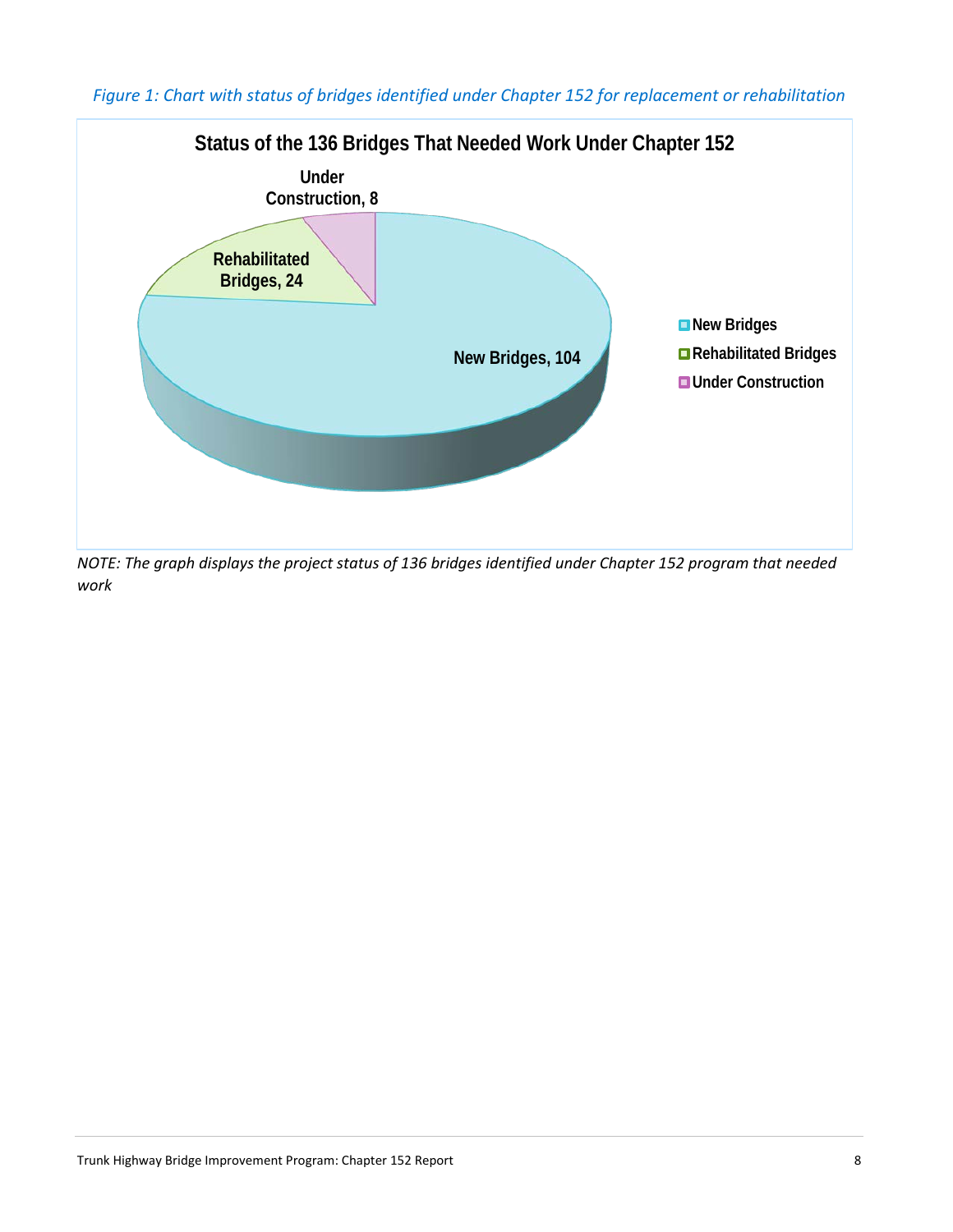*Figure 1: Chart with status of bridges identified under Chapter 152 for replacement or rehabilitation*

**Status of the 136 Bridges That Needed Work Under Chapter 152**

| Status | Number of Bridges |
|---|---|
| New Bridges | 104 |
| Rehabilitated Bridges | 24 |
| Under Construction | 8 |

*NOTE: The graph displays the project status of 136 bridges identified under Chapter 152 program that needed work*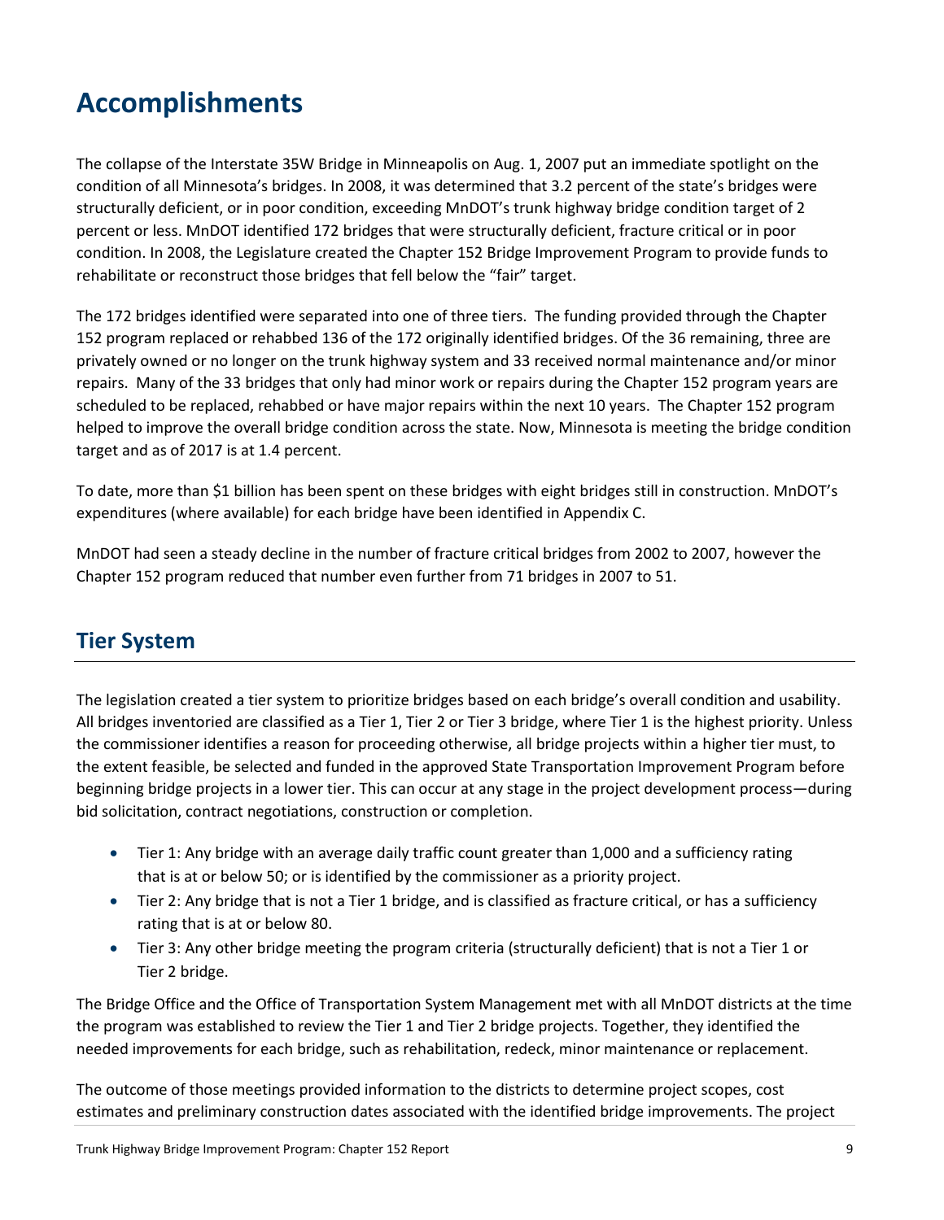# Accomplishments

The collapse of the Interstate 35W Bridge in Minneapolis on Aug. 1, 2007 put an immediate spotlight on the condition of all Minnesota's bridges. In 2008, it was determined that 3.2 percent of the state's bridges were structurally deficient, or in poor condition, exceeding MnDOT's trunk highway bridge condition target of 2 percent or less. MnDOT identified 172 bridges that were structurally deficient, fracture critical or in poor condition. In 2008, the Legislature created the Chapter 152 Bridge Improvement Program to provide funds to rehabilitate or reconstruct those bridges that fell below the "fair" target.

The 172 bridges identified were separated into one of three tiers. The funding provided through the Chapter 152 program replaced or rehabbed 136 of the 172 originally identified bridges. Of the 36 remaining, three are privately owned or no longer on the trunk highway system and 33 received normal maintenance and/or minor repairs. Many of the 33 bridges that only had minor work or repairs during the Chapter 152 program years are scheduled to be replaced, rehabbed or have major repairs within the next 10 years. The Chapter 152 program helped to improve the overall bridge condition across the state. Now, Minnesota is meeting the bridge condition target and as of 2017 is at 1.4 percent.

To date, more than $1 billion has been spent on these bridges with eight bridges still in construction. MnDOT's expenditures (where available) for each bridge have been identified in Appendix C.

MnDOT had seen a steady decline in the number of fracture critical bridges from 2002 to 2007, however the Chapter 152 program reduced that number even further from 71 bridges in 2007 to 51.

## Tier System

The legislation created a tier system to prioritize bridges based on each bridge's overall condition and usability. All bridges inventoried are classified as a Tier 1, Tier 2 or Tier 3 bridge, where Tier 1 is the highest priority. Unless the commissioner identifies a reason for proceeding otherwise, all bridge projects within a higher tier must, to the extent feasible, be selected and funded in the approved State Transportation Improvement Program before beginning bridge projects in a lower tier. This can occur at any stage in the project development process—during bid solicitation, contract negotiations, construction or completion.

- Tier 1: Any bridge with an average daily traffic count greater than 1,000 and a sufficiency rating that is at or below 50; or is identified by the commissioner as a priority project.
- Tier 2: Any bridge that is not a Tier 1 bridge, and is classified as fracture critical, or has a sufficiency rating that is at or below 80.
- Tier 3: Any other bridge meeting the program criteria (structurally deficient) that is not a Tier 1 or Tier 2 bridge.

The Bridge Office and the Office of Transportation System Management met with all MnDOT districts at the time the program was established to review the Tier 1 and Tier 2 bridge projects. Together, they identified the needed improvements for each bridge, such as rehabilitation, redeck, minor maintenance or replacement.

The outcome of those meetings provided information to the districts to determine project scopes, cost estimates and preliminary construction dates associated with the identified bridge improvements. The project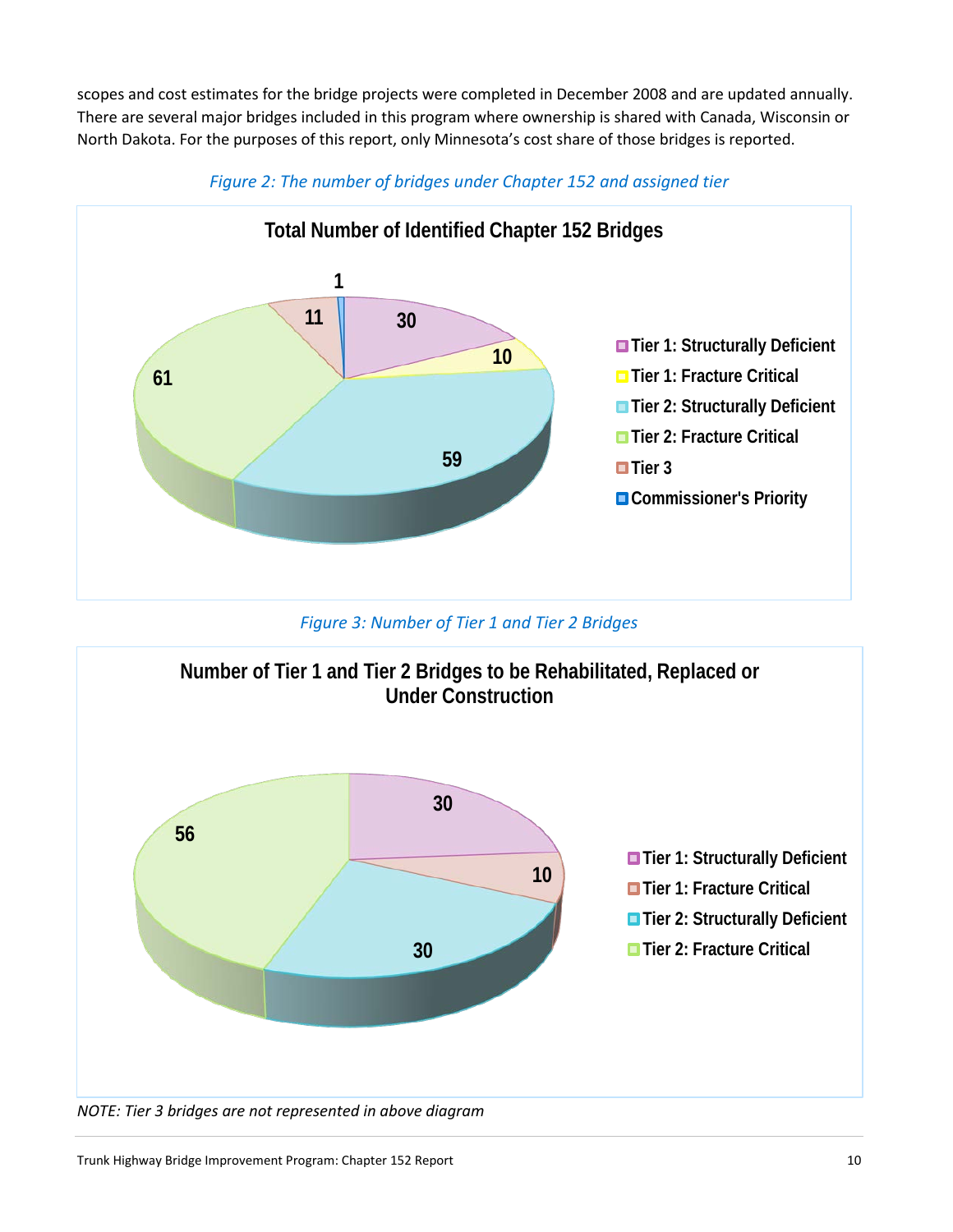scopes and cost estimates for the bridge projects were completed in December 2008 and are updated annually. There are several major bridges included in this program where ownership is shared with Canada, Wisconsin or North Dakota. For the purposes of this report, only Minnesota's cost share of those bridges is reported.

*Figure 2: The number of bridges under Chapter 152 and assigned tier*

**Total Number of Identified Chapter 152 Bridges**

| Category | Number |
|---|---|
| Tier 1: Structurally Deficient | 30 |
| Tier 1: Fracture Critical | 10 |
| Tier 2: Structurally Deficient | 59 |
| Tier 2: Fracture Critical | 61 |
| Tier 3 | 11 |
| Commissioner's Priority | 1 |

*Figure 3: Number of Tier 1 and Tier 2 Bridges*

**Number of Tier 1 and Tier 2 Bridges to be Rehabilitated, Replaced or Under Construction**

| Category | Number |
|---|---|
| Tier 1: Structurally Deficient | 30 |
| Tier 1: Fracture Critical | 10 |
| Tier 2: Structurally Deficient | 30 |
| Tier 2: Fracture Critical | 56 |

*NOTE: Tier 3 bridges are not represented in above diagram*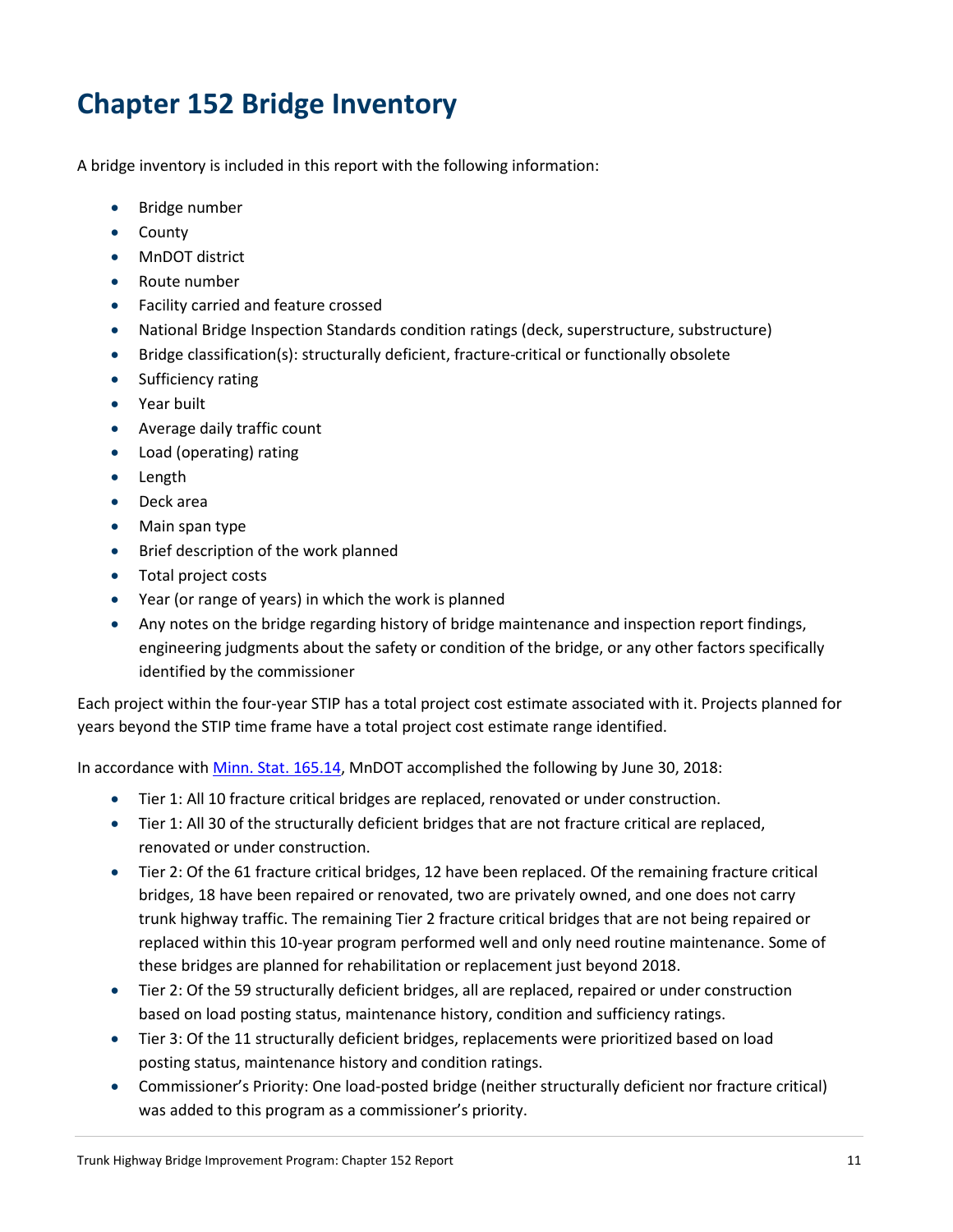# Chapter 152 Bridge Inventory

A bridge inventory is included in this report with the following information:

- Bridge number
- County
- MnDOT district
- Route number
- Facility carried and feature crossed
- National Bridge Inspection Standards condition ratings (deck, superstructure, substructure)
- Bridge classification(s): structurally deficient, fracture-critical or functionally obsolete
- Sufficiency rating
- Year built
- Average daily traffic count
- Load (operating) rating
- Length
- Deck area
- Main span type
- Brief description of the work planned
- Total project costs
- Year (or range of years) in which the work is planned
- Any notes on the bridge regarding history of bridge maintenance and inspection report findings, engineering judgments about the safety or condition of the bridge, or any other factors specifically identified by the commissioner

Each project within the four-year STIP has a total project cost estimate associated with it. Projects planned for years beyond the STIP time frame have a total project cost estimate range identified.

In accordance with [Minn. Stat. 165.14](), MnDOT accomplished the following by June 30, 2018:

- Tier 1: All 10 fracture critical bridges are replaced, renovated or under construction.
- Tier 1: All 30 of the structurally deficient bridges that are not fracture critical are replaced, renovated or under construction.
- Tier 2: Of the 61 fracture critical bridges, 12 have been replaced. Of the remaining fracture critical bridges, 18 have been repaired or renovated, two are privately owned, and one does not carry trunk highway traffic. The remaining Tier 2 fracture critical bridges that are not being repaired or replaced within this 10-year program performed well and only need routine maintenance. Some of these bridges are planned for rehabilitation or replacement just beyond 2018.
- Tier 2: Of the 59 structurally deficient bridges, all are replaced, repaired or under construction based on load posting status, maintenance history, condition and sufficiency ratings.
- Tier 3: Of the 11 structurally deficient bridges, replacements were prioritized based on load posting status, maintenance history and condition ratings.
- Commissioner's Priority: One load-posted bridge (neither structurally deficient nor fracture critical) was added to this program as a commissioner's priority.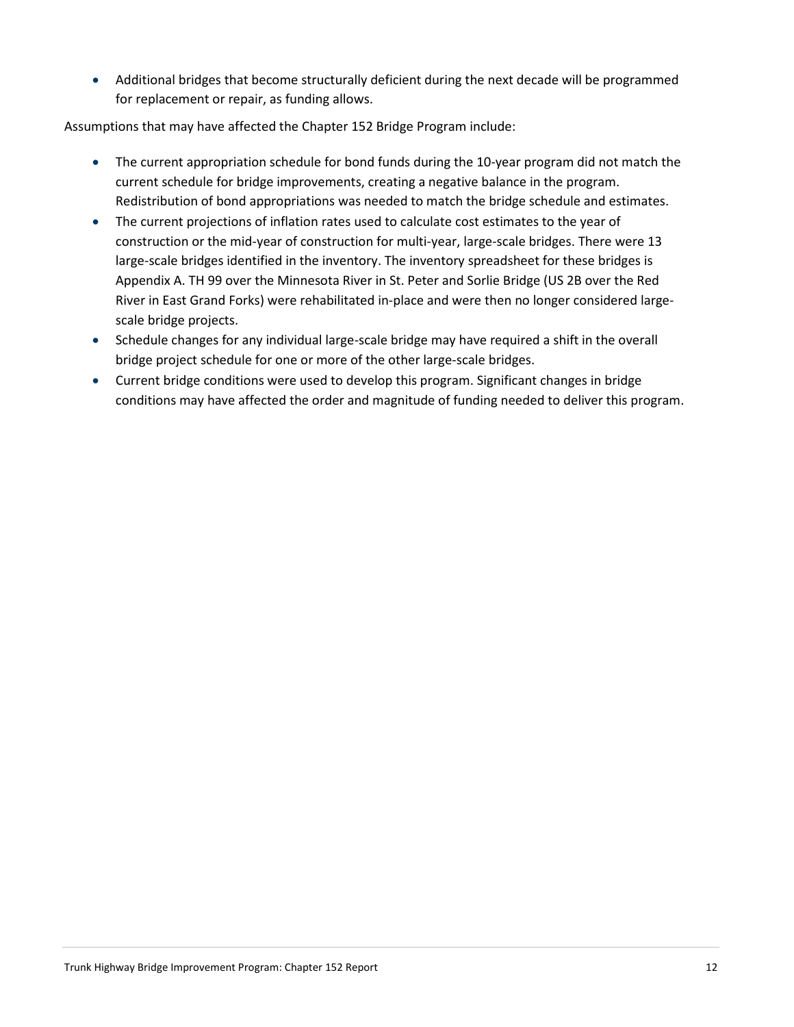- Additional bridges that become structurally deficient during the next decade will be programmed for replacement or repair, as funding allows.

Assumptions that may have affected the Chapter 152 Bridge Program include:

- The current appropriation schedule for bond funds during the 10-year program did not match the current schedule for bridge improvements, creating a negative balance in the program. Redistribution of bond appropriations was needed to match the bridge schedule and estimates.
- The current projections of inflation rates used to calculate cost estimates to the year of construction or the mid-year of construction for multi-year, large-scale bridges. There were 13 large-scale bridges identified in the inventory. The inventory spreadsheet for these bridges is Appendix A. TH 99 over the Minnesota River in St. Peter and Sorlie Bridge (US 2B over the Red River in East Grand Forks) were rehabilitated in-place and were then no longer considered large-scale bridge projects.
- Schedule changes for any individual large-scale bridge may have required a shift in the overall bridge project schedule for one or more of the other large-scale bridges.
- Current bridge conditions were used to develop this program. Significant changes in bridge conditions may have affected the order and magnitude of funding needed to deliver this program.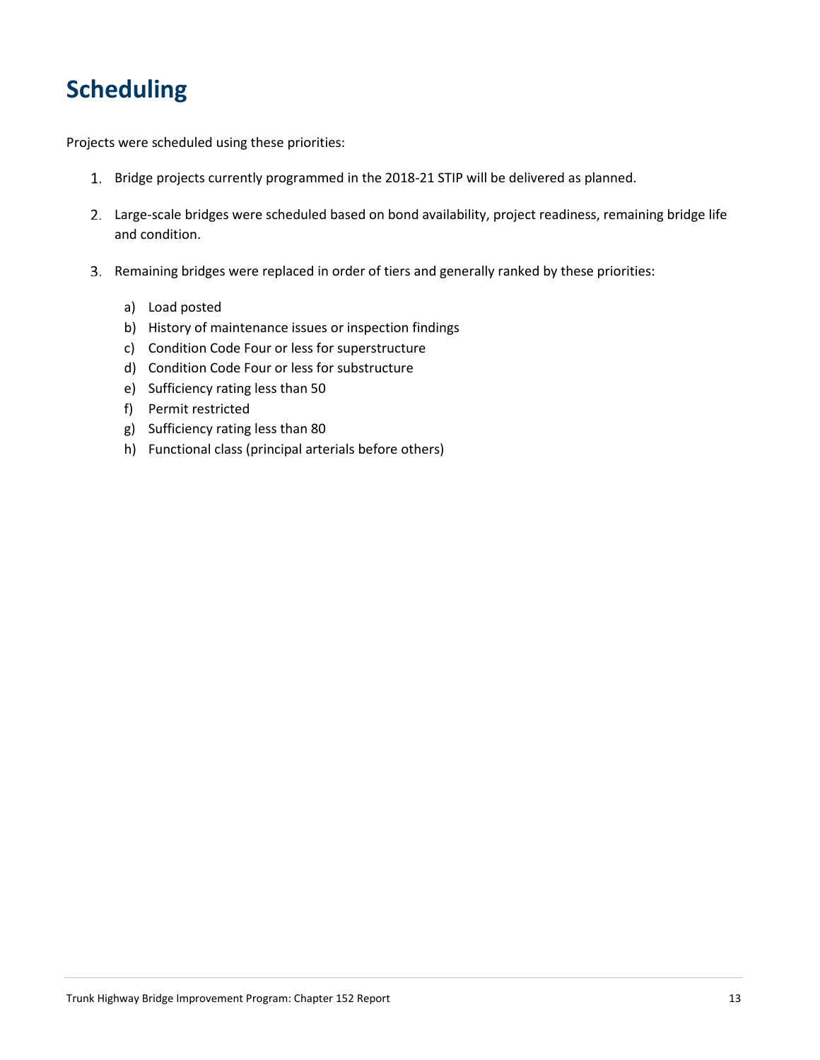# Scheduling

Projects were scheduled using these priorities:

1. Bridge projects currently programmed in the 2018-21 STIP will be delivered as planned.
2. Large-scale bridges were scheduled based on bond availability, project readiness, remaining bridge life and condition.
3. Remaining bridges were replaced in order of tiers and generally ranked by these priorities:
   a) Load posted
   b) History of maintenance issues or inspection findings
   c) Condition Code Four or less for superstructure
   d) Condition Code Four or less for substructure
   e) Sufficiency rating less than 50
   f) Permit restricted
   g) Sufficiency rating less than 80
   h) Functional class (principal arterials before others)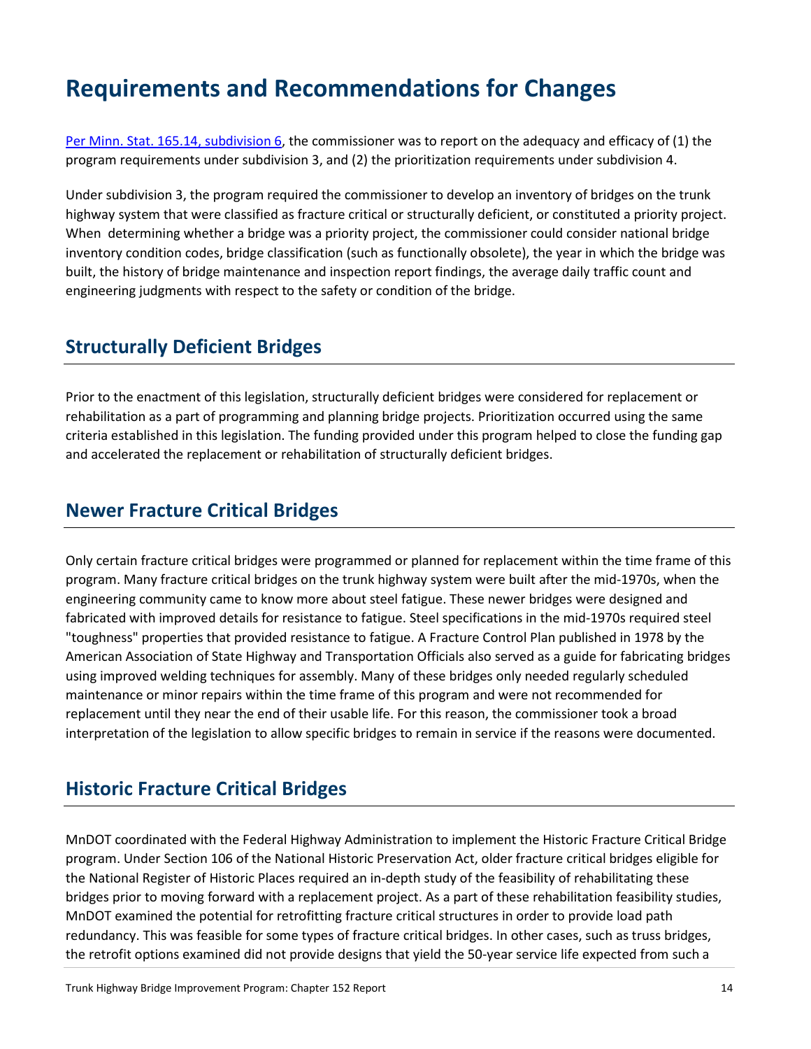# Requirements and Recommendations for Changes

[Per Minn. Stat. 165.14, subdivision 6](), the commissioner was to report on the adequacy and efficacy of (1) the program requirements under subdivision 3, and (2) the prioritization requirements under subdivision 4.

Under subdivision 3, the program required the commissioner to develop an inventory of bridges on the trunk highway system that were classified as fracture critical or structurally deficient, or constituted a priority project. When determining whether a bridge was a priority project, the commissioner could consider national bridge inventory condition codes, bridge classification (such as functionally obsolete), the year in which the bridge was built, the history of bridge maintenance and inspection report findings, the average daily traffic count and engineering judgments with respect to the safety or condition of the bridge.

## Structurally Deficient Bridges

Prior to the enactment of this legislation, structurally deficient bridges were considered for replacement or rehabilitation as a part of programming and planning bridge projects. Prioritization occurred using the same criteria established in this legislation. The funding provided under this program helped to close the funding gap and accelerated the replacement or rehabilitation of structurally deficient bridges.

## Newer Fracture Critical Bridges

Only certain fracture critical bridges were programmed or planned for replacement within the time frame of this program. Many fracture critical bridges on the trunk highway system were built after the mid-1970s, when the engineering community came to know more about steel fatigue. These newer bridges were designed and fabricated with improved details for resistance to fatigue. Steel specifications in the mid-1970s required steel "toughness" properties that provided resistance to fatigue. A Fracture Control Plan published in 1978 by the American Association of State Highway and Transportation Officials also served as a guide for fabricating bridges using improved welding techniques for assembly. Many of these bridges only needed regularly scheduled maintenance or minor repairs within the time frame of this program and were not recommended for replacement until they near the end of their usable life. For this reason, the commissioner took a broad interpretation of the legislation to allow specific bridges to remain in service if the reasons were documented.

## Historic Fracture Critical Bridges

MnDOT coordinated with the Federal Highway Administration to implement the Historic Fracture Critical Bridge program. Under Section 106 of the National Historic Preservation Act, older fracture critical bridges eligible for the National Register of Historic Places required an in-depth study of the feasibility of rehabilitating these bridges prior to moving forward with a replacement project. As a part of these rehabilitation feasibility studies, MnDOT examined the potential for retrofitting fracture critical structures in order to provide load path redundancy. This was feasible for some types of fracture critical bridges. In other cases, such as truss bridges, the retrofit options examined did not provide designs that yield the 50-year service life expected from such a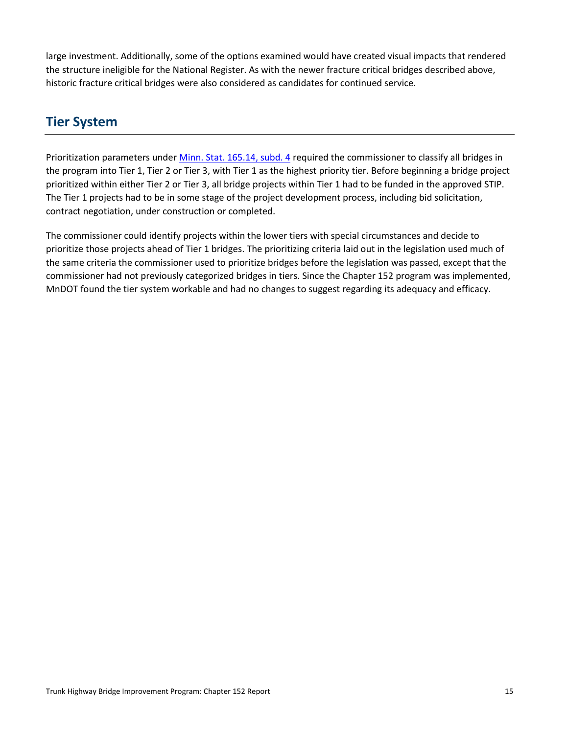large investment. Additionally, some of the options examined would have created visual impacts that rendered the structure ineligible for the National Register. As with the newer fracture critical bridges described above, historic fracture critical bridges were also considered as candidates for continued service.

## Tier System

Prioritization parameters under [Minn. Stat. 165.14, subd. 4] required the commissioner to classify all bridges in the program into Tier 1, Tier 2 or Tier 3, with Tier 1 as the highest priority tier. Before beginning a bridge project prioritized within either Tier 2 or Tier 3, all bridge projects within Tier 1 had to be funded in the approved STIP. The Tier 1 projects had to be in some stage of the project development process, including bid solicitation, contract negotiation, under construction or completed.

The commissioner could identify projects within the lower tiers with special circumstances and decide to prioritize those projects ahead of Tier 1 bridges. The prioritizing criteria laid out in the legislation used much of the same criteria the commissioner used to prioritize bridges before the legislation was passed, except that the commissioner had not previously categorized bridges in tiers. Since the Chapter 152 program was implemented, MnDOT found the tier system workable and had no changes to suggest regarding its adequacy and efficacy.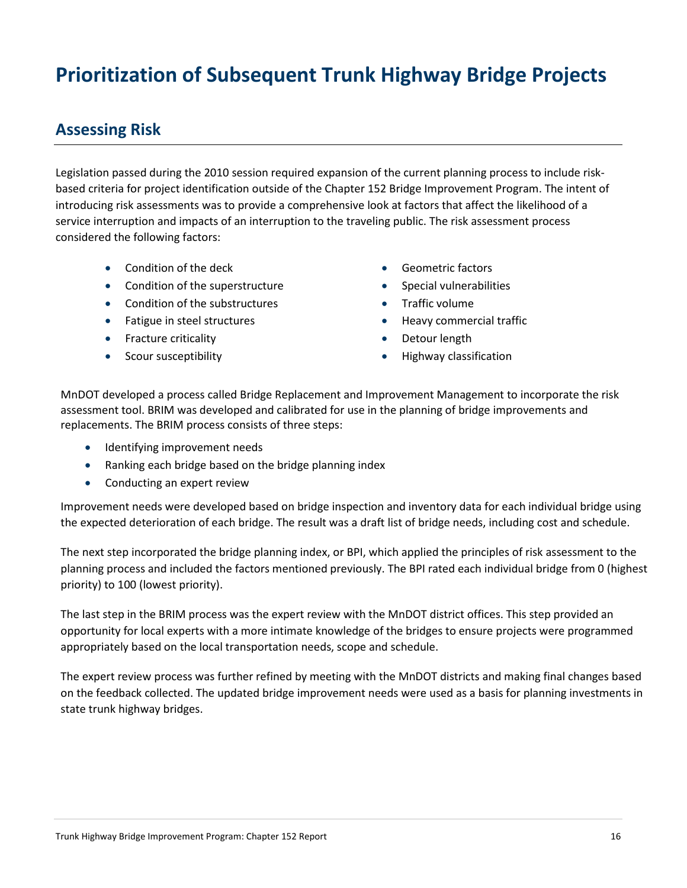# Prioritization of Subsequent Trunk Highway Bridge Projects

## Assessing Risk

Legislation passed during the 2010 session required expansion of the current planning process to include risk-based criteria for project identification outside of the Chapter 152 Bridge Improvement Program. The intent of introducing risk assessments was to provide a comprehensive look at factors that affect the likelihood of a service interruption and impacts of an interruption to the traveling public. The risk assessment process considered the following factors:

- Condition of the deck
- Condition of the superstructure
- Condition of the substructures
- Fatigue in steel structures
- Fracture criticality
- Scour susceptibility
- Geometric factors
- Special vulnerabilities
- Traffic volume
- Heavy commercial traffic
- Detour length
- Highway classification

MnDOT developed a process called Bridge Replacement and Improvement Management to incorporate the risk assessment tool. BRIM was developed and calibrated for use in the planning of bridge improvements and replacements. The BRIM process consists of three steps:

- Identifying improvement needs
- Ranking each bridge based on the bridge planning index
- Conducting an expert review

Improvement needs were developed based on bridge inspection and inventory data for each individual bridge using the expected deterioration of each bridge. The result was a draft list of bridge needs, including cost and schedule.

The next step incorporated the bridge planning index, or BPI, which applied the principles of risk assessment to the planning process and included the factors mentioned previously. The BPI rated each individual bridge from 0 (highest priority) to 100 (lowest priority).

The last step in the BRIM process was the expert review with the MnDOT district offices. This step provided an opportunity for local experts with a more intimate knowledge of the bridges to ensure projects were programmed appropriately based on the local transportation needs, scope and schedule.

The expert review process was further refined by meeting with the MnDOT districts and making final changes based on the feedback collected. The updated bridge improvement needs were used as a basis for planning investments in state trunk highway bridges.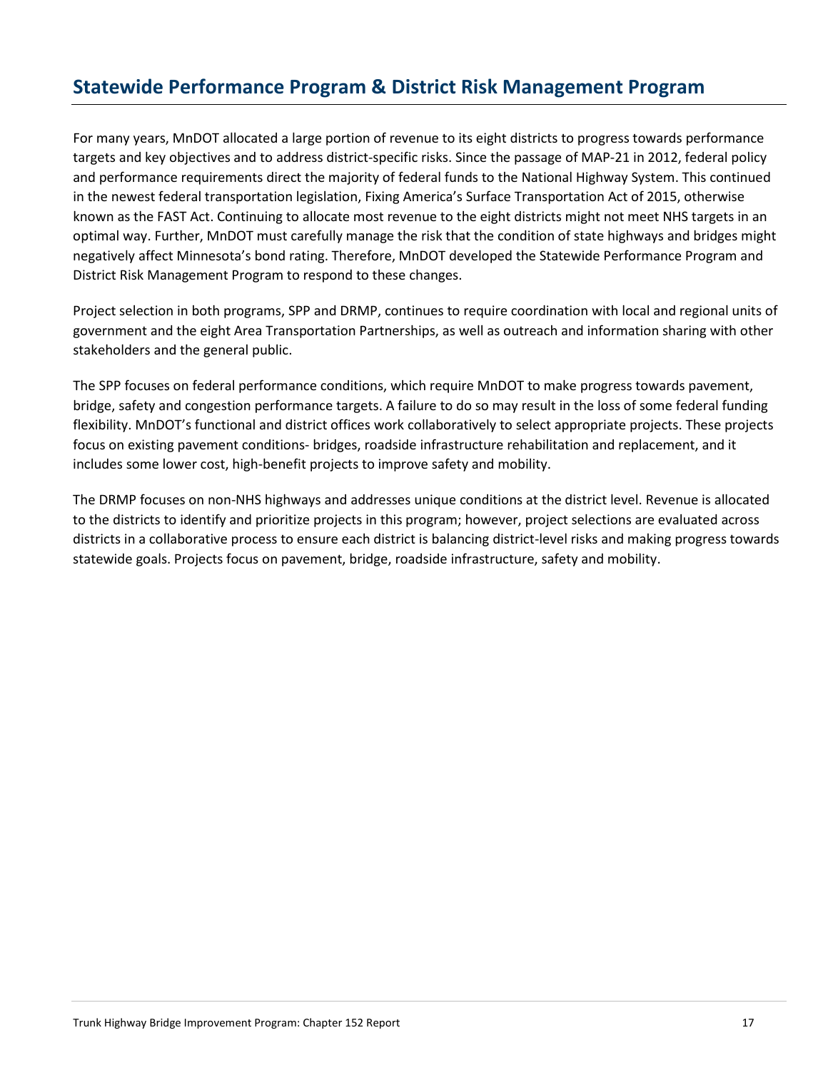## Statewide Performance Program & District Risk Management Program

For many years, MnDOT allocated a large portion of revenue to its eight districts to progress towards performance targets and key objectives and to address district-specific risks. Since the passage of MAP-21 in 2012, federal policy and performance requirements direct the majority of federal funds to the National Highway System. This continued in the newest federal transportation legislation, Fixing America's Surface Transportation Act of 2015, otherwise known as the FAST Act. Continuing to allocate most revenue to the eight districts might not meet NHS targets in an optimal way. Further, MnDOT must carefully manage the risk that the condition of state highways and bridges might negatively affect Minnesota's bond rating. Therefore, MnDOT developed the Statewide Performance Program and District Risk Management Program to respond to these changes.

Project selection in both programs, SPP and DRMP, continues to require coordination with local and regional units of government and the eight Area Transportation Partnerships, as well as outreach and information sharing with other stakeholders and the general public.

The SPP focuses on federal performance conditions, which require MnDOT to make progress towards pavement, bridge, safety and congestion performance targets. A failure to do so may result in the loss of some federal funding flexibility. MnDOT's functional and district offices work collaboratively to select appropriate projects. These projects focus on existing pavement conditions- bridges, roadside infrastructure rehabilitation and replacement, and it includes some lower cost, high-benefit projects to improve safety and mobility.

The DRMP focuses on non-NHS highways and addresses unique conditions at the district level. Revenue is allocated to the districts to identify and prioritize projects in this program; however, project selections are evaluated across districts in a collaborative process to ensure each district is balancing district-level risks and making progress towards statewide goals. Projects focus on pavement, bridge, roadside infrastructure, safety and mobility.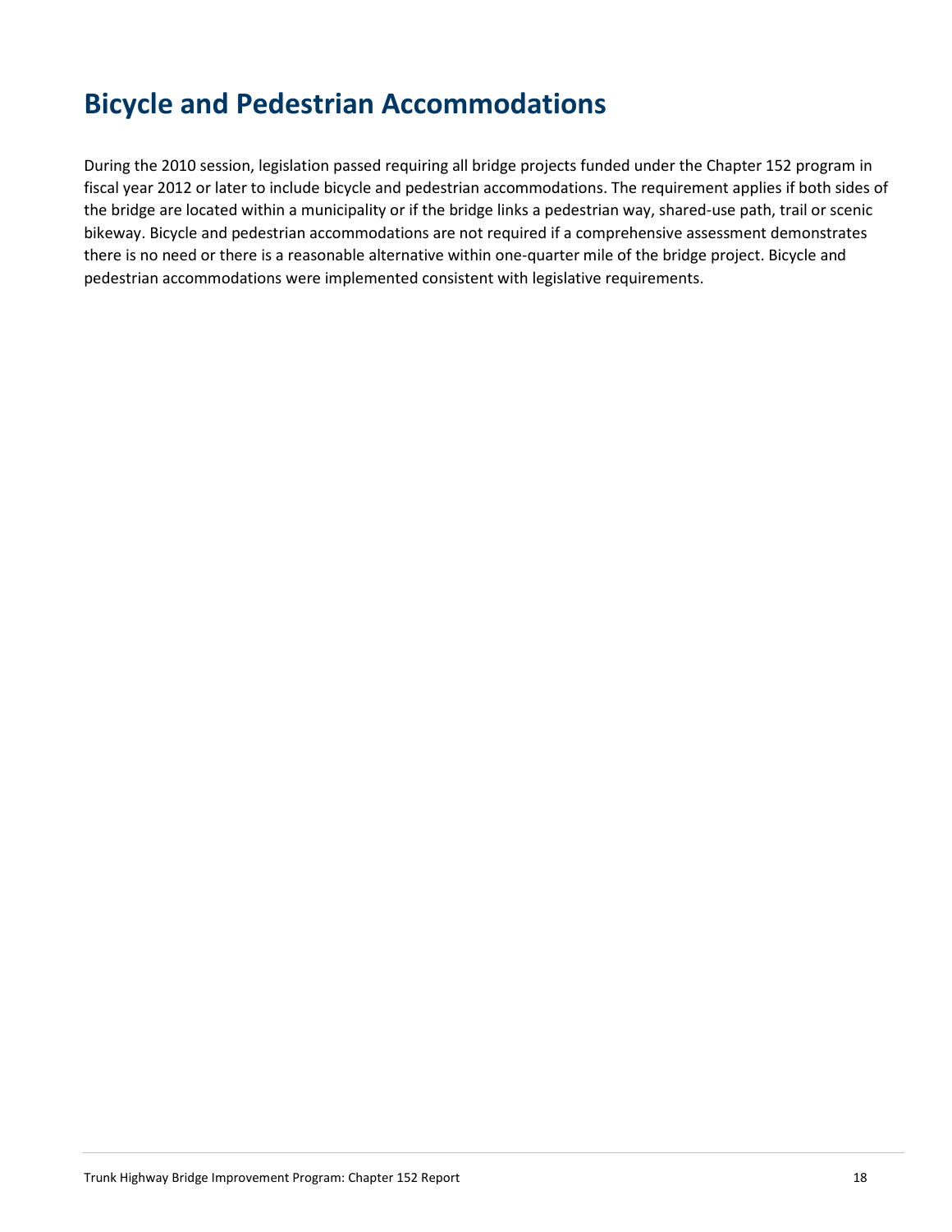# Bicycle and Pedestrian Accommodations

During the 2010 session, legislation passed requiring all bridge projects funded under the Chapter 152 program in fiscal year 2012 or later to include bicycle and pedestrian accommodations. The requirement applies if both sides of the bridge are located within a municipality or if the bridge links a pedestrian way, shared-use path, trail or scenic bikeway. Bicycle and pedestrian accommodations are not required if a comprehensive assessment demonstrates there is no need or there is a reasonable alternative within one-quarter mile of the bridge project. Bicycle and pedestrian accommodations were implemented consistent with legislative requirements.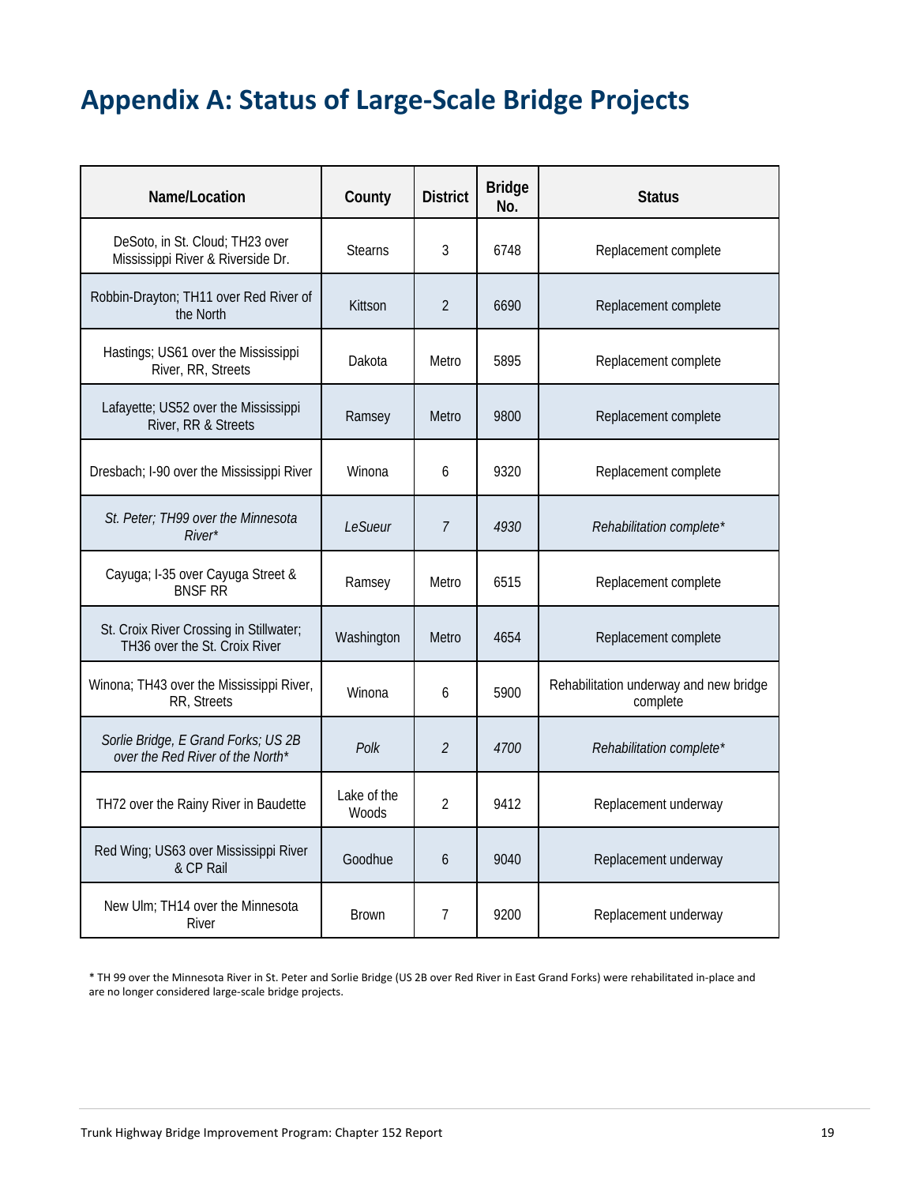# Appendix A: Status of Large-Scale Bridge Projects

| Name/Location | County | District | Bridge No. | Status |
|---|---|---|---|---|
| DeSoto, in St. Cloud; TH23 over Mississippi River & Riverside Dr. | Stearns | 3 | 6748 | Replacement complete |
| Robbin-Drayton; TH11 over Red River of the North | Kittson | 2 | 6690 | Replacement complete |
| Hastings; US61 over the Mississippi River, RR, Streets | Dakota | Metro | 5895 | Replacement complete |
| Lafayette; US52 over the Mississippi River, RR & Streets | Ramsey | Metro | 9800 | Replacement complete |
| Dresbach; I-90 over the Mississippi River | Winona | 6 | 9320 | Replacement complete |
| *St. Peter; TH99 over the Minnesota River** | *LeSueur* | *7* | *4930* | *Rehabilitation complete** |
| Cayuga; I-35 over Cayuga Street & BNSF RR | Ramsey | Metro | 6515 | Replacement complete |
| St. Croix River Crossing in Stillwater; TH36 over the St. Croix River | Washington | Metro | 4654 | Replacement complete |
| Winona; TH43 over the Mississippi River, RR, Streets | Winona | 6 | 5900 | Rehabilitation underway and new bridge complete |
| *Sorlie Bridge, E Grand Forks; US 2B over the Red River of the North** | *Polk* | *2* | *4700* | *Rehabilitation complete** |
| TH72 over the Rainy River in Baudette | Lake of the Woods | 2 | 9412 | Replacement underway |
| Red Wing; US63 over Mississippi River & CP Rail | Goodhue | 6 | 9040 | Replacement underway |
| New Ulm; TH14 over the Minnesota River | Brown | 7 | 9200 | Replacement underway |

* TH 99 over the Minnesota River in St. Peter and Sorlie Bridge (US 2B over Red River in East Grand Forks) were rehabilitated in-place and are no longer considered large-scale bridge projects.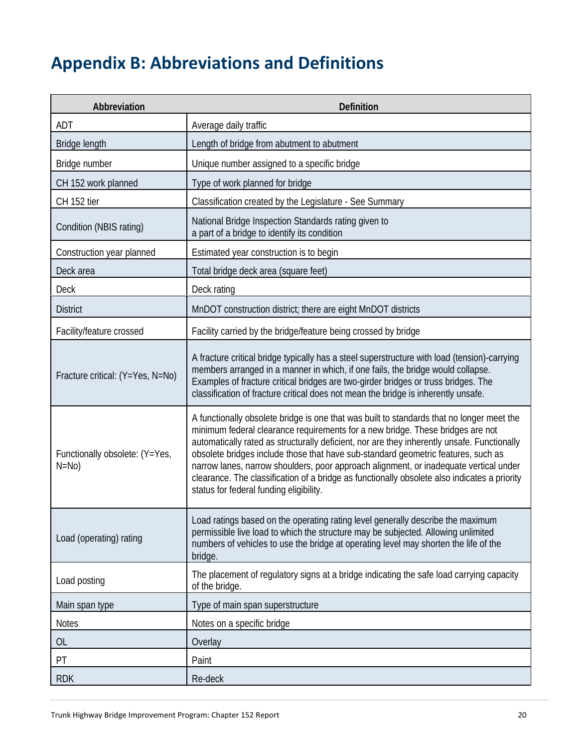# Appendix B: Abbreviations and Definitions

| Abbreviation | Definition |
|---|---|
| ADT | Average daily traffic |
| Bridge length | Length of bridge from abutment to abutment |
| Bridge number | Unique number assigned to a specific bridge |
| CH 152 work planned | Type of work planned for bridge |
| CH 152 tier | Classification created by the Legislature - See Summary |
| Condition (NBIS rating) | National Bridge Inspection Standards rating given to a part of a bridge to identify its condition |
| Construction year planned | Estimated year construction is to begin |
| Deck area | Total bridge deck area (square feet) |
| Deck | Deck rating |
| District | MnDOT construction district; there are eight MnDOT districts |
| Facility/feature crossed | Facility carried by the bridge/feature being crossed by bridge |
| Fracture critical: (Y=Yes, N=No) | A fracture critical bridge typically has a steel superstructure with load (tension)-carrying members arranged in a manner in which, if one fails, the bridge would collapse. Examples of fracture critical bridges are two-girder bridges or truss bridges. The classification of fracture critical does not mean the bridge is inherently unsafe. |
| Functionally obsolete: (Y=Yes, N=No) | A functionally obsolete bridge is one that was built to standards that no longer meet the minimum federal clearance requirements for a new bridge. These bridges are not automatically rated as structurally deficient, nor are they inherently unsafe. Functionally obsolete bridges include those that have sub-standard geometric features, such as narrow lanes, narrow shoulders, poor approach alignment, or inadequate vertical under clearance. The classification of a bridge as functionally obsolete also indicates a priority status for federal funding eligibility. |
| Load (operating) rating | Load ratings based on the operating rating level generally describe the maximum permissible live load to which the structure may be subjected. Allowing unlimited numbers of vehicles to use the bridge at operating level may shorten the life of the bridge. |
| Load posting | The placement of regulatory signs at a bridge indicating the safe load carrying capacity of the bridge. |
| Main span type | Type of main span superstructure |
| Notes | Notes on a specific bridge |
| OL | Overlay |
| PT | Paint |
| RDK | Re-deck |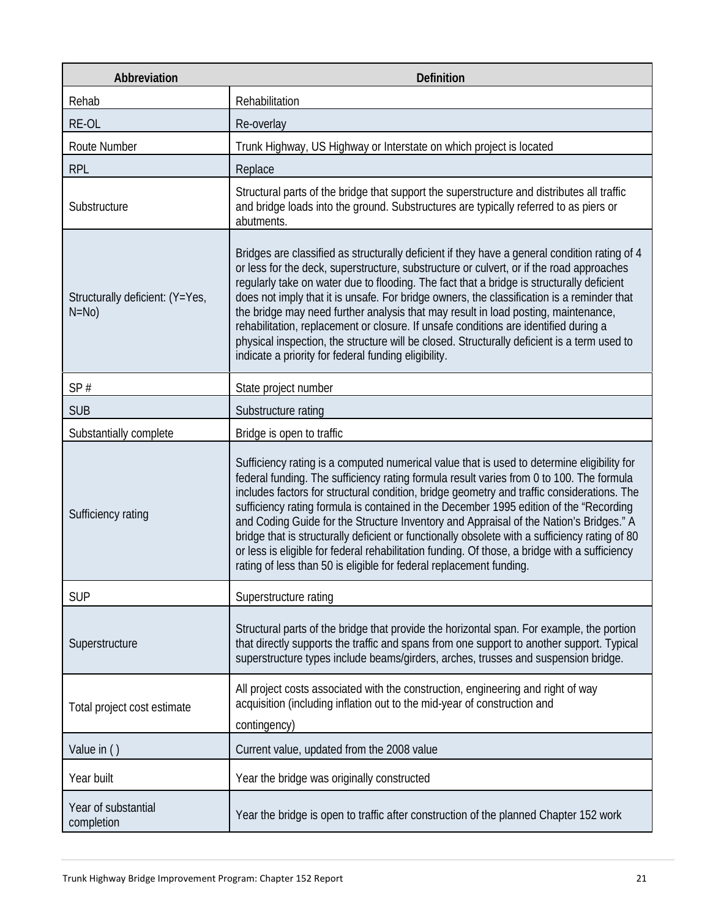| Abbreviation | Definition |
|---|---|
| Rehab | Rehabilitation |
| RE-OL | Re-overlay |
| Route Number | Trunk Highway, US Highway or Interstate on which project is located |
| RPL | Replace |
| Substructure | Structural parts of the bridge that support the superstructure and distributes all traffic and bridge loads into the ground. Substructures are typically referred to as piers or abutments. |
| Structurally deficient: (Y=Yes, N=No) | Bridges are classified as structurally deficient if they have a general condition rating of 4 or less for the deck, superstructure, substructure or culvert, or if the road approaches regularly take on water due to flooding. The fact that a bridge is structurally deficient does not imply that it is unsafe. For bridge owners, the classification is a reminder that the bridge may need further analysis that may result in load posting, maintenance, rehabilitation, replacement or closure. If unsafe conditions are identified during a physical inspection, the structure will be closed. Structurally deficient is a term used to indicate a priority for federal funding eligibility. |
| SP # | State project number |
| SUB | Substructure rating |
| Substantially complete | Bridge is open to traffic |
| Sufficiency rating | Sufficiency rating is a computed numerical value that is used to determine eligibility for federal funding. The sufficiency rating formula result varies from 0 to 100. The formula includes factors for structural condition, bridge geometry and traffic considerations. The sufficiency rating formula is contained in the December 1995 edition of the "Recording and Coding Guide for the Structure Inventory and Appraisal of the Nation's Bridges." A bridge that is structurally deficient or functionally obsolete with a sufficiency rating of 80 or less is eligible for federal rehabilitation funding. Of those, a bridge with a sufficiency rating of less than 50 is eligible for federal replacement funding. |
| SUP | Superstructure rating |
| Superstructure | Structural parts of the bridge that provide the horizontal span. For example, the portion that directly supports the traffic and spans from one support to another support. Typical superstructure types include beams/girders, arches, trusses and suspension bridge. |
| Total project cost estimate | All project costs associated with the construction, engineering and right of way acquisition (including inflation out to the mid-year of construction and contingency) |
| Value in ( ) | Current value, updated from the 2008 value |
| Year built | Year the bridge was originally constructed |
| Year of substantial completion | Year the bridge is open to traffic after construction of the planned Chapter 152 work |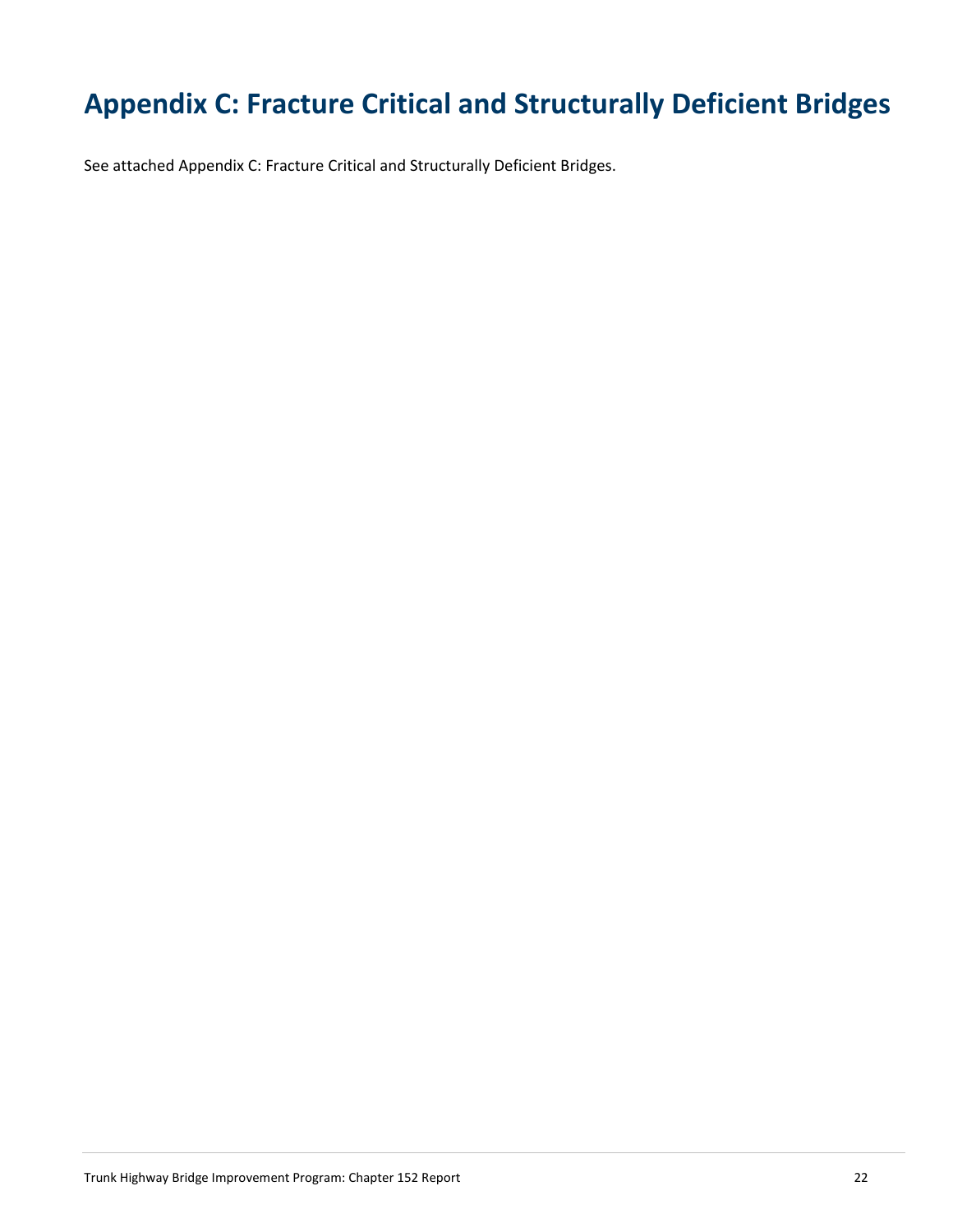# Appendix C: Fracture Critical and Structurally Deficient Bridges

See attached Appendix C: Fracture Critical and Structurally Deficient Bridges.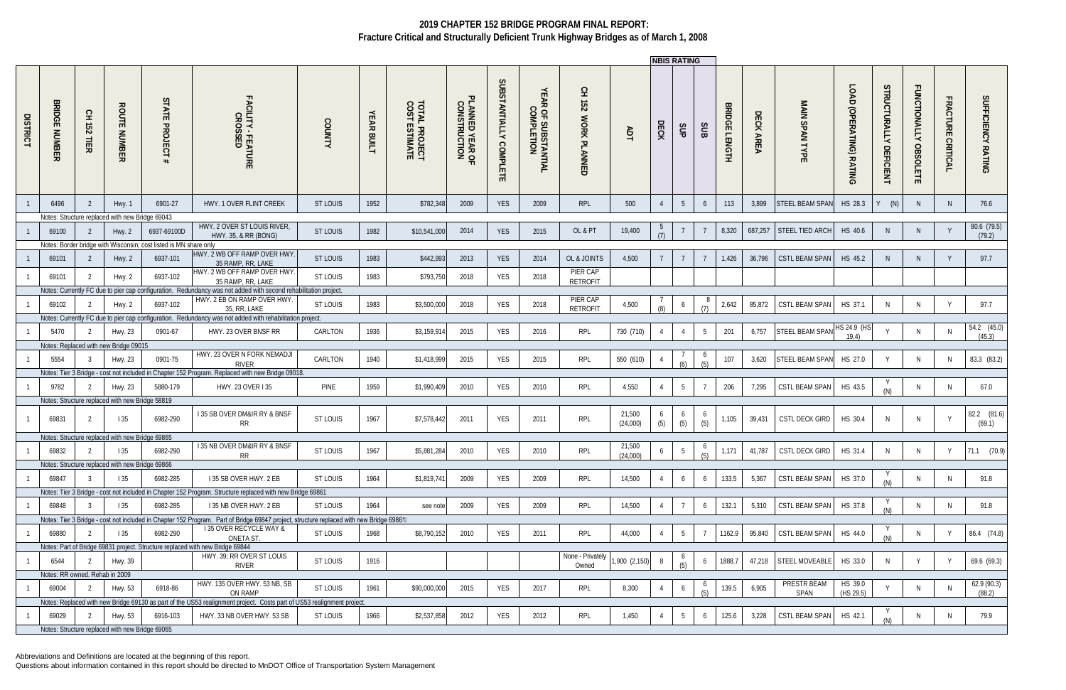# 2019 CHAPTER 152 BRIDGE PROGRAM FINAL REPORT:
## Fracture Critical and Structurally Deficient Trunk Highway Bridges as of March 1, 2008

| DISTRICT | BRIDGE NUMBER | CH 152 TIER | ROUTE NUMBER | STATE PROJECT # | FACILITY - FEATURE CROSSED | COUNTY | YEAR BUILT | TOTAL PROJECT COST ESTIMATE | PLANNED YEAR OF CONSTRUCTION | SUBSTANTIALLY COMPLETE | YEAR OF SUBSTANTIAL COMPLETION | CH 152 WORK PLANNED | ADT | NBIS RATING DECK | NBIS RATING SUP | NBIS RATING SUB | BRIDGE LENGTH | DECK AREA | MAIN SPAN TYPE | LOAD (OPERATING) RATING | STRUCTURALLY DEFICIENT | FUNCTIONALLY OBSOLETE | FRACTURE CRITICAL | SUFFICIENCY RATING |
|---|---|---|---|---|---|---|---|---|---|---|---|---|---|---|---|---|---|---|---|---|---|---|---|---|
| 1 | 6496 | 2 | Hwy. 1 | 6901-27 | HWY. 1 OVER FLINT CREEK | ST LOUIS | 1952 | $782,348 | 2009 | YES | 2009 | RPL | 500 | 4 | 5 | 6 | 113 | 3,899 | STEEL BEAM SPAN | HS 28.3 | Y (N) | N | N | 76.6 |
| Notes: Structure replaced with new Bridge 69043 | | | | | | | | | | | | | | | | | | | | | | | | |
| 1 | 69100 | 2 | Hwy. 2 | 6937-69100D | HWY. 2 OVER ST LOUIS RIVER, HWY. 35, & RR (BONG) | ST LOUIS | 1982 | $10,541,000 | 2014 | YES | 2015 | OL & PT | 19,400 | 5 (7) | 7 | 7 | 8,320 | 687,257 | STEEL TIED ARCH | HS 40.6 | N | N | Y | 80.6 (79.5) (79.2) |
| Notes: Border bridge with Wisconsin; cost listed is MN share only | | | | | | | | | | | | | | | | | | | | | | | | |
| 1 | 69101 | 2 | Hwy. 2 | 6937-101 | HWY. 2 WB OFF RAMP OVER HWY. 35 RAMP, RR, LAKE | ST LOUIS | 1983 | $442,993 | 2013 | YES | 2014 | OL & JOINTS | 4,500 | 7 | 7 | 7 | 1,426 | 36,796 | CSTL BEAM SPAN | HS 45.2 | N | N | Y | 97.7 |
| 1 | 69101 | 2 | Hwy. 2 | 6937-102 | HWY. 2 WB OFF RAMP OVER HWY. 35 RAMP, RR, LAKE | ST LOUIS | 1983 | $793,750 | 2018 | YES | 2018 | PIER CAP RETROFIT | | | | | | | | | | | | |
| Notes: Currently FC due to pier cap configuration. Redundancy was not added with second rehabilitation project. | | | | | | | | | | | | | | | | | | | | | | | | |
| 1 | 69102 | 2 | Hwy. 2 | 6937-102 | HWY. 2 EB ON RAMP OVER HWY. 35, RR, LAKE | ST LOUIS | 1983 | $3,500,000 | 2018 | YES | 2018 | PIER CAP RETROFIT | 4,500 | 7 (8) | 6 | 8 (7) | 2,642 | 85,872 | CSTL BEAM SPAN | HS 37.1 | N | N | Y | 97.7 |
| Notes: Currently FC due to pier cap configuration. Redundancy was not added with rehabilitation project. | | | | | | | | | | | | | | | | | | | | | | | | |
| 1 | 5470 | 2 | Hwy. 23 | 0901-67 | HWY. 23 OVER BNSF RR | CARLTON | 1936 | $3,159,914 | 2015 | YES | 2016 | RPL | 730 (710) | 4 | 4 | 5 | 201 | 6,757 | STEEL BEAM SPAN | HS 24.9 (HS 19.4) | Y | N | N | 54.2 (45.0) (45.3) |
| Notes: Replaced with new Bridge 09015 | | | | | | | | | | | | | | | | | | | | | | | | |
| 1 | 5554 | 3 | Hwy. 23 | 0901-75 | HWY. 23 OVER N FORK NEMADJI RIVER | CARLTON | 1940 | $1,418,999 | 2015 | YES | 2015 | RPL | 550 (610) | 4 | 7 (6) | 6 (5) | 107 | 3,620 | STEEL BEAM SPAN | HS 27.0 | Y | N | N | 83.3 (83.2) |
| Notes: Tier 3 Bridge - cost not included in Chapter 152 Program. Replaced with new Bridge 09018. | | | | | | | | | | | | | | | | | | | | | | | | |
| 1 | 9782 | 2 | Hwy. 23 | 5880-179 | HWY. 23 OVER I 35 | PINE | 1959 | $1,990,409 | 2010 | YES | 2010 | RPL | 4,550 | 4 | 5 | 7 | 206 | 7,295 | CSTL BEAM SPAN | HS 43.5 | Y (N) | N | N | 67.0 |
| Notes: Structure replaced with new Bridge 58819 | | | | | | | | | | | | | | | | | | | | | | | | |
| 1 | 69831 | 2 | I 35 | 6982-290 | I 35 SB OVER DM&IR RY & BNSF RR | ST LOUIS | 1967 | $7,578,442 | 2011 | YES | 2011 | RPL | 21,500 (24,000) | 6 (5) | 6 (5) | 6 (5) | 1,105 | 39,431 | CSTL DECK GIRD | HS 30.4 | N | N | Y | 82.2 (81.6) (69.1) |
| Notes: Structure replaced with new Bridge 69865 | | | | | | | | | | | | | | | | | | | | | | | | |
| 1 | 69832 | 2 | I 35 | 6982-290 | I 35 NB OVER DM&IR RY & BNSF RR | ST LOUIS | 1967 | $5,881,284 | 2010 | YES | 2010 | RPL | 21,500 (24,000) | 6 | 5 | 6 (5) | 1,171 | 41,787 | CSTL DECK GIRD | HS 31.4 | N | N | Y | 71.1 (70.9) |
| Notes: Structure replaced with new Bridge 69866 | | | | | | | | | | | | | | | | | | | | | | | | |
| 1 | 69847 | 3 | I 35 | 6982-285 | I 35 SB OVER HWY. 2 EB | ST LOUIS | 1964 | $1,819,741 | 2009 | YES | 2009 | RPL | 14,500 | 4 | 6 | 6 | 133.5 | 5,367 | CSTL BEAM SPAN | HS 37.0 | Y (N) | N | N | 91.8 |
| Notes: Tier 3 Bridge - cost not included in Chapter 152 Program. Structure replaced with new Bridge 69861 | | | | | | | | | | | | | | | | | | | | | | | | |
| 1 | 69848 | 3 | I 35 | 6982-285 | I 35 NB OVER HWY. 2 EB | ST LOUIS | 1964 | see note | 2009 | YES | 2009 | RPL | 14,500 | 4 | 7 | 6 | 132.1 | 5,310 | CSTL BEAM SPAN | HS 37.8 | Y (N) | N | N | 91.8 |
| Notes: Tier 3 Bridge - cost not included in Chapter 152 Program. Part of Bridge 69847 project, structure replaced with new Bridge 69861 | | | | | | | | | | | | | | | | | | | | | | | | |
| 1 | 69880 | 2 | I 35 | 6982-290 | I 35 OVER RECYCLE WAY & ONETA ST. | ST LOUIS | 1968 | $8,790,152 | 2010 | YES | 2011 | RPL | 44,000 | 4 | 5 | 7 | 1162.9 | 95,840 | CSTL BEAM SPAN | HS 44.0 | Y (N) | N | Y | 86.4 (74.8) |
| Notes: Part of Bridge 69831 project. Structure replaced with new Bridge 69844 | | | | | | | | | | | | | | | | | | | | | | | | |
| 1 | 6544 | 2 | Hwy. 39 | | HWY. 39; RR OVER ST LOUIS RIVER | ST LOUIS | 1916 | | | | | None - Privately Owned | 1,900 (2,150) | 8 | 6 (5) | 6 | 1888.7 | 47,218 | STEEL MOVEABLE | HS 33.0 | N | Y | Y | 69.6 (69.3) |
| Notes: RR owned. Rehab in 2009 | | | | | | | | | | | | | | | | | | | | | | | | |
| 1 | 69004 | 2 | Hwy. 53 | 6918-86 | HWY. 135 OVER HWY. 53 NB, SB ON RAMP | ST LOUIS | 1961 | $90,000,000 | 2015 | YES | 2017 | RPL | 8,300 | 4 | 6 | 6 (5) | 139.5 | 6,905 | PRESTR BEAM SPAN | HS 39.0 (HS 29.5) | Y | N | N | 62.9 (90.3) (88.2) |
| Notes: Replaced with new Bridge 69130 as part of the US53 realignment project. Costs part of US53 realignment project. | | | | | | | | | | | | | | | | | | | | | | | | |
| 1 | 69029 | 2 | Hwy. 53 | 6916-103 | HWY. 33 NB OVER HWY. 53 SB | ST LOUIS | 1966 | $2,537,858 | 2012 | YES | 2012 | RPL | 1,450 | 4 | 5 | 6 | 125.6 | 3,228 | CSTL BEAM SPAN | HS 42.1 | Y (N) | N | N | 79.9 |
| Notes: Structure replaced with new Bridge 69065 | | | | | | | | | | | | | | | | | | | | | | | | |

Abbreviations and Definitions are located at the beginning of this report.
Questions about information contained in this report should be directed to MnDOT Office of Transportation System Management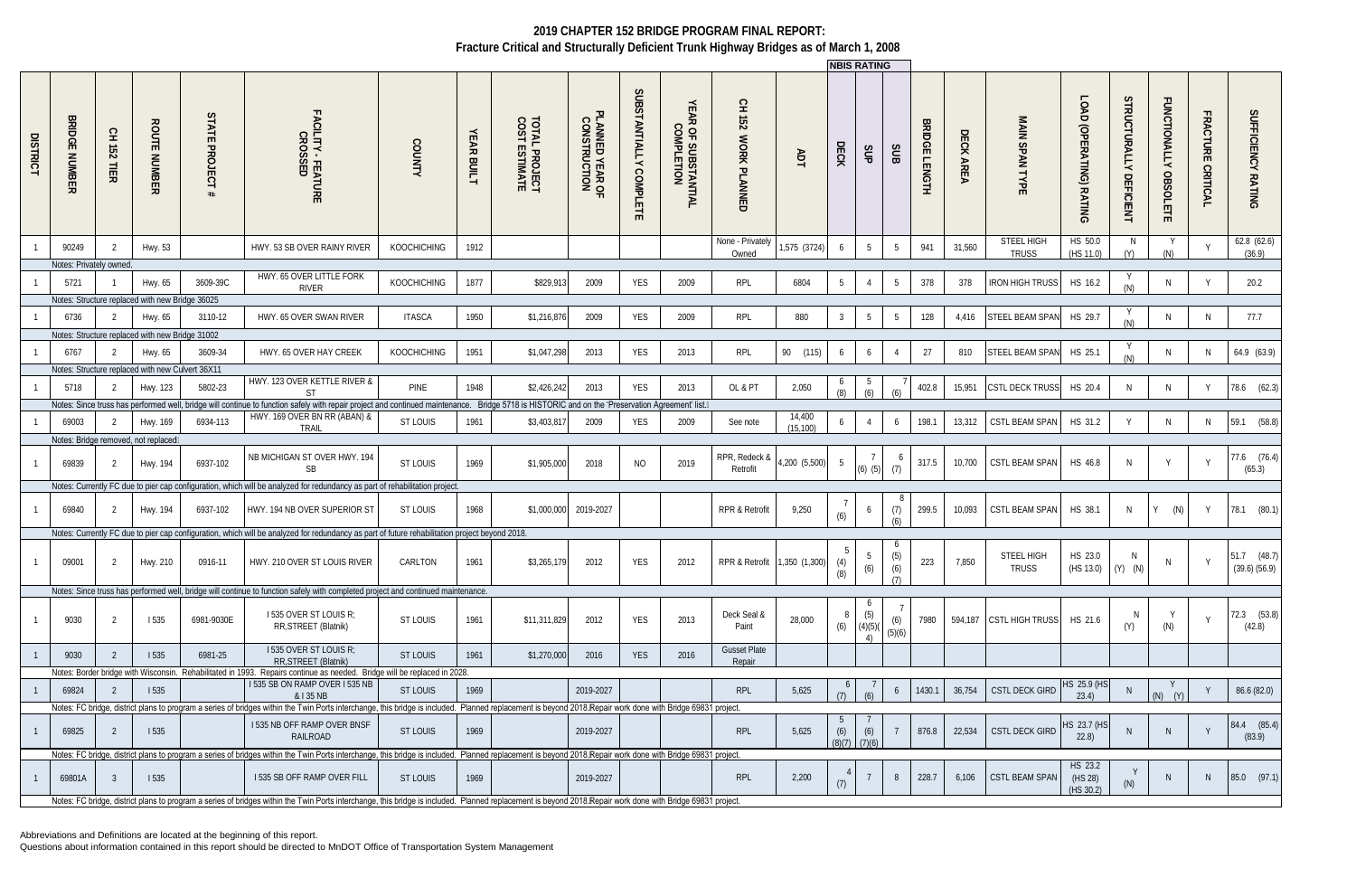# 2019 CHAPTER 152 BRIDGE PROGRAM FINAL REPORT:

## Fracture Critical and Structurally Deficient Trunk Highway Bridges as of March 1, 2008

| DISTRICT | BRIDGE NUMBER | CH 152 TIER | ROUTE NUMBER | STATE PROJECT # | FACILITY - FEATURE CROSSED | COUNTY | YEAR BUILT | TOTAL PROJECT COST ESTIMATE | PLANNED YEAR OF CONSTRUCTION | SUBSTANTIALLY COMPLETE | YEAR OF SUBSTANTIAL COMPLETION | CH 152 WORK PLANNED | ADT | NBIS RATING | | | BRIDGE LENGTH | DECK AREA | MAIN SPAN TYPE | LOAD (OPERATING) RATING | STRUCTURALLY DEFICIENT | FUNCTIONALLY OBSOLETE | FRACTURE CRITICAL | SUFFICIENCY RATING |
|---|---|---|---|---|---|---|---|---|---|---|---|---|---|---|---|---|---|---|---|---|---|---|---|---|
| | | | | | | | | | | | | | | DECK | SUP | SUB | | | | | | | | |
| 1 | 90249 | 2 | Hwy. 53 | | HWY. 53 SB OVER RAINY RIVER | KOOCHICHING | 1912 | | | | | None - Privately Owned | 1,575 (3724) | 6 | 5 | 5 | 941 | 31,560 | STEEL HIGH TRUSS | HS 50.0 (HS 11.0) | N (Y) | Y (N) | Y | 62.8 (62.6) (36.9) |
| Notes: Privately owned. | | | | | | | | | | | | | | | | | | | | | | | | |
| 1 | 5721 | 1 | Hwy. 65 | 3609-39C | HWY. 65 OVER LITTLE FORK RIVER | KOOCHICHING | 1877 | $829,913 | 2009 | YES | 2009 | RPL | 6804 | 5 | 4 | 5 | 378 | 378 | IRON HIGH TRUSS | HS 16.2 | Y (N) | N | Y | 20.2 |
| Notes: Structure replaced with new Bridge 36025 | | | | | | | | | | | | | | | | | | | | | | | | |
| 1 | 6736 | 2 | Hwy. 65 | 3110-12 | HWY. 65 OVER SWAN RIVER | ITASCA | 1950 | $1,216,876 | 2009 | YES | 2009 | RPL | 880 | 3 | 5 | 5 | 128 | 4,416 | STEEL BEAM SPAN | HS 29.7 | Y (N) | N | N | 77.7 |
| Notes: Structure replaced with new Bridge 31002 | | | | | | | | | | | | | | | | | | | | | | | | |
| 1 | 6767 | 2 | Hwy. 65 | 3609-34 | HWY. 65 OVER HAY CREEK | KOOCHICHING | 1951 | $1,047,298 | 2013 | YES | 2013 | RPL | 90 (115) | 6 | 6 | 4 | 27 | 810 | STEEL BEAM SPAN | HS 25.1 | Y (N) | N | N | 64.9 (63.9) |
| Notes: Structure replaced with new Culvert 36X11 | | | | | | | | | | | | | | | | | | | | | | | | |
| 1 | 5718 | 2 | Hwy. 123 | 5802-23 | HWY. 123 OVER KETTLE RIVER & ST | PINE | 1948 | $2,426,242 | 2013 | YES | 2013 | OL & PT | 2,050 | 6 (8) | 5 (6) | 7 (6) | 402.8 | 15,951 | CSTL DECK TRUSS | HS 20.4 | N | N | Y | 78.6 (62.3) |
| Notes: Since truss has performed well, bridge will continue to function safely with repair project and continued maintenance. Bridge 5718 is HISTORIC and on the 'Preservation Agreement' list. | | | | | | | | | | | | | | | | | | | | | | | | |
| 1 | 69003 | 2 | Hwy. 169 | 6934-113 | HWY. 169 OVER BN RR (ABAN) & TRAIL | ST LOUIS | 1961 | $3,403,817 | 2009 | YES | 2009 | See note | 14,400 (15,100) | 6 | 4 | 6 | 198.1 | 13,312 | CSTL BEAM SPAN | HS 31.2 | Y | N | N | 59.1 (58.8) |
| Notes: Bridge removed, not replaced | | | | | | | | | | | | | | | | | | | | | | | | |
| 1 | 69839 | 2 | Hwy. 194 | 6937-102 | NB MICHIGAN ST OVER HWY. 194 SB | ST LOUIS | 1969 | $1,905,000 | 2018 | NO | 2019 | RPR, Redeck & Retrofit | 4,200 (5,500) | 5 | 7 (6) (5) | 6 (7) | 317.5 | 10,700 | CSTL BEAM SPAN | HS 46.8 | N | Y | Y | 77.6 (76.4) (65.3) |
| Notes: Currently FC due to pier cap configuration, which will be analyzed for redundancy as part of rehabilitation project. | | | | | | | | | | | | | | | | | | | | | | | | |
| 1 | 69840 | 2 | Hwy. 194 | 6937-102 | HWY. 194 NB OVER SUPERIOR ST | ST LOUIS | 1968 | $1,000,000 | 2019-2027 | | | RPR & Retrofit | 9,250 | 7 (6) | 6 | 8 (7) (6) | 299.5 | 10,093 | CSTL BEAM SPAN | HS 38.1 | N | Y (N) | Y | 78.1 (80.1) |
| Notes: Currently FC due to pier cap configuration, which will be analyzed for redundancy as part of future rehabilitation project beyond 2018. | | | | | | | | | | | | | | | | | | | | | | | | |
| 1 | 09001 | 2 | Hwy. 210 | 0916-11 | HWY. 210 OVER ST LOUIS RIVER | CARLTON | 1961 | $3,265,179 | 2012 | YES | 2012 | RPR & Retrofit | 1,350 (1,300) | 5 (4) (8) | 5 (6) | 6 (5) (6) (7) | 223 | 7,850 | STEEL HIGH TRUSS | HS 23.0 (HS 13.0) | N (Y) (N) | N | Y | 51.7 (48.7) (39.6) (56.9) |
| Notes: Since truss has performed well, bridge will continue to function safely with completed project and continued maintenance. | | | | | | | | | | | | | | | | | | | | | | | | |
| 1 | 9030 | 2 | I 535 | 6981-9030E | I 535 OVER ST LOUIS R; RR,STREET (Blatnik) | ST LOUIS | 1961 | $11,311,829 | 2012 | YES | 2013 | Deck Seal & Paint | 28,000 | 8 (6) | 6 (5) (4)(5)(4) | 7 (6) (5)(6) | 7980 | 594,187 | CSTL HIGH TRUSS | HS 21.6 | N (Y) | Y (N) | Y | 72.3 (53.8) (42.8) |
| 1 | 9030 | 2 | I 535 | 6981-25 | I 535 OVER ST LOUIS R; RR,STREET (Blatnik) | ST LOUIS | 1961 | $1,270,000 | 2016 | YES | 2016 | Gusset Plate Repair | | | | | | | | | | | | |
| Notes: Border bridge with Wisconsin. Rehabilitated in 1993. Repairs continue as needed. Bridge will be replaced in 2028. | | | | | | | | | | | | | | | | | | | | | | | | |
| 1 | 69824 | 2 | I 535 | | I 535 SB ON RAMP OVER I 535 NB & I 35 NB | ST LOUIS | 1969 | | 2019-2027 | | | RPL | 5,625 | 6 (7) | 7 (6) | 6 | 1430.1 | 36,754 | CSTL DECK GIRD | HS 25.9 (HS 23.4) | N | Y (N) (Y) | Y | 86.6 (82.0) |
| Notes: FC bridge, district plans to program a series of bridges within the Twin Ports interchange, this bridge is included. Planned replacement is beyond 2018. Repair work done with Bridge 69831 project. | | | | | | | | | | | | | | | | | | | | | | | | |
| 1 | 69825 | 2 | I 535 | | I 535 NB OFF RAMP OVER BNSF RAILROAD | ST LOUIS | 1969 | | 2019-2027 | | | RPL | 5,625 | 5 (6) (8)(7) | 7 (6) (7)(6) | 7 | 876.8 | 22,534 | CSTL DECK GIRD | HS 23.7 (HS 22.8) | N | N | Y | 84.4 (85.4) (83.9) |
| Notes: FC bridge, district plans to program a series of bridges within the Twin Ports interchange, this bridge is included. Planned replacement is beyond 2018. Repair work done with Bridge 69831 project. | | | | | | | | | | | | | | | | | | | | | | | | |
| 1 | 69801A | 3 | I 535 | | I 535 SB OFF RAMP OVER FILL | ST LOUIS | 1969 | | 2019-2027 | | | RPL | 2,200 | 4 (7) | 7 | 8 | 228.7 | 6,106 | CSTL BEAM SPAN | HS 23.2 (HS 28) (HS 30.2) | Y (N) | N | N | 85.0 (97.1) |
| Notes: FC bridge, district plans to program a series of bridges within the Twin Ports interchange, this bridge is included. Planned replacement is beyond 2018. Repair work done with Bridge 69831 project. | | | | | | | | | | | | | | | | | | | | | | | | |

Abbreviations and Definitions are located at the beginning of this report.
Questions about information contained in this report should be directed to MnDOT Office of Transportation System Management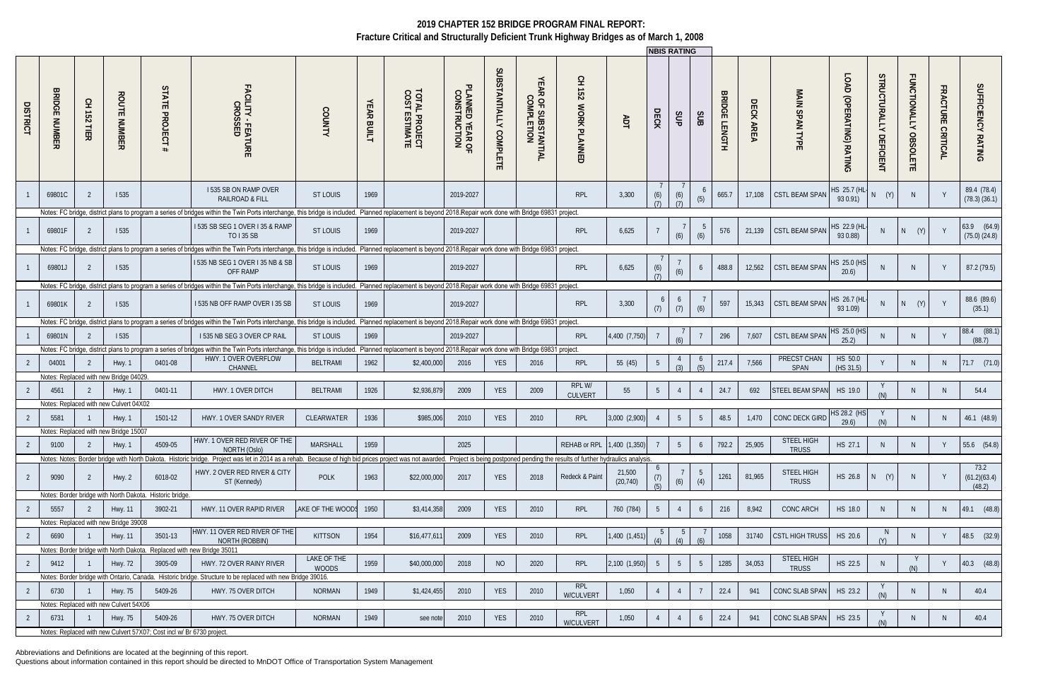# 2019 CHAPTER 152 BRIDGE PROGRAM FINAL REPORT:

## Fracture Critical and Structurally Deficient Trunk Highway Bridges as of March 1, 2008

| DISTRICT | BRIDGE NUMBER | CH 152 TIER | ROUTE NUMBER | STATE PROJECT # | FACILITY - FEATURE CROSSED | COUNTY | YEAR BUILT | TOTAL PROJECT COST ESTIMATE | PLANNED YEAR OF CONSTRUCTION | SUBSTANTIALLY COMPLETE | YEAR OF SUBSTANTIAL COMPLETION | CH 152 WORK PLANNED | ADT | NBIS RATING DECK | NBIS RATING SUP | NBIS RATING SUB | BRIDGE LENGTH | DECK AREA | MAIN SPAN TYPE | LOAD (OPERATING) RATING | STRUCTURALLY DEFICIENT | FUNCTIONALLY OBSOLETE | FRACTURE CRITICAL | SUFFICIENCY RATING |
|---|---|---|---|---|---|---|---|---|---|---|---|---|---|---|---|---|---|---|---|---|---|---|---|---|
| 1 | 69801C | 2 | I 535 | | I 535 SB ON RAMP OVER RAILROAD & FILL | ST LOUIS | 1969 | | 2019-2027 | | | RPL | 3,300 | 7 (6) (7) | 7 (6) (7) | 6 (5) | 665.7 | 17,108 | CSTL BEAM SPAN | HS 25.7 (HL-93 0.91) | N (Y) | N | Y | 89.4 (78.4) (78.3) (36.1) |
| Notes: FC bridge, district plans to program a series of bridges within the Twin Ports interchange, this bridge is included. Planned replacement is beyond 2018.Repair work done with Bridge 69831 project. | | | | | | | | | | | | | | | | | | | | | | | | |
| 1 | 69801F | 2 | I 535 | | I 535 SB SEG 1 OVER I 35 & RAMP TO I 35 SB | ST LOUIS | 1969 | | 2019-2027 | | | RPL | 6,625 | 7 | 7 (6) | 5 (6) | 576 | 21,139 | CSTL BEAM SPAN | HS 22.9 (HL-93 0.88) | N | N (Y) | Y | 63.9 (64.9) (75.0) (24.8) |
| Notes: FC bridge, district plans to program a series of bridges within the Twin Ports interchange, this bridge is included. Planned replacement is beyond 2018.Repair work done with Bridge 69831 project. | | | | | | | | | | | | | | | | | | | | | | | | |
| 1 | 69801J | 2 | I 535 | | I 535 NB SEG 1 OVER I 35 NB & SB OFF RAMP | ST LOUIS | 1969 | | 2019-2027 | | | RPL | 6,625 | 7 (6) (7) | 7 (6) | 6 | 488.8 | 12,562 | CSTL BEAM SPAN | HS 25.0 (HS 20.6) | N | N | Y | 87.2 (79.5) |
| Notes: FC bridge, district plans to program a series of bridges within the Twin Ports interchange, this bridge is included. Planned replacement is beyond 2018.Repair work done with Bridge 69831 project. | | | | | | | | | | | | | | | | | | | | | | | | |
| 1 | 69801K | 2 | I 535 | | I 535 NB OFF RAMP OVER I 35 SB | ST LOUIS | 1969 | | 2019-2027 | | | RPL | 3,300 | 6 (7) | 6 (7) | 7 (6) | 597 | 15,343 | CSTL BEAM SPAN | HS 26.7 (HL-93 1.09) | N | N (Y) | Y | 88.6 (89.6) (35.1) |
| Notes: FC bridge, district plans to program a series of bridges within the Twin Ports interchange, this bridge is included. Planned replacement is beyond 2018.Repair work done with Bridge 69831 project. | | | | | | | | | | | | | | | | | | | | | | | | |
| 1 | 69801N | 2 | I 535 | | I 535 NB SEG 3 OVER CP RAIL | ST LOUIS | 1969 | | 2019-2027 | | | RPL | 4,400 (7,750) | 7 | 7 (6) | 7 | 296 | 7,607 | CSTL BEAM SPAN | HS 25.0 (HS 25.2) | N | N | Y | 88.4 (88.1) (88.7) |
| Notes: FC bridge, district plans to program a series of bridges within the Twin Ports interchange, this bridge is included. Planned replacement is beyond 2018.Repair work done with Bridge 69831 project. | | | | | | | | | | | | | | | | | | | | | | | | |
| 2 | 04001 | 2 | Hwy. 1 | 0401-08 | HWY. 1 OVER OVERFLOW CHANNEL | BELTRAMI | 1962 | $2,400,000 | 2016 | YES | 2016 | RPL | 55 (45) | 5 | 4 (3) | 6 (5) | 217.4 | 7,566 | PRECST CHAN SPAN | HS 50.0 (HS 31.5) | Y | N | N | 71.7 (71.0) |
| Notes: Replaced with new Bridge 04029. | | | | | | | | | | | | | | | | | | | | | | | | |
| 2 | 4561 | 2 | Hwy. 1 | 0401-11 | HWY. 1 OVER DITCH | BELTRAMI | 1926 | $2,936,879 | 2009 | YES | 2009 | RPL W/ CULVERT | 55 | 5 | 4 | 4 | 24.7 | 692 | STEEL BEAM SPAN | HS 19.0 | Y (N) | N | N | 54.4 |
| Notes: Replaced with new Culvert 04X02 | | | | | | | | | | | | | | | | | | | | | | | | |
| 2 | 5581 | 1 | Hwy. 1 | 1501-12 | HWY. 1 OVER SANDY RIVER | CLEARWATER | 1936 | $985,006 | 2010 | YES | 2010 | RPL | 3,000 (2,900) | 4 | 5 | 5 | 48.5 | 1,470 | CONC DECK GIRD | HS 28.2 (HS 29.6) | Y (N) | N | N | 46.1 (48.9) |
| Notes: Replaced with new Bridge 15007 | | | | | | | | | | | | | | | | | | | | | | | | |
| 2 | 9100 | 2 | Hwy. 1 | 4509-05 | HWY. 1 OVER RED RIVER OF THE NORTH (Oslo) | MARSHALL | 1959 | | 2025 | | | REHAB or RPL | 1,400 (1,350) | 7 | 5 | 6 | 792.2 | 25,905 | STEEL HIGH TRUSS | HS 27.1 | N | N | Y | 55.6 (54.8) |
| Notes: Notes: Border bridge with North Dakota. Historic bridge. Project was let in 2014 as a rehab. Because of high bid prices project was not awarded. Project is being postponed pending the results of further hydraulics analysis. | | | | | | | | | | | | | | | | | | | | | | | | |
| 2 | 9090 | 2 | Hwy. 2 | 6018-02 | HWY. 2 OVER RED RIVER & CITY ST (Kennedy) | POLK | 1963 | $22,000,000 | 2017 | YES | 2018 | Redeck & Paint | 21,500 (20,740) | 6 (7) (5) | 7 (6) | 5 (4) | 1261 | 81,965 | STEEL HIGH TRUSS | HS 26.8 | N (Y) | N | Y | 73.2 (61.2)(63.4) (48.2) |
| Notes: Border bridge with North Dakota. Historic bridge. | | | | | | | | | | | | | | | | | | | | | | | | |
| 2 | 5557 | 2 | Hwy. 11 | 3902-21 | HWY. 11 OVER RAPID RIVER | LAKE OF THE WOODS | 1950 | $3,414,358 | 2009 | YES | 2010 | RPL | 760 (784) | 5 | 4 | 6 | 216 | 8,942 | CONC ARCH | HS 18.0 | N | N | N | 49.1 (48.8) |
| Notes: Replaced with new Bridge 39008 | | | | | | | | | | | | | | | | | | | | | | | | |
| 2 | 6690 | 1 | Hwy. 11 | 3501-13 | HWY. 11 OVER RED RIVER OF THE NORTH (ROBBIN) | KITTSON | 1954 | $16,477,611 | 2009 | YES | 2010 | RPL | 1,400 (1,451) | 5 (4) | 5 (4) | 7 (6) | 1058 | 31740 | CSTL HIGH TRUSS | HS 20.6 | N (Y) | N | Y | 48.5 (32.9) |
| Notes: Border bridge with North Dakota. Replaced with new Bridge 35011 | | | | | | | | | | | | | | | | | | | | | | | | |
| 2 | 9412 | 1 | Hwy. 72 | 3905-09 | HWY. 72 OVER RAINY RIVER | LAKE OF THE WOODS | 1959 | $40,000,000 | 2018 | NO | 2020 | RPL | 2,100 (1,950) | 5 | 5 | 5 | 1285 | 34,053 | STEEL HIGH TRUSS | HS 22.5 | N | Y (N) | Y | 40.3 (48.8) |
| Notes: Border bridge with Ontario, Canada. Historic bridge. Structure to be replaced with new Bridge 39016. | | | | | | | | | | | | | | | | | | | | | | | | |
| 2 | 6730 | 1 | Hwy. 75 | 5409-26 | HWY. 75 OVER DITCH | NORMAN | 1949 | $1,424,455 | 2010 | YES | 2010 | RPL W/CULVERT | 1,050 | 4 | 4 | 7 | 22.4 | 941 | CONC SLAB SPAN | HS 23.2 | Y (N) | N | N | 40.4 |
| Notes: Replaced with new Culvert 54X06 | | | | | | | | | | | | | | | | | | | | | | | | |
| 2 | 6731 | 1 | Hwy. 75 | 5409-26 | HWY. 75 OVER DITCH | NORMAN | 1949 | see note | 2010 | YES | 2010 | RPL W/CULVERT | 1,050 | 4 | 4 | 6 | 22.4 | 941 | CONC SLAB SPAN | HS 23.5 | Y (N) | N | N | 40.4 |
| Notes: Replaced with new Culvert 57X07; Cost incl w/ Br 6730 project. | | | | | | | | | | | | | | | | | | | | | | | | |

Abbreviations and Definitions are located at the beginning of this report.

Questions about information contained in this report should be directed to MnDOT Office of Transportation System Management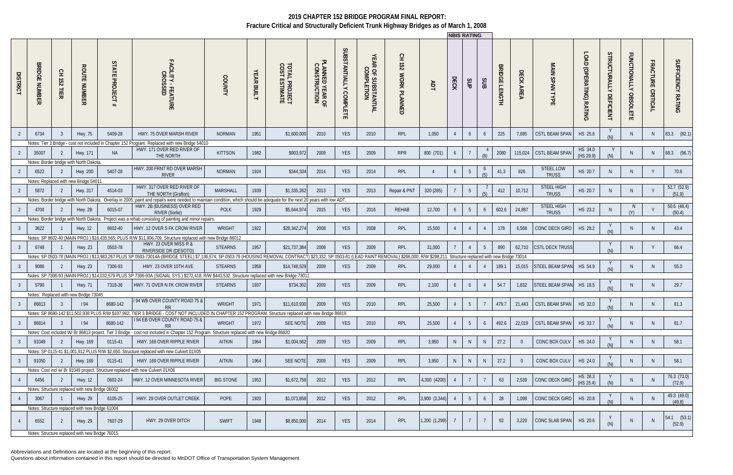# 2019 CHAPTER 152 BRIDGE PROGRAM FINAL REPORT:

## Fracture Critical and Structurally Deficient Trunk Highway Bridges as of March 1, 2008

| DISTRICT | BRIDGE NUMBER | CH 152 TIER | ROUTE NUMBER | STATE PROJECT # | FACILITY - FEATURE CROSSED | COUNTY | YEAR BUILT | TOTAL PROJECT COST ESTIMATE | PLANNED YEAR OF CONSTRUCTION | SUBSTANTIALLY COMPLETE | YEAR OF SUBSTANTIAL COMPLETION | CH 152 WORK PLANNED | ADT | NBIS RATING DECK | NBIS RATING SUP | NBIS RATING SUB | BRIDGE LENGTH | DECK AREA | MAIN SPAN TYPE | LOAD (OPERATING) RATING | STRUCTURALLY DEFICIENT | FUNCTIONALLY OBSOLETE | FRACTURE CRITICAL | SUFFICIENCY RATING |
|---|---|---|---|---|---|---|---|---|---|---|---|---|---|---|---|---|---|---|---|---|---|---|---|---|
| 2 | 6734 | 3 | Hwy .75 | 5409-28 | HWY. 75 OVER MARSH RIVER | NORMAN | 1951 | $1,600,000 | 2010 | YES | 2010 | RPL | 1,050 | 4 | 6 | 6 | 225 | 7,695 | CSTL BEAM SPAN | HS 25.6 | Y (N) | N | N | 83.3 (82.1) |
| Notes: Tier 3 Bridge - cost not included in Chapter 152 Program. Replaced with new Bridge 54010 | | | | | | | | | | | | | | | | | | | | | | | | |
| 2 | 35007 | 2 | Hwy. 171 | NA | HWY. 171 OVER RED RIVER OF THE NORTH | KITTSON | 1982 | $903,972 | 2009 | YES | 2009 | RPR | 800 (701) | 6 | 7 | 4 (8) | 2080 | 115,024 | CSTL BEAM SPAN | HS 34.0 (HS 29.9) | Y (N) | N | N | 68.3 (96.7) |
| Notes: Border bridge with North Dakota. | | | | | | | | | | | | | | | | | | | | | | | | |
| 2 | 6522 | 2 | Hwy. 200 | 5407-28 | HWY. 200 FRNT RD OVER MARSH RIVER | NORMAN | 1924 | $344,334 | 2014 | YES | 2014 | RPL | 4 | 6 | 5 | 6 (5) | 41.3 | 826 | STEEL LOW TRUSS | HS 20.7 | N | N | Y | 70.6 |
| Notes: Replaced with new Bridge 54011 | | | | | | | | | | | | | | | | | | | | | | | | |
| 2 | 5872 | 2 | Hwy. 317 | 4514-03 | HWY. 317 OVER RED RIVER OF THE NORTH (Grafton) | MARSHALL | 1939 | $1,335,262 | 2013 | YES | 2013 | Repair & PNT | 320 (285) | 7 | 5 | 7 (5) | 412 | 10,712 | STEEL HIGH TRUSS | HS 20.7 | N | N | Y | 52.7 (52.9) (51.9) |
| Notes: Border bridge with North Dakota. Overlay in 2005; paint and repairs were needed to maintain condition, which should be adequate for the next 20 years with low ADT. | | | | | | | | | | | | | | | | | | | | | | | | |
| 2 | 4700 | 2 | Hwy. 2B | 6015-07 | HWY. 2B (BUSINESS) OVER RED RIVER (Sorlie) | POLK | 1929 | $5,644,974 | 2015 | YES | 2016 | REHAB | 12,700 | 6 | 5 | 6 | 602.6 | 24,887 | STEEL HIGH TRUSS | HS 23.2 | N | N (Y) | Y | 50.6 (48.4) (50.4) |
| Notes: Border bridge with North Dakota. Project was a rehab consisting of painting and minor repairs. | | | | | | | | | | | | | | | | | | | | | | | | |
| 3 | 3622 | 1 | Hwy. 12 | 8602-40 | HWY. 12 OVER S FK CROW RIVER | WRIGHT | 1922 | $28,342,274 | 2008 | YES | 2008 | RPL | 15,500 | 4 | 4 | 4 | 178 | 6,568 | CONC DECK GIRD | HS 28.2 | Y (N) | N | N | 43.4 |
| Notes: SP 8602-40 (MAIN PROJ.) $16,435,565; PLUS R/W $11,906,709. Structure replaced with new Bridge 86012 | | | | | | | | | | | | | | | | | | | | | | | | |
| 3 | 6748 | 1 | Hwy. 23 | 0503-78 | HWY. 23 OVER MISS R & RIVERSIDE DR (DESOTO) | STEARNS | 1957 | $21,737,384 | 2008 | YES | 2009 | RPL | 31,000 | 7 | 4 | 5 | 890 | 62,710 | CSTL DECK TRUSS | | Y (N) | N | Y | 66.4 |
| Notes: SP 0503-78 (MAIN PROJ.) $13,983,267 PLUS SP 0503-73014A (BRIDGE STEEL) $7,136,574; SP 0503-79 (HOUSING REMOVAL CONTRACT) $23,332; SP 0503-81 (LEAD PAINT REMOVAL) $296,000; R/W $298,211. Structure replaced with new Bridge 73014 | | | | | | | | | | | | | | | | | | | | | | | | |
| 3 | 9086 | 2 | Hwy. 23 | 7306-93 | HWY. 23 OVER 10TH AVE | STEARNS | 1958 | $14,748,529 | 2009 | YES | 2009 | RPL | 29,000 | 4 | 4 | 4 | 189.1 | 15,015 | STEEL BEAM SPAN | HS 54.9 | Y (N) | N | N | 55.0 |
| Notes: SP 7306-93 (MAIN PROJ.) $14,032,579 PLUS SP 7306-93A (SIGNAL SYS.) $272,418; R/W $443,532. Structure replaced with new Bridge 73011 | | | | | | | | | | | | | | | | | | | | | | | | |
| 3 | 5790 | 1 | Hwy. 71 | 7318-36 | HWY. 71 OVER N FK CROW RIVER | STEARNS | 1937 | $734,302 | 2009 | YES | 2009 | RPL | 2,100 | 6 | 6 | 4 | 54.7 | 1,832 | STEEL BEAM SPAN | HS 18.5 | Y (N) | N | N | 29.7 |
| Notes: Replaced with new Bridge 73045 | | | | | | | | | | | | | | | | | | | | | | | | |
| 3 | 86813 | 3 | I 94 | 8680-142 | I 94 WB OVER COUNTY ROAD 75 & RR | WRIGHT | 1971 | $11,610,930 | 2009 | YES | 2010 | RPL | 25,500 | 4 | 5 | 7 | 479.7 | 21,443 | CSTL BEAM SPAN | HS 32.0 | Y (N) | N | N | 81.3 |
| Notes: SP 8680-142 $11,502,938 PLUS R/W $107,992; TIER 3 BRIDGE - COST NOT INCLUDED IN CHAPTER 152 PROGRAM. Structure replaced with new Bridge 86819 | | | | | | | | | | | | | | | | | | | | | | | | |
| 3 | 86814 | 3 | I 94 | 8680-142 | I 94 EB OVER COUNTY ROAD 75 & RR | WRIGHT | 1972 | SEE NOTE | 2009 | YES | 2010 | RPL | 25,500 | 4 | 5 | 6 | 492.6 | 22,019 | CSTL BEAM SPAN | HS 33.7 | Y (N) | N | N | 81.7 |
| Notes: Cost included W/ Br 86813 project. Tier 3 Bridge - cost not included in Chapter 152 Program. Structure replaced with new Bridge 86820 | | | | | | | | | | | | | | | | | | | | | | | | |
| 3 | 91049 | 2 | Hwy. 169 | 0115-41 | HWY. 169 OVER RIPPLE RIVER | AITKIN | 1964 | $1,004,562 | 2009 | YES | 2009 | RPL | 3,950 | N | N | N | 27.2 | 0 | CONC BOX CULV | HS 24.0 | Y (N) | N | N | 58.1 |
| Notes: SP 0115-41 $1,001,912 PLUS R/W $2,650. Structure replaced with new Culvert 01X05 | | | | | | | | | | | | | | | | | | | | | | | | |
| 3 | 91050 | 2 | Hwy. 169 | 0115-41 | HWY. 169 OVER RIPPLE RIVER | AITKIN | 1964 | SEE NOTE | 2009 | YES | 2009 | RPL | 3,950 | N | N | N | 27.2 | 0 | CONC BOX CULV | HS 24.0 | Y (N) | N | N | 58.1 |
| Notes: Cost incl w/ Br 91049 project. Structure replaced with new Culvert 01X06 | | | | | | | | | | | | | | | | | | | | | | | | |
| 4 | 6456 | 2 | Hwy. 12 | 0602-24 | HWY. 12 OVER MINNESOTA RIVER | BIG STONE | 1953 | $1,672,758 | 2012 | YES | 2012 | RPL | 4,300 (4200) | 4 | 7 | 7 | 63 | 2,539 | CONC DECK GIRD | HS 28.3 (HS 25.4) | Y (N) | N | N | 76.3 (73.0) (72.9) |
| Notes: Structure replaced with new Bridge 06002 | | | | | | | | | | | | | | | | | | | | | | | | |
| 4 | 3067 | 1 | Hwy. 29 | 6105-25 | HWY. 29 OVER OUTLET CREEK | POPE | 1920 | $1,073,858 | 2012 | YES | 2012 | RPL | 3,900 (3,344) | 4 | 5 | 6 | 28 | 1,098 | CONC DECK GIRD | HS 20.8 | Y (N) | N | N | 49.3 (49.0) (49.8) |
| Notes: Structure replaced with new Bridge 61004 | | | | | | | | | | | | | | | | | | | | | | | | |
| 4 | 6552 | 2 | Hwy. 29 | 7607-29 | HWY. 29 OVER DITCH | SWIFT | 1948 | $8,850,000 | 2014 | YES | 2014 | RPL | 1,200 (1,299) | 7 | 7 | 7 | 92 | 3,220 | CONC SLAB SPAN | HS 20.6 | Y (N) | N | N | 54.1 (53.1) (52.9) |
| Notes: Structure replaced with new Bridge 76015 | | | | | | | | | | | | | | | | | | | | | | | | |

Abbreviations and Definitions are located at the beginning of this report.
Questions about information contained in this report should be directed to MnDOT Office of Transportation System Management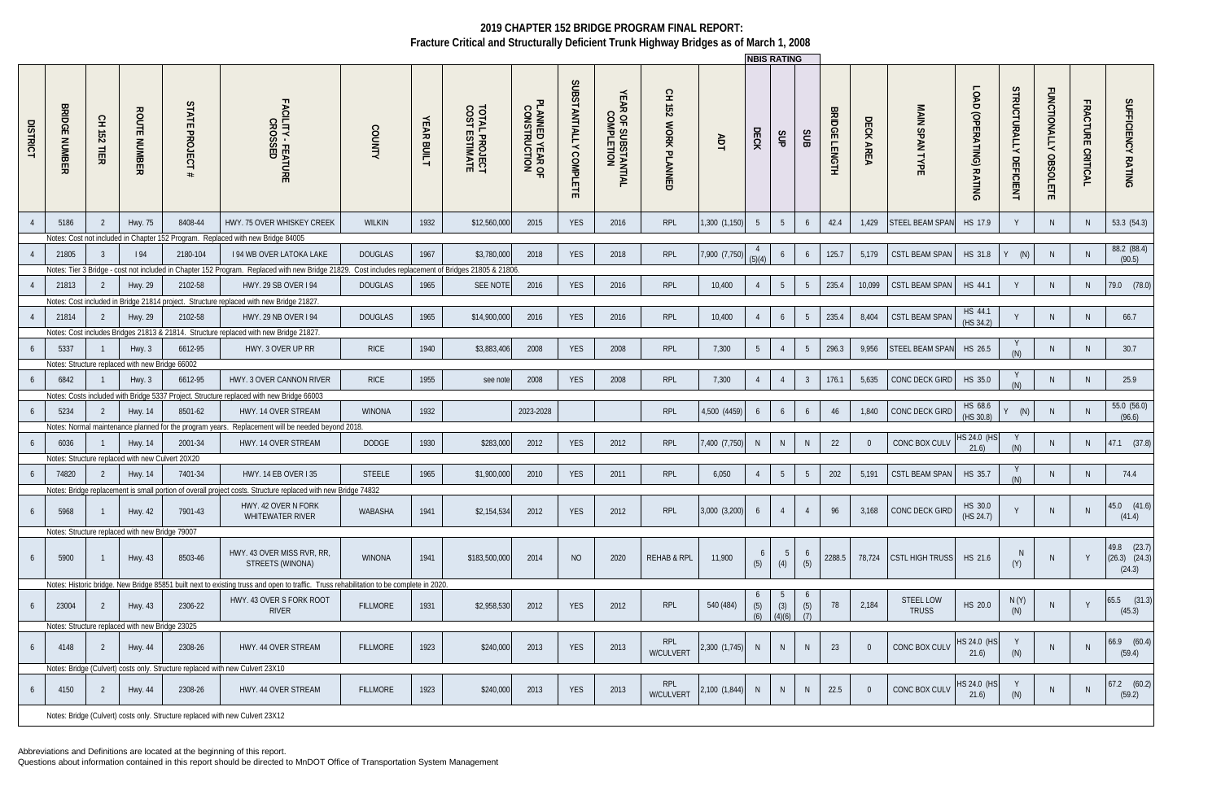# 2019 CHAPTER 152 BRIDGE PROGRAM FINAL REPORT:
## Fracture Critical and Structurally Deficient Trunk Highway Bridges as of March 1, 2008

| DISTRICT | BRIDGE NUMBER | CH 152 TIER | ROUTE NUMBER | STATE PROJECT # | FACILITY - FEATURE CROSSED | COUNTY | YEAR BUILT | TOTAL PROJECT COST ESTIMATE | PLANNED YEAR OF CONSTRUCTION | SUBSTANTIALLY COMPLETE | YEAR OF SUBSTANTIAL COMPLETION | CH 152 WORK PLANNED | ADT | NBIS RATING DECK | NBIS RATING SUP | NBIS RATING SUB | BRIDGE LENGTH | DECK AREA | MAIN SPAN TYPE | LOAD (OPERATING) RATING | STRUCTURALLY DEFICIENT | FUNCTIONALLY OBSOLETE | FRACTURE CRITICAL | SUFFICIENCY RATING |
|---|---|---|---|---|---|---|---|---|---|---|---|---|---|---|---|---|---|---|---|---|---|---|---|---|
| 4 | 5186 | 2 | Hwy. 75 | 8408-44 | HWY. 75 OVER WHISKEY CREEK | WILKIN | 1932 | $12,560,000 | 2015 | YES | 2016 | RPL | 1,300 (1,150) | 5 | 5 | 6 | 42.4 | 1,429 | STEEL BEAM SPAN | HS 17.9 | Y | N | N | 53.3 (54.3) |
| Notes: Cost not included in Chapter 152 Program. Replaced with new Bridge 84005 | | | | | | | | | | | | | | | | | | | | | | | | |
| 4 | 21805 | 3 | I 94 | 2180-104 | I 94 WB OVER LATOKA LAKE | DOUGLAS | 1967 | $3,780,000 | 2018 | YES | 2018 | RPL | 7,900 (7,750) | 4 (5)(4) | 6 | 6 | 125.7 | 5,179 | CSTL BEAM SPAN | HS 31.8 | Y (N) | N | N | 88.2 (88.4) (90.5) |
| Notes: Tier 3 Bridge - cost not included in Chapter 152 Program. Replaced with new Bridge 21829. Cost includes replacement of Bridges 21805 & 21806. | | | | | | | | | | | | | | | | | | | | | | | | |
| 4 | 21813 | 2 | Hwy. 29 | 2102-58 | HWY. 29 SB OVER I 94 | DOUGLAS | 1965 | SEE NOTE | 2016 | YES | 2016 | RPL | 10,400 | 4 | 5 | 5 | 235.4 | 10,099 | CSTL BEAM SPAN | HS 44.1 | Y | N | N | 79.0 (78.0) |
| Notes: Cost included in Bridge 21814 project. Structure replaced with new Bridge 21827. | | | | | | | | | | | | | | | | | | | | | | | | |
| 4 | 21814 | 2 | Hwy. 29 | 2102-58 | HWY. 29 NB OVER I 94 | DOUGLAS | 1965 | $14,900,000 | 2016 | YES | 2016 | RPL | 10,400 | 4 | 6 | 5 | 235.4 | 8,404 | CSTL BEAM SPAN | HS 44.1 (HS 34.2) | Y | N | N | 66.7 |
| Notes: Cost includes Bridges 21813 & 21814. Structure replaced with new Bridge 21827. | | | | | | | | | | | | | | | | | | | | | | | | |
| 6 | 5337 | 1 | Hwy. 3 | 6612-95 | HWY. 3 OVER UP RR | RICE | 1940 | $3,883,406 | 2008 | YES | 2008 | RPL | 7,300 | 5 | 4 | 5 | 296.3 | 9,956 | STEEL BEAM SPAN | HS 26.5 | Y (N) | N | N | 30.7 |
| Notes: Structure replaced with new Bridge 66002 | | | | | | | | | | | | | | | | | | | | | | | | |
| 6 | 6842 | 1 | Hwy. 3 | 6612-95 | HWY. 3 OVER CANNON RIVER | RICE | 1955 | see note | 2008 | YES | 2008 | RPL | 7,300 | 4 | 4 | 3 | 176.1 | 5,635 | CONC DECK GIRD | HS 35.0 | Y (N) | N | N | 25.9 |
| Notes: Costs included with Bridge 5337 Project. Structure replaced with new Bridge 66003 | | | | | | | | | | | | | | | | | | | | | | | | |
| 6 | 5234 | 2 | Hwy. 14 | 8501-62 | HWY. 14 OVER STREAM | WINONA | 1932 | | 2023-2028 | | | RPL | 4,500 (4459) | 6 | 6 | 6 | 46 | 1,840 | CONC DECK GIRD | HS 68.6 (HS 30.8) | Y (N) | N | N | 55.0 (56.0) (96.6) |
| Notes: Normal maintenance planned for the program years. Replacement will be needed beyond 2018. | | | | | | | | | | | | | | | | | | | | | | | | |
| 6 | 6036 | 1 | Hwy. 14 | 2001-34 | HWY. 14 OVER STREAM | DODGE | 1930 | $283,000 | 2012 | YES | 2012 | RPL | 7,400 (7,750) | N | N | N | 22 | 0 | CONC BOX CULV | HS 24.0 (HS 21.6) | Y (N) | N | N | 47.1 (37.8) |
| Notes: Structure replaced with new Culvert 20X20 | | | | | | | | | | | | | | | | | | | | | | | | |
| 6 | 74820 | 2 | Hwy. 14 | 7401-34 | HWY. 14 EB OVER I 35 | STEELE | 1965 | $1,900,000 | 2010 | YES | 2011 | RPL | 6,050 | 4 | 5 | 5 | 202 | 5,191 | CSTL BEAM SPAN | HS 35.7 | Y (N) | N | N | 74.4 |
| Notes: Bridge replacement is small portion of overall project costs. Structure replaced with new Bridge 74832 | | | | | | | | | | | | | | | | | | | | | | | | |
| 6 | 5968 | 1 | Hwy. 42 | 7901-43 | HWY. 42 OVER N FORK WHITEWATER RIVER | WABASHA | 1941 | $2,154,534 | 2012 | YES | 2012 | RPL | 3,000 (3,200) | 6 | 4 | 4 | 96 | 3,168 | CONC DECK GIRD | HS 30.0 (HS 24.7) | Y | N | N | 45.0 (41.6) (41.4) |
| Notes: Structure replaced with new Bridge 79007 | | | | | | | | | | | | | | | | | | | | | | | | |
| 6 | 5900 | 1 | Hwy. 43 | 8503-46 | HWY. 43 OVER MISS RVR, RR, STREETS (WINONA) | WINONA | 1941 | $183,500,000 | 2014 | NO | 2020 | REHAB & RPL | 11,900 | 6 (5) | 5 (4) | 6 (5) | 2288.5 | 78,724 | CSTL HIGH TRUSS | HS 21.6 | N (Y) | N | Y | 49.8 (23.7) (26.3) (24.3) (24.3) |
| Notes: Historic bridge. New Bridge 85851 built next to existing truss and open to traffic. Truss rehabilitation to be complete in 2020. | | | | | | | | | | | | | | | | | | | | | | | | |
| 6 | 23004 | 2 | Hwy. 43 | 2306-22 | HWY. 43 OVER S FORK ROOT RIVER | FILLMORE | 1931 | $2,958,530 | 2012 | YES | 2012 | RPL | 540 (484) | 6 (5) (6) | 5 (3) (4)(6) | 6 (5) (7) | 78 | 2,184 | STEEL LOW TRUSS | HS 20.0 | N (Y) (N) | N | Y | 65.5 (31.3) (45.3) |
| Notes: Structure replaced with new Bridge 23025 | | | | | | | | | | | | | | | | | | | | | | | | |
| 6 | 4148 | 2 | Hwy. 44 | 2308-26 | HWY. 44 OVER STREAM | FILLMORE | 1923 | $240,000 | 2013 | YES | 2013 | RPL W/CULVERT | 2,300 (1,745) | N | N | N | 23 | 0 | CONC BOX CULV | HS 24.0 (HS 21.6) | Y (N) | N | N | 66.9 (60.4) (59.4) |
| Notes: Bridge (Culvert) costs only. Structure replaced with new Culvert 23X10 | | | | | | | | | | | | | | | | | | | | | | | | |
| 6 | 4150 | 2 | Hwy. 44 | 2308-26 | HWY. 44 OVER STREAM | FILLMORE | 1923 | $240,000 | 2013 | YES | 2013 | RPL W/CULVERT | 2,100 (1,844) | N | N | N | 22.5 | 0 | CONC BOX CULV | HS 24.0 (HS 21.6) | Y (N) | N | N | 67.2 (60.2) (59.2) |
| Notes: Bridge (Culvert) costs only. Structure replaced with new Culvert 23X12 | | | | | | | | | | | | | | | | | | | | | | | | |

Abbreviations and Definitions are located at the beginning of this report.
Questions about information contained in this report should be directed to MnDOT Office of Transportation System Management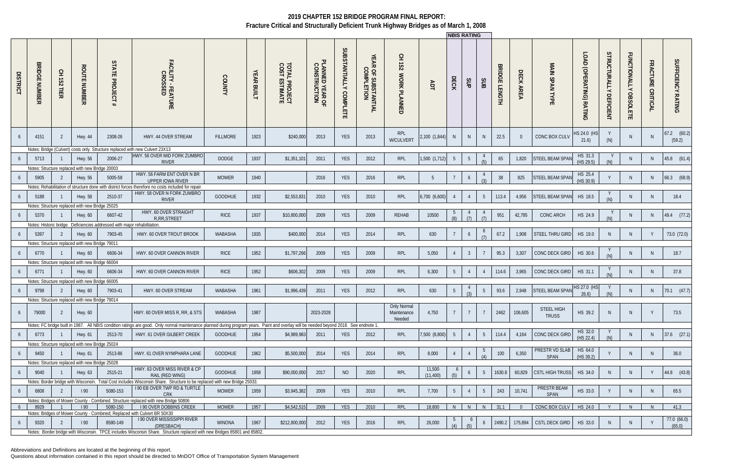# 2019 CHAPTER 152 BRIDGE PROGRAM FINAL REPORT:

## Fracture Critical and Structurally Deficient Trunk Highway Bridges as of March 1, 2008

| DISTRICT | BRIDGE NUMBER | CH 152 TIER | ROUTE NUMBER | STATE PROJECT # | FACILITY - FEATURE CROSSED | COUNTY | YEAR BUILT | TOTAL PROJECT COST ESTIMATE | PLANNED YEAR OF CONSTRUCTION | SUBSTANTIALLY COMPLETE | YEAR OF SUBSTANTIAL COMPLETION | CH 152 WORK PLANNED | ADT | NBIS RATING DECK | NBIS RATING SUP | NBIS RATING SUB | BRIDGE LENGTH | DECK AREA | MAIN SPAN TYPE | LOAD (OPERATING) RATING | STRUCTURALLY DEFICIENT | FUNCTIONALLY OBSOLETE | FRACTURE CRITICAL | SUFFICIENCY RATING |
|---|---|---|---|---|---|---|---|---|---|---|---|---|---|---|---|---|---|---|---|---|---|---|---|---|
| 6 | 4151 | 2 | Hwy. 44 | 2308-26 | HWY. 44 OVER STREAM | FILLMORE | 1923 | $240,000 | 2013 | YES | 2013 | RPL W/CULVERT | 2,100 (1,844) | N | N | N | 22.5 | 0 | CONC BOX CULV | HS 24.0 (HS 21.6) | Y (N) | N | N | 67.2 (60.2) (59.2) |
| Notes: Bridge (Culvert) costs only. Structure replaced with new Culvert 23X13 | | | | | | | | | | | | | | | | | | | | | | | | |
| 6 | 5713 | 1 | Hwy. 56 | 2006-27 | HWY. 56 OVER MID FORK ZUMBRO RIVER | DODGE | 1937 | $1,351,101 | 2011 | YES | 2012 | RPL | 1,500 (1,712) | 5 | 5 | 4 (5) | 65 | 1,820 | STEEL BEAM SPAN | HS 31.3 (HS 29.5) | Y (N) | N | N | 45.8 (61.4) |
| Notes: Structure replaced with new Bridge 20003 | | | | | | | | | | | | | | | | | | | | | | | | |
| 6 | 5905 | 2 | Hwy. 56 | 5005-58 | HWY. 56 FARM ENT OVER N BR UPPER IOWA RIVER | MOWER | 1940 | | 2016 | YES | 2016 | RPL | 5 | 7 | 6 | 4 (3) | 38 | 825 | STEEL BEAM SPAN | HS 25.4 (HS 30.9) | Y | N | N | 66.3 (68.9) |
| Notes: Rehabilitation of structure done with district forces therefore no costs included for repair. | | | | | | | | | | | | | | | | | | | | | | | | |
| 6 | 5188 | 1 | Hwy. 58 | 2510-37 | HWY. 58 OVER N FORK ZUMBRO RIVER | GOODHUE | 1932 | $2,553,831 | 2010 | YES | 2010 | RPL | 6,700 (6,600) | 4 | 4 | 5 | 113.4 | 4,956 | STEEL BEAM SPAN | HS 18.5 | Y (N) | N | N | 18.4 |
| Notes: Structure replaced with new Bridge 25025 | | | | | | | | | | | | | | | | | | | | | | | | |
| 6 | 5370 | 1 | Hwy. 60 | 6607-42 | HWY. 60 OVER STRAIGHT R,RR,STREET | RICE | 1937 | $10,800,000 | 2009 | YES | 2009 | REHAB | 10500 | 5 (8) | 4 (7) | 4 (7) | 951 | 42,795 | CONC ARCH | HS 24.9 | Y (N) | N | N | 49.4 (77.2) |
| Notes: Historic bridge. Deficiencies addressed with major rehabilitation. | | | | | | | | | | | | | | | | | | | | | | | | |
| 6 | 5397 | 2 | Hwy. 60 | 7903-45 | HWY. 60 OVER TROUT BROOK | WABASHA | 1935 | $400,000 | 2014 | YES | 2014 | RPL | 630 | 7 | 6 | 6 (7) | 67.2 | 1,908 | STEEL THRU GIRD | HS 19.0 | N | N | Y | 73.0 (72.0) |
| Notes: Structure replaced with new Bridge 79011 | | | | | | | | | | | | | | | | | | | | | | | | |
| 6 | 6770 | 1 | Hwy. 60 | 6606-34 | HWY. 60 OVER CANNON RIVER | RICE | 1952 | $1,797,266 | 2009 | YES | 2009 | RPL | 5,050 | 4 | 3 | 7 | 95.3 | 3,307 | CONC DECK GIRD | HS 30.6 | Y (N) | N | N | 18.7 |
| Notes: Structure replaced with new Bridge 66004 | | | | | | | | | | | | | | | | | | | | | | | | |
| 6 | 6771 | 1 | Hwy. 60 | 6606-34 | HWY. 60 OVER CANNON RIVER | RICE | 1952 | $606,302 | 2009 | YES | 2009 | RPL | 6,300 | 5 | 4 | 4 | 114.6 | 3,965 | CONC DECK GIRD | HS 31.1 | Y (N) | N | N | 37.8 |
| Notes: Structure replaced with new Bridge 66005 | | | | | | | | | | | | | | | | | | | | | | | | |
| 6 | 9798 | 2 | Hwy. 60 | 7903-41 | HWY. 60 OVER STREAM | WABASHA | 1961 | $1,996,439 | 2011 | YES | 2012 | RPL | 630 | 5 | 4 (3) | 5 | 93.6 | 2,948 | STEEL BEAM SPAN | HS 27.0 (HS 26.6) | Y (N) | N | N | 70.1 (47.7) |
| Notes: Structure replaced with new Bridge 79014 | | | | | | | | | | | | | | | | | | | | | | | | |
| 6 | 79000 | 2 | Hwy. 60 | | HWY. 60 OVER MISS R, RR, & STS | WABASHA | 1987 | | 2023-2028 | | | Only Normal Maintenance Needed | 4,750 | 7 | 7 | 7 | 2462 | 106,605 | STEEL HIGH TRUSS | HS 39.2 | N | N | Y | 73.5 |
| Notes: FC bridge built in 1987. All NBIS condition ratings are good. Only normal maintenance planned during program years. Paint and overlay will be needed beyond 2018. See endnote 1. | | | | | | | | | | | | | | | | | | | | | | | | |
| 6 | 6773 | 1 | Hwy. 61 | 2513-70 | HWY. 61 OVER GILBERT CREEK | GOODHUE | 1954 | $4,989,983 | 2011 | YES | 2012 | RPL | 7,500 (8,800) | 5 | 4 | 5 | 114.4 | 4,164 | CONC DECK GIRD | HS 32.0 (HS 22.4) | Y (N) | N | N | 37.6 (27.1) |
| Notes: Structure replaced with new Bridge 25024 | | | | | | | | | | | | | | | | | | | | | | | | |
| 6 | 9450 | 1 | Hwy. 61 | 2513-86 | HWY. 61 OVER NYMPHARA LANE | GOODHUE | 1962 | $5,500,000 | 2014 | YES | 2014 | RPL | 8,000 | 4 | 4 | 5 (4) | 100 | 6,350 | PRESTR VD SLAB SPAN | HS 64.0 (HS 39.2) | Y | N | N | 36.0 |
| Notes: Structure replaced with new Bridge 25028 | | | | | | | | | | | | | | | | | | | | | | | | |
| 6 | 9040 | 1 | Hwy. 63 | 2515-21 | HWY. 63 OVER MISS RIVER & CP RAIL (RED WING) | GOODHUE | 1958 | $90,000,000 | 2017 | NO | 2020 | RPL | 11,500 (11,400) | 6 (5) | 6 | 5 | 1630.8 | 60,829 | CSTL HIGH TRUSS | HS 34.0 | N | N | Y | 44.8 (43.8) |
| Notes: Border bridge with Wisconsin. Total Cost includes Wisconsin Share. Structure to be replaced with new Bridge 25033. | | | | | | | | | | | | | | | | | | | | | | | | |
| 6 | 6808 | 2 | I 90 | 5080-153 | I 90 EB OVER TWP RD & TURTLE CRK | MOWER | 1959 | $3,945,382 | 2009 | YES | 2010 | RPL | 7,700 | 5 | 4 | 5 | 243 | 10,741 | PRESTR BEAM SPAN | HS 33.0 | Y | N | N | 65.5 |
| Notes: Bridges of Mower County - Combined. Structure replaced with new Bridge 50806 | | | | | | | | | | | | | | | | | | | | | | | | |
| 6 | 8929 | 1 | I 90 | 5080-150 | I 90 OVER DOBBINS CREEK | MOWER | 1957 | $4,542,515 | 2009 | YES | 2010 | RPL | 18,800 | N | N | N | 31.1 | 0 | CONC BOX CULV | HS 24.0 | Y | N | N | 41.3 |
| Notes: Bridges of Mower County - Combined; Replaced with Culvert BR 50X30 | | | | | | | | | | | | | | | | | | | | | | | | |
| 6 | 9320 | 2 | I 90 | 8580-149 | I 90 OVER MISSISSIPPI RIVER (DRESBACH) | WINONA | 1967 | $212,800,000 | 2012 | YES | 2016 | RPL | 26,000 | 5 (4) | 6 (5) | 6 | 2490.2 | 175,894 | CSTL DECK GIRD | HS 33.0 | N | N | Y | 77.0 (66.0) (65.0) |
| Notes: Border bridge with Wisconsin. TPCE includes Wisconsin Share. Structure replaced with new Bridges 85801 and 85802. | | | | | | | | | | | | | | | | | | | | | | | | |

Abbreviations and Definitions are located at the beginning of this report.
Questions about information contained in this report should be directed to MnDOT Office of Transportation System Management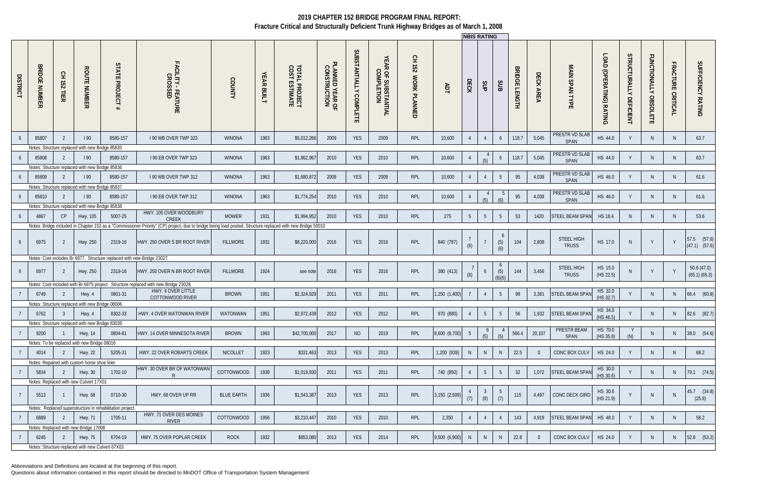# 2019 CHAPTER 152 BRIDGE PROGRAM FINAL REPORT:
## Fracture Critical and Structurally Deficient Trunk Highway Bridges as of March 1, 2008

| DISTRICT | BRIDGE NUMBER | CH 152 TIER | ROUTE NUMBER | STATE PROJECT # | FACILITY - FEATURE CROSSED | COUNTY | YEAR BUILT | TOTAL PROJECT COST ESTIMATE | PLANNED YEAR OF CONSTRUCTION | SUBSTANTIALLY COMPLETE | YEAR OF SUBSTANTIAL COMPLETION | CH 152 WORK PLANNED | ADT | NBIS RATING DECK | NBIS RATING SUP | NBIS RATING SUB | BRIDGE LENGTH | DECK AREA | MAIN SPAN TYPE | LOAD (OPERATING) RATING | STRUCTURALLY DEFICIENT | FUNCTIONALLY OBSOLETE | FRACTURE CRITICAL | SUFFICIENCY RATING |
|---|---|---|---|---|---|---|---|---|---|---|---|---|---|---|---|---|---|---|---|---|---|---|---|---|
| 6 | 85807 | 2 | I 90 | 8580-157 | I 90 WB OVER TWP 323 | WINONA | 1963 | $5,012,266 | 2009 | YES | 2009 | RPL | 10,600 | 4 | 4 | 6 | 118.7 | 5,045 | PRESTR VD SLAB SPAN | HS 44.0 | Y | N | N | 63.7 |
| Notes: Structure replaced with new Bridge 85835 | | | | | | | | | | | | | | | | | | | | | | | | |
| 6 | 85808 | 2 | I 90 | 8580-157 | I 90 EB OVER TWP 323 | WINONA | 1963 | $1,862,967 | 2010 | YES | 2010 | RPL | 10,600 | 4 | 4 (5) | 6 | 118.7 | 5,045 | PRESTR VD SLAB SPAN | HS 44.0 | Y | N | N | 63.7 |
| Notes: Structure replaced with new Bridge 85836 | | | | | | | | | | | | | | | | | | | | | | | | |
| 6 | 85809 | 2 | I 90 | 8580-157 | I 90 WB OVER TWP 312 | WINONA | 1963 | $1,680,872 | 2009 | YES | 2009 | RPL | 10,600 | 4 | 4 | 5 | 95 | 4,038 | PRESTR VD SLAB SPAN | HS 46.0 | Y | N | N | 61.6 |
| Notes: Structure replaced with new Bridge 85837 | | | | | | | | | | | | | | | | | | | | | | | | |
| 6 | 85810 | 2 | I 90 | 8580-157 | I 90 EB OVER TWP 312 | WINONA | 1963 | $1,774,254 | 2010 | YES | 2010 | RPL | 10,600 | 4 | 4 (5) | 5 (6) | 95 | 4,038 | PRESTR VD SLAB SPAN | HS 46.0 | Y | N | N | 61.6 |
| Notes: Structure replaced with new Bridge 85838 | | | | | | | | | | | | | | | | | | | | | | | | |
| 6 | 4867 | CP | Hwy. 105 | 5007-25 | HWY. 105 OVER WOODBURY CREEK | MOWER | 1931 | $1,994,952 | 2010 | YES | 2010 | RPL | 275 | 5 | 5 | 5 | 53 | 1420 | STEEL BEAM SPAN | HS 18.4 | N | N | N | 53.6 |
| Notes: Bridge included in Chapter 152 as a "Commissioner Priority" (CP) project, due to bridge being load posted. Structure replaced with new Bridge 50010 | | | | | | | | | | | | | | | | | | | | | | | | |
| 6 | 6975 | 2 | Hwy. 250 | 2319-16 | HWY. 250 OVER S BR ROOT RIVER | FILLMORE | 1931 | $8,220,000 | 2016 | YES | 2016 | RPL | 840 (787) | 7 (6) | 7 | 6 (5) (6) | 104 | 2,808 | STEEL HIGH TRUSS | HS 17.0 | N | Y | Y | 57.5 (57.6) (47.1) (57.6) |
| Notes: Cost includes Br 6977. Structure replaced with new Bridge 23027. | | | | | | | | | | | | | | | | | | | | | | | | |
| 6 | 6977 | 2 | Hwy. 250 | 2319-16 | HWY. 250 OVER N BR ROOT RIVER | FILLMORE | 1924 | see note | 2016 | YES | 2016 | RPL | 380 (413) | 7 (6) | 6 | 6 (5) (6)(5) | 144 | 3,456 | STEEL HIGH TRUSS | HS 15.0 (HS 22.5) | N | Y | Y | 50.6 (47.0) (65.1) (65.3) |
| Notes: Cost included with Br 6975 project. Structure replaced with new Bridge 23028. | | | | | | | | | | | | | | | | | | | | | | | | |
| 7 | 6749 | 2 | Hwy. 4 | 0801-31 | HWY. 4 OVER LITTLE COTTONWOOD RIVER | BROWN | 1951 | $2,324,929 | 2011 | YES | 2011 | RPL | 1,250 (1,400) | 7 | 4 | 5 | 98 | 3,381 | STEEL BEAM SPAN | HS 32.0 (HS 32.7) | Y | N | N | 66.4 (60.9) |
| Notes: Structure replaced with new Bridge 08006 | | | | | | | | | | | | | | | | | | | | | | | | |
| 7 | 6762 | 3 | Hwy. 4 | 8302-33 | HWY. 4 OVER WATONWAN RIVER | WATONWAN | 1951 | $2,972,439 | 2012 | YES | 2012 | RPL | 970 (880) | 4 | 5 | 5 | 56 | 1,932 | STEEL BEAM SPAN | HS 34.0 (HS 46.5) | Y | N | N | 82.6 (82.7) |
| Notes: Structure replaced with new Bridge 83039 | | | | | | | | | | | | | | | | | | | | | | | | |
| 7 | 9200 | 1 | Hwy. 14 | 0804-81 | HWY. 14 OVER MINNESOTA RIVER | BROWN | 1963 | $42,700,000 | 2017 | NO | 2019 | RPL | 8,600 (8,700) | 5 | 6 (5) | 4 (5) | 566.4 | 20,107 | PRESTR BEAM SPAN | HS 70.0 (HS 35.8) | Y (N) | N | N | 38.0 (54.6) |
| Notes: To be replaced with new Bridge 08016 | | | | | | | | | | | | | | | | | | | | | | | | |
| 7 | 4014 | 2 | Hwy. 22 | 5205-31 | HWY. 22 OVER ROBARTS CREEK | NICOLLET | 1923 | $331,463 | 2013 | YES | 2013 | RPL | 1,200 (939) | N | N | N | 22.5 | 0 | CONC BOX CULV | HS 24.0 | Y | N | N | 68.2 |
| Notes: Repaired with custom horse shoe liner | | | | | | | | | | | | | | | | | | | | | | | | |
| 7 | 5834 | 2 | Hwy. 30 | 1702-10 | HWY. 30 OVER BR OF WATONWAN R | COTTONWOOD | 1939 | $1,019,930 | 2011 | YES | 2011 | RPL | 740 (850) | 4 | 5 | 5 | 32 | 1,072 | STEEL BEAM SPAN | HS 30.0 (HS 30.6) | Y | N | N | 79.1 (74.5) |
| Notes: Replaced with new Culvert 17X01 | | | | | | | | | | | | | | | | | | | | | | | | |
| 7 | 5513 | 1 | Hwy. 68 | 0710-30 | HWY. 68 OVER UP RR | BLUE EARTH | 1936 | $1,543,387 | 2013 | YES | 2013 | RPL | 3,150 (2,699) | 4 (7) | 3 (8) | 5 (7) | 115 | 4,497 | CONC DECK GIRD | HS 30.6 (HS 21.9) | Y | N | N | 45.7 (34.8) (25.8) |
| Notes: Replaced superstructure in rehabilitation project. | | | | | | | | | | | | | | | | | | | | | | | | |
| 7 | 6889 | 2 | Hwy. 71 | 1705-11 | HWY. 71 OVER DES MOINES RIVER | COTTONWOOD | 1956 | $3,210,447 | 2010 | YES | 2010 | RPL | 2,350 | 4 | 4 | 4 | 143 | 4,919 | STEEL BEAM SPAN | HS 48.0 | Y | N | N | 58.2 |
| Notes: Replaced with new Bridge 17008 | | | | | | | | | | | | | | | | | | | | | | | | |
| 7 | 6245 | 2 | Hwy. 75 | 6704-19 | HWY. 75 OVER POPLAR CREEK | ROCK | 1932 | $853,080 | 2013 | YES | 2014 | RPL | 9,500 (6,900) | N | N | N | 22.8 | 0 | CONC BOX CULV | HS 24.0 | Y | N | N | 52.8 (53.2) |
| Notes: Structure replaced with new Culvert 67X03 | | | | | | | | | | | | | | | | | | | | | | | | |

Abbreviations and Definitions are located at the beginning of this report.
Questions about information contained in this report should be directed to MnDOT Office of Transportation System Management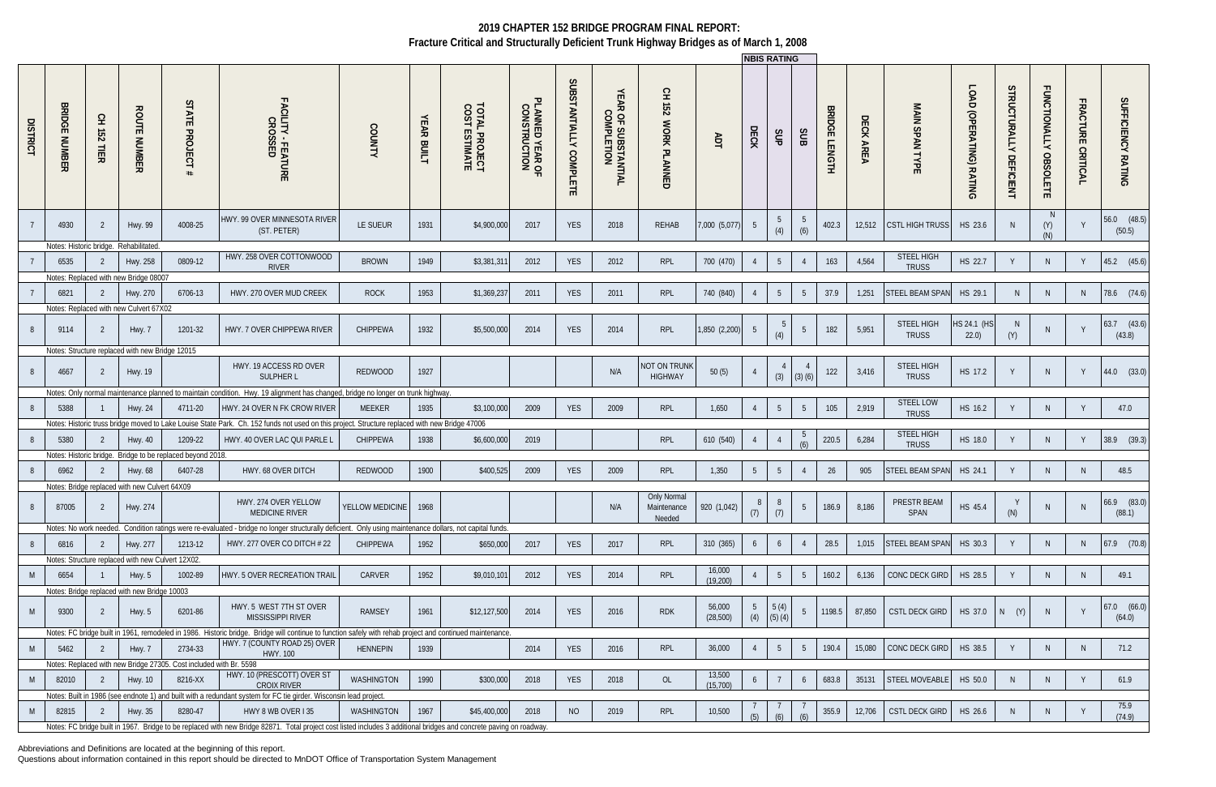# 2019 CHAPTER 152 BRIDGE PROGRAM FINAL REPORT:
## Fracture Critical and Structurally Deficient Trunk Highway Bridges as of March 1, 2008

| DISTRICT | BRIDGE NUMBER | CH 152 TIER | ROUTE NUMBER | STATE PROJECT # | FACILITY - FEATURE CROSSED | COUNTY | YEAR BUILT | TOTAL PROJECT COST ESTIMATE | PLANNED YEAR OF CONSTRUCTION | SUBSTANTIALLY COMPLETE | YEAR OF SUBSTANTIAL COMPLETION | CH 152 WORK PLANNED | ADT | NBIS RATING DECK | NBIS RATING SUP | NBIS RATING SUB | BRIDGE LENGTH | DECK AREA | MAIN SPAN TYPE | LOAD (OPERATING) RATING | STRUCTURALLY DEFICIENT | FUNCTIONALLY OBSOLETE | FRACTURE CRITICAL | SUFFICIENCY RATING |
|---|---|---|---|---|---|---|---|---|---|---|---|---|---|---|---|---|---|---|---|---|---|---|---|---|
| 7 | 4930 | 2 | Hwy. 99 | 4008-25 | HWY. 99 OVER MINNESOTA RIVER (ST. PETER) | LE SUEUR | 1931 | $4,900,000 | 2017 | YES | 2018 | REHAB | 7,000 (5,077) | 5 | 5 (4) | 5 (6) | 402.3 | 12,512 | CSTL HIGH TRUSS | HS 23.6 | N | N (Y) (N) | Y | 56.0 (48.5) (50.5) |
| Notes: Historic bridge. Rehabilitated. | | | | | | | | | | | | | | | | | | | | | | | | |
| 7 | 6535 | 2 | Hwy. 258 | 0809-12 | HWY. 258 OVER COTTONWOOD RIVER | BROWN | 1949 | $3,381,311 | 2012 | YES | 2012 | RPL | 700 (470) | 4 | 5 | 4 | 163 | 4,564 | STEEL HIGH TRUSS | HS 22.7 | Y | N | Y | 45.2 (45.6) |
| Notes: Replaced with new Bridge 08007 | | | | | | | | | | | | | | | | | | | | | | | | |
| 7 | 6821 | 2 | Hwy. 270 | 6706-13 | HWY. 270 OVER MUD CREEK | ROCK | 1953 | $1,369,237 | 2011 | YES | 2011 | RPL | 740 (840) | 4 | 5 | 5 | 37.9 | 1,251 | STEEL BEAM SPAN | HS 29.1 | N | N | N | 78.6 (74.6) |
| Notes: Replaced with new Culvert 67X02 | | | | | | | | | | | | | | | | | | | | | | | | |
| 8 | 9114 | 2 | Hwy. 7 | 1201-32 | HWY. 7 OVER CHIPPEWA RIVER | CHIPPEWA | 1932 | $5,500,000 | 2014 | YES | 2014 | RPL | 1,850 (2,200) | 5 | 5 (4) | 5 | 182 | 5,951 | STEEL HIGH TRUSS | HS 24.1 (HS 22.0) | N (Y) | N | Y | 63.7 (43.6) (43.8) |
| Notes: Structure replaced with new Bridge 12015 | | | | | | | | | | | | | | | | | | | | | | | | |
| 8 | 4667 | 2 | Hwy. 19 | | HWY. 19 ACCESS RD OVER SULPHER L | REDWOOD | 1927 | | | | N/A | NOT ON TRUNK HIGHWAY | 50 (5) | 4 | 4 (3) | 4 (3) (6) | 122 | 3,416 | STEEL HIGH TRUSS | HS 17.2 | Y | N | Y | 44.0 (33.0) |
| Notes: Only normal maintenance planned to maintain condition. Hwy. 19 alignment has changed, bridge no longer on trunk highway. | | | | | | | | | | | | | | | | | | | | | | | | |
| 8 | 5388 | 1 | Hwy. 24 | 4711-20 | HWY. 24 OVER N FK CROW RIVER | MEEKER | 1935 | $3,100,000 | 2009 | YES | 2009 | RPL | 1,650 | 4 | 5 | 5 | 105 | 2,919 | STEEL LOW TRUSS | HS 16.2 | Y | N | Y | 47.0 |
| Notes: Historic truss bridge moved to Lake Louise State Park. Ch. 152 funds not used on this project. Structure replaced with new Bridge 47006 | | | | | | | | | | | | | | | | | | | | | | | | |
| 8 | 5380 | 2 | Hwy. 40 | 1209-22 | HWY. 40 OVER LAC QUI PARLE L | CHIPPEWA | 1938 | $6,600,000 | 2019 | | | RPL | 610 (540) | 4 | 4 | 5 (6) | 220.5 | 6,284 | STEEL HIGH TRUSS | HS 18.0 | Y | N | Y | 38.9 (39.3) |
| Notes: Historic bridge. Bridge to be replaced beyond 2018. | | | | | | | | | | | | | | | | | | | | | | | | |
| 8 | 6962 | 2 | Hwy. 68 | 6407-28 | HWY. 68 OVER DITCH | REDWOOD | 1900 | $400,525 | 2009 | YES | 2009 | RPL | 1,350 | 5 | 5 | 4 | 26 | 905 | STEEL BEAM SPAN | HS 24.1 | Y | N | N | 48.5 |
| Notes: Bridge replaced with new Culvert 64X09 | | | | | | | | | | | | | | | | | | | | | | | | |
| 8 | 87005 | 2 | Hwy. 274 | | HWY. 274 OVER YELLOW MEDICINE RIVER | YELLOW MEDICINE | 1968 | | | | N/A | Only Normal Maintenance Needed | 920 (1,042) | 8 (7) | 8 (7) | 5 | 186.9 | 8,186 | PRESTR BEAM SPAN | HS 45.4 | Y (N) | N | N | 66.9 (83.0) (88.1) |
| Notes: No work needed. Condition ratings were re-evaluated - bridge no longer structurally deficient. Only using maintenance dollars, not capital funds. | | | | | | | | | | | | | | | | | | | | | | | | |
| 8 | 6816 | 2 | Hwy. 277 | 1213-12 | HWY. 277 OVER CO DITCH # 22 | CHIPPEWA | 1952 | $650,000 | 2017 | YES | 2017 | RPL | 310 (365) | 6 | 6 | 4 | 28.5 | 1,015 | STEEL BEAM SPAN | HS 30.3 | Y | N | N | 67.9 (70.8) |
| Notes: Structure replaced with new Culvert 12X02. | | | | | | | | | | | | | | | | | | | | | | | | |
| M | 6654 | 1 | Hwy. 5 | 1002-89 | HWY. 5 OVER RECREATION TRAIL | CARVER | 1952 | $9,010,101 | 2012 | YES | 2014 | RPL | 16,000 (19,200) | 4 | 5 | 5 | 160.2 | 6,136 | CONC DECK GIRD | HS 28.5 | Y | N | N | 49.1 |
| Notes: Bridge replaced with new Bridge 10003 | | | | | | | | | | | | | | | | | | | | | | | | |
| M | 9300 | 2 | Hwy. 5 | 6201-86 | HWY. 5 WEST 7TH ST OVER MISSISSIPPI RIVER | RAMSEY | 1961 | $12,127,500 | 2014 | YES | 2016 | RDK | 56,000 (28,500) | 5 (4) | 5 (4) (5) (4) | 5 | 1198.5 | 87,850 | CSTL DECK GIRD | HS 37.0 | N (Y) | N | Y | 67.0 (66.0) (64.0) |
| Notes: FC bridge built in 1961, remodeled in 1986. Historic bridge. Bridge will continue to function safely with rehab project and continued maintenance. | | | | | | | | | | | | | | | | | | | | | | | | |
| M | 5462 | 2 | Hwy. 7 | 2734-33 | HWY. 7 (COUNTY ROAD 25) OVER HWY. 100 | HENNEPIN | 1939 | | 2014 | YES | 2016 | RPL | 36,000 | 4 | 5 | 5 | 190.4 | 15,080 | CONC DECK GIRD | HS 38.5 | Y | N | N | 71.2 |
| Notes: Replaced with new Bridge 27305. Cost included with Br. 5598 | | | | | | | | | | | | | | | | | | | | | | | | |
| M | 82010 | 2 | Hwy. 10 | 8216-XX | HWY. 10 (PRESCOTT) OVER ST CROIX RIVER | WASHINGTON | 1990 | $300,000 | 2018 | YES | 2018 | OL | 13,500 (15,700) | 6 | 7 | 6 | 683.8 | 35131 | STEEL MOVEABLE | HS 50.0 | N | N | Y | 61.9 |
| Notes: Built in 1986 (see endnote 1) and built with a redundant system for FC tie girder. Wisconsin lead project. | | | | | | | | | | | | | | | | | | | | | | | | |
| M | 82815 | 2 | Hwy. 35 | 8280-47 | HWY 8 WB OVER I 35 | WASHINGTON | 1967 | $45,400,000 | 2018 | NO | 2019 | RPL | 10,500 | 7 (5) | 7 (6) | 7 (6) | 355.9 | 12,706 | CSTL DECK GIRD | HS 26.6 | N | N | Y | 75.9 (74.9) |
| Notes: FC bridge built in 1967. Bridge to be replaced with new Bridge 82871. Total project cost listed includes 3 additional bridges and concrete paving on roadway. | | | | | | | | | | | | | | | | | | | | | | | | |

Abbreviations and Definitions are located at the beginning of this report.

Questions about information contained in this report should be directed to MnDOT Office of Transportation System Management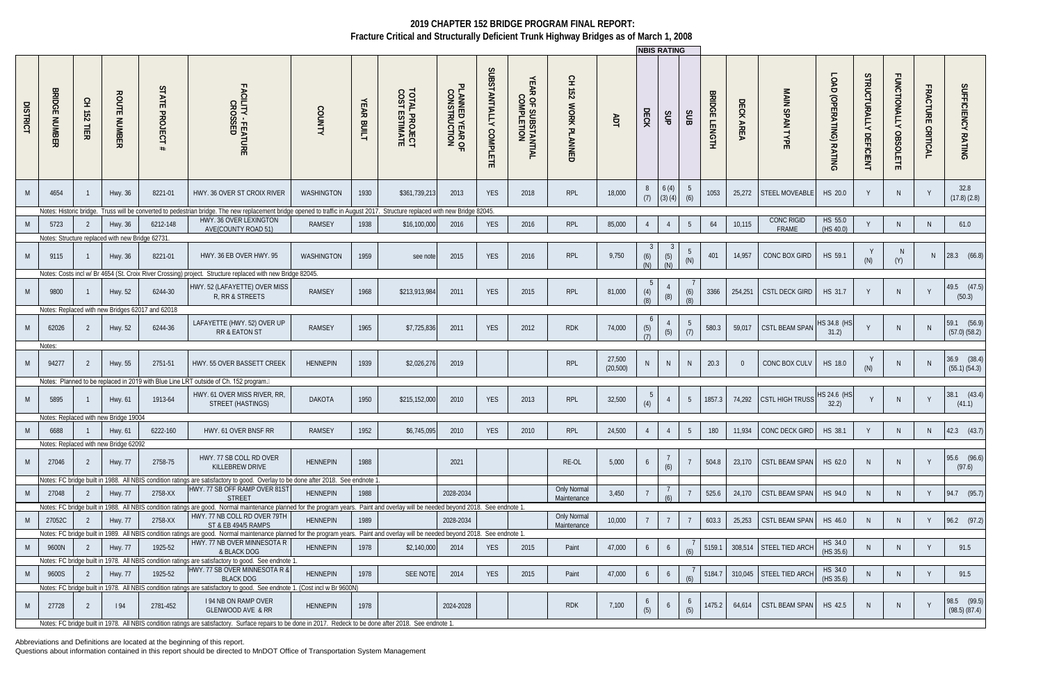# 2019 CHAPTER 152 BRIDGE PROGRAM FINAL REPORT:

## Fracture Critical and Structurally Deficient Trunk Highway Bridges as of March 1, 2008

| DISTRICT | BRIDGE NUMBER | CH 152 TIER | ROUTE NUMBER | STATE PROJECT # | FACILITY - FEATURE CROSSED | COUNTY | YEAR BUILT | TOTAL PROJECT COST ESTIMATE | PLANNED YEAR OF CONSTRUCTION | SUBSTANTIALLY COMPLETE | YEAR OF SUBSTANTIAL COMPLETION | CH 152 WORK PLANNED | ADT | NBIS RATING DECK | NBIS RATING SUP | NBIS RATING SUB | BRIDGE LENGTH | DECK AREA | MAIN SPAN TYPE | LOAD (OPERATING) RATING | STRUCTURALLY DEFICIENT | FUNCTIONALLY OBSOLETE | FRACTURE CRITICAL | SUFFICIENCY RATING |
|---|---|---|---|---|---|---|---|---|---|---|---|---|---|---|---|---|---|---|---|---|---|---|---|---|
| M | 4654 | 1 | Hwy. 36 | 8221-01 | HWY. 36 OVER ST CROIX RIVER | WASHINGTON | 1930 | $361,739,213 | 2013 | YES | 2018 | RPL | 18,000 | 8 (7) | 6 (4) (3) (4) | 5 (6) | 1053 | 25,272 | STEEL MOVEABLE | HS 20.0 | Y | N | Y | 32.8 (17.8) (2.8) |
| | Notes: Historic bridge. Truss will be converted to pedestrian bridge. The new replacement bridge opened to traffic in August 2017. Structure replaced with new Bridge 82045. | | | | | | | | | | | | | | | | | | | | | | | |
| M | 5723 | 2 | Hwy. 36 | 6212-148 | HWY. 36 OVER LEXINGTON AVE(COUNTY ROAD 51) | RAMSEY | 1938 | $16,100,000 | 2016 | YES | 2016 | RPL | 85,000 | 4 | 4 | 5 | 64 | 10,115 | CONC RIGID FRAME | HS 55.0 (HS 40.0) | Y | N | N | 61.0 |
| | Notes: Structure replaced with new Bridge 62731. | | | | | | | | | | | | | | | | | | | | | | | |
| M | 9115 | 1 | Hwy. 36 | 8221-01 | HWY. 36 EB OVER HWY. 95 | WASHINGTON | 1959 | see note | 2015 | YES | 2016 | RPL | 9,750 | 3 (6) (N) | 3 (5) (N) | 5 (N) | 401 | 14,957 | CONC BOX GIRD | HS 59.1 | Y (N) | N (Y) | N | 28.3 (66.8) |
| | Notes: Costs incl w/ Br 4654 (St. Croix River Crossing) project. Structure replaced with new Bridge 82045. | | | | | | | | | | | | | | | | | | | | | | | |
| M | 9800 | 1 | Hwy. 52 | 6244-30 | HWY. 52 (LAFAYETTE) OVER MISS R, RR & STREETS | RAMSEY | 1968 | $213,913,984 | 2011 | YES | 2015 | RPL | 81,000 | 5 (4) (8) | 4 (8) | 7 (6) (8) | 3366 | 254,251 | CSTL DECK GIRD | HS 31.7 | Y | N | Y | 49.5 (47.5) (50.3) |
| | Notes: Replaced with new Bridges 62017 and 62018 | | | | | | | | | | | | | | | | | | | | | | | |
| M | 62026 | 2 | Hwy. 52 | 6244-36 | LAFAYETTE (HWY. 52) OVER UP RR & EATON ST | RAMSEY | 1965 | $7,725,836 | 2011 | YES | 2012 | RDK | 74,000 | 6 (5) (7) | 4 (5) | 5 (7) | 580.3 | 59,017 | CSTL BEAM SPAN | HS 34.8 (HS 31.2) | Y | N | N | 59.1 (56.9) (57.0) (58.2) |
| | Notes: | | | | | | | | | | | | | | | | | | | | | | | |
| M | 94277 | 2 | Hwy. 55 | 2751-51 | HWY. 55 OVER BASSETT CREEK | HENNEPIN | 1939 | $2,026,276 | 2019 | | | RPL | 27,500 (20,500) | N | N | N | 20.3 | 0 | CONC BOX CULV | HS 18.0 | Y (N) | N | N | 36.9 (38.4) (55.1) (54.3) |
| | Notes: Planned to be replaced in 2019 with Blue Line LRT outside of Ch. 152 program. | | | | | | | | | | | | | | | | | | | | | | | |
| M | 5895 | 1 | Hwy. 61 | 1913-64 | HWY. 61 OVER MISS RIVER, RR, STREET (HASTINGS) | DAKOTA | 1950 | $215,152,000 | 2010 | YES | 2013 | RPL | 32,500 | 5 (4) | 4 | 5 | 1857.3 | 74,292 | CSTL HIGH TRUSS | HS 24.6 (HS 32.2) | Y | N | Y | 38.1 (43.4) (41.1) |
| | Notes: Replaced with new Bridge 19004 | | | | | | | | | | | | | | | | | | | | | | | |
| M | 6688 | 1 | Hwy. 61 | 6222-160 | HWY. 61 OVER BNSF RR | RAMSEY | 1952 | $6,745,095 | 2010 | YES | 2010 | RPL | 24,500 | 4 | 4 | 5 | 180 | 11,934 | CONC DECK GIRD | HS 38.1 | Y | N | N | 42.3 (43.7) |
| | Notes: Replaced with new Bridge 62092 | | | | | | | | | | | | | | | | | | | | | | | |
| M | 27046 | 2 | Hwy. 77 | 2758-75 | HWY. 77 SB COLL RD OVER KILLEBREW DRIVE | HENNEPIN | 1988 | | 2021 | | | RE-OL | 5,000 | 6 | 7 (6) | 7 | 504.8 | 23,170 | CSTL BEAM SPAN | HS 62.0 | N | N | Y | 95.6 (96.6) (97.6) |
| | Notes: FC bridge built in 1988. All NBIS condition ratings are satisfactory to good. Overlay to be done after 2018. See endnote 1. | | | | | | | | | | | | | | | | | | | | | | | |
| M | 27048 | 2 | Hwy. 77 | 2758-XX | HWY. 77 SB OFF RAMP OVER 81ST STREET | HENNEPIN | 1988 | | 2028-2034 | | | Only Normal Maintenance | 3,450 | 7 | 7 (6) | 7 | 525.6 | 24,170 | CSTL BEAM SPAN | HS 94.0 | N | N | Y | 94.7 (95.7) |
| | Notes: FC bridge built in 1988. All NBIS condition ratings are good. Normal maintenance planned for the program years. Paint and overlay will be needed beyond 2018. See endnote 1. | | | | | | | | | | | | | | | | | | | | | | | |
| M | 27052C | 2 | Hwy. 77 | 2758-XX | HWY. 77 NB COLL RD OVER 79TH ST & EB 494/5 RAMPS | HENNEPIN | 1989 | | 2028-2034 | | | Only Normal Maintenance | 10,000 | 7 | 7 | 7 | 603.3 | 25,253 | CSTL BEAM SPAN | HS 46.0 | N | N | Y | 96.2 (97.2) |
| | Notes: FC bridge built in 1989. All NBIS condition ratings are good. Normal maintenance planned for the program years. Paint and overlay will be needed beyond 2018. See endnote 1. | | | | | | | | | | | | | | | | | | | | | | | |
| M | 9600N | 2 | Hwy. 77 | 1925-52 | HWY. 77 NB OVER MINNESOTA R & BLACK DOG | HENNEPIN | 1978 | $2,140,000 | 2014 | YES | 2015 | Paint | 47,000 | 6 | 6 | 7 (6) | 5159.1 | 308,514 | STEEL TIED ARCH | HS 34.0 (HS 35.6) | N | N | Y | 91.5 |
| | Notes: FC bridge built in 1978. All NBIS condition ratings are satisfactory to good. See endnote 1. | | | | | | | | | | | | | | | | | | | | | | | |
| M | 9600S | 2 | Hwy. 77 | 1925-52 | HWY. 77 SB OVER MINNESOTA R & BLACK DOG | HENNEPIN | 1978 | SEE NOTE | 2014 | YES | 2015 | Paint | 47,000 | 6 | 6 | 7 (6) | 5184.7 | 310,045 | STEEL TIED ARCH | HS 34.0 (HS 35.6) | N | N | Y | 91.5 |
| | Notes: FC bridge built in 1978. All NBIS condition ratings are satisfactory to good. See endnote 1. (Cost incl w Br 9600N) | | | | | | | | | | | | | | | | | | | | | | | |
| M | 27728 | 2 | I 94 | 2781-452 | I 94 NB ON RAMP OVER GLENWOOD AVE & RR | HENNEPIN | 1978 | | 2024-2028 | | | RDK | 7,100 | 6 (5) | 6 | 6 (5) | 1475.2 | 64,614 | CSTL BEAM SPAN | HS 42.5 | N | N | Y | 98.5 (99.5) (98.5) (87.4) |
| | Notes: FC bridge built in 1978. All NBIS condition ratings are satisfactory. Surface repairs to be done in 2017. Redeck to be done after 2018. See endnote 1. | | | | | | | | | | | | | | | | | | | | | | | |

Abbreviations and Definitions are located at the beginning of this report.

Questions about information contained in this report should be directed to MnDOT Office of Transportation System Management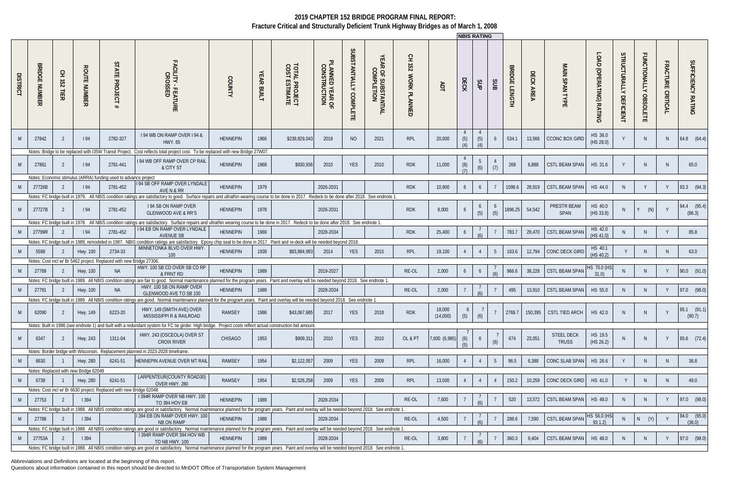# 2019 CHAPTER 152 BRIDGE PROGRAM FINAL REPORT:
## Fracture Critical and Structurally Deficient Trunk Highway Bridges as of March 1, 2008

| DISTRICT | BRIDGE NUMBER | CH 152 TIER | ROUTE NUMBER | STATE PROJECT # | FACILITY - FEATURE CROSSED | COUNTY | YEAR BUILT | TOTAL PROJECT COST ESTIMATE | PLANNED YEAR OF CONSTRUCTION | SUBSTANTIALLY COMPLETE | YEAR OF SUBSTANTIAL COMPLETION | CH 152 WORK PLANNED | ADT | NBIS RATING DECK | NBIS RATING SUP | NBIS RATING SUB | BRIDGE LENGTH | DECK AREA | MAIN SPAN TYPE | LOAD (OPERATING) RATING | STRUCTURALLY DEFICIENT | FUNCTIONALLY OBSOLETE | FRACTURE CRITICAL | SUFFICIENCY RATING |
|---|---|---|---|---|---|---|---|---|---|---|---|---|---|---|---|---|---|---|---|---|---|---|---|---|
| M | 27842 | 2 | I 94 | 2782-327 | I 94 WB ON RAMP OVER I 94 & HWY. 65 | HENNEPIN | 1966 | $239,829,043 | 2018 | NO | 2021 | RPL | 20,000 | 4 (5) (4) | 4 (5) (4) | 6 | 534.1 | 13,566 | CCONC BOX GIRD | HS 36.0 (HS 28.0) | Y | N | N | 64.8 (64.4) |
| Notes: Bridge to be replaced with I35W Transit Project. Cost reflects total project cost. To be replaced with new Bridge 27W07. | | | | | | | | | | | | | | | | | | | | | | | | |
| M | 27861 | 2 | I 94 | 2781-441 | I 94 WB OFF RAMP OVER CP RAIL & CITY ST | HENNEPIN | 1968 | $930,936 | 2010 | YES | 2010 | RDK | 11,000 | 4 (8) (7) | 5 (6) | 4 (7) | 268 | 6,888 | CSTL BEAM SPAN | HS 31.6 | Y | N | N | 65.0 |
| Notes: Economic stimulus (ARRA) funding used to advance project | | | | | | | | | | | | | | | | | | | | | | | | |
| M | 27726B | 2 | I 94 | 2781-452 | I 94 SB OFF RAMP OVER LYNDALE AVE N & RR | HENNEPIN | 1979 | | 2026-2031 | | | RDK | 10,900 | 6 | 6 | 7 | 1099.6 | 28,919 | CSTL BEAM SPAN | HS 44.0 | N | Y | Y | 93.3 (94.3) |
| Notes: FC bridge built in 1979. All NBIS condition ratings are satisfactory to good. Surface repairs and ultrathin wearing course to be done in 2017. Redeck to be done after 2018. See endnote 1. | | | | | | | | | | | | | | | | | | | | | | | | |
| M | 27727B | 2 | I 94 | 2781-452 | I 94 SB ON RAMP OVER GLENWOOD AVE & RR'S | HENNEPIN | 1978 | | 2026-2031 | | | RDK | 8,000 | 6 | 6 (5) | 6 (5) | 1896.25 | 54,542 | PRESTR BEAM SPAN | HS 40.0 (HS 33.8) | N | Y (N) | Y | 94.4 (95.4) (86.3) |
| Notes: FC bridge built in 1978. All NBIS condition ratings are satisfactory. Surface repairs and ultrathin wearing course to be done in 2017. Redeck to be done after 2018. See endnote 1. | | | | | | | | | | | | | | | | | | | | | | | | |
| M | 27799R | 2 | I 94 | 2781-452 | I 94 EB ON RAMP OVER LYNDALE AVENUE SB | HENNEPIN | 1969 | | 2028-2034 | | | RDK | 25,400 | 6 | 7 (6) | 7 | 783.7 | 29,470 | CSTL BEAM SPAN | HS 42.0 (HS 41.0) | N | N | Y | 85.8 |
| Notes: FC bridge built in 1989, remodeled in 1987. NBIS condition ratings are satisfactory. Epoxy chip seal to be done in 2017. Paint and re-deck will be needed beyond 2018. | | | | | | | | | | | | | | | | | | | | | | | | |
| M | 5598 | 2 | Hwy. 100 | 2734-33 | MINNETONKA BLVD OVER HWY. 100 | HENNEPIN | 1939 | $83,884,993 | 2014 | YES | 2015 | RPL | 19,100 | 4 | 4 | 5 | 163.6 | 12,794 | CONC DECK GIRD | HS 40.1 (HS 40.2) | Y | N | N | 63.0 |
| Notes: Cost incl w/ Br 5462 project. Replaced with new Bridge 27306. | | | | | | | | | | | | | | | | | | | | | | | | |
| M | 27789 | 2 | Hwy. 100 | NA | HWY. 100 SB CD OVER SB CD RP & FRNT RD | HENNEPIN | 1989 | | 2019-2027 | | | RE-OL | 2,000 | 6 | 6 | 7 (6) | 966.6 | 38,228 | CSTL BEAM SPAN | HS 70.0 (HS 31.0) | N | N | Y | 90.0 (91.0) |
| Notes: FC bridge built in 1989. All NBIS condition ratings are fair to good. Normal maintenance planned for the program years. Paint and overlay will be needed beyond 2018. See endnote 1. | | | | | | | | | | | | | | | | | | | | | | | | |
| M | 27791 | 2 | Hwy. 100 | NA | HWY. 100 SB ON RAMP OVER GLENWOOD AVE TO SB 100 | HENNEPIN | 1989 | | 2028-2034 | | | RE-OL | 2,000 | 7 | 7 (6) | 7 | 495 | 13,910 | CSTL BEAM SPAN | HS 55.0 | N | N | Y | 97.0 (98.0) |
| Notes: FC bridge built in 1989. All NBIS condition ratings are good. Normal maintenance planned for the program years. Paint and overlay will be needed beyond 2018. See endnote 1. | | | | | | | | | | | | | | | | | | | | | | | | |
| M | 62090 | 2 | Hwy. 149 | 6223-20 | HWY. 149 (SMITH AVE) OVER MISSISSIPPI R & RAILROAD | RAMSEY | 1986 | $43,067,685 | 2017 | YES | 2018 | RDK | 18,000 (14,000) | 6 (5) | 7 (6) | 7 | 2769.7 | 150,395 | CSTL TIED ARCH | HS 42.0 | N | N | Y | 85.1 (91.1) (90.7) |
| Notes: Built in 1986 (see endnote 1) and built with a redundant system for FC tie girder. High bridge. Project costs reflect actual construction bid amount. | | | | | | | | | | | | | | | | | | | | | | | | |
| M | 6347 | 2 | Hwy. 243 | 1311-04 | HWY. 243 (OSCEOLA) OVER ST CROIX RIVER | CHISAGO | 1953 | $909,311 | 2010 | YES | 2010 | OL & PT | 7,600 (6,985) | 7 (6) (5) | 6 | 7 (6) | 674 | 23,051 | STEEL DECK TRUSS | HS 19.5 (HS 26.2) | N | N | Y | 65.6 (72.4) |
| Notes: Border bridge with Wisconsin. Replacement planned in 2023-2028 timeframe. | | | | | | | | | | | | | | | | | | | | | | | | |
| M | 6630 | 1 | Hwy. 280 | 6241-51 | HENNEPIN AVENUE OVER MT RAIL | RAMSEY | 1954 | $2,122,057 | 2009 | YES | 2009 | RPL | 16,000 | 4 | 4 | 5 | 96.5 | 6,388 | CONC SLAB SPAN | HS 26.6 | Y | N | N | 36.8 |
| Notes: Replaced with new Bridge 62049 | | | | | | | | | | | | | | | | | | | | | | | | |
| M | 6738 | 1 | Hwy. 280 | 6241-51 | LARPENTEUR(COUNTY ROAD30) OVER HWY. 280 | RAMSEY | 1954 | $2,526,258 | 2009 | YES | 2009 | RPL | 13,500 | 4 | 4 | 4 | 150.2 | 10,259 | CONC DECK GIRD | HS 41.0 | Y | N | N | 49.0 |
| Notes: Cost incl w/ Br 6630 project; Replaced with new Bridge 62048 | | | | | | | | | | | | | | | | | | | | | | | | |
| M | 27753 | 2 | I 394 | | I 394R RAMP OVER NB HWY. 100 TO 394 HOV EB | HENNEPIN | 1989 | | 2028-2034 | | | RE-OL | 7,600 | 7 | 7 (6) | 7 | 520 | 13,572 | CSTL BEAM SPAN | HS 48.0 | N | N | Y | 97.0 (98.0) |
| Notes: FC bridge built in 1988. All NBIS condition ratings are good or satisfactory. Normal maintenance planned for the program years. Paint and overlay will be needed beyond 2018. See endnote 1. | | | | | | | | | | | | | | | | | | | | | | | | |
| M | 27788 | 2 | I 394 | | I 394 EB ON RAMP OVER HWY. 100 NB ON RAMP | HENNEPIN | 1989 | | 2028-2034 | | | RE-OL | 4,500 | 7 | 7 (6) | 7 | 288.6 | 7,590 | CSTL BEAM SPAN | HS 56.0 (HS-93 1.2) | N | N (Y) | Y | 94.0 (95.0) (36.0) |
| Notes: FC bridge built in 1988. All NBIS condition ratings are good or satisfactory. Normal maintenance planned for the program years. Paint and overlay will be needed beyond 2018. See endnote 1. | | | | | | | | | | | | | | | | | | | | | | | | |
| M | 27753A | 2 | I 394 | | I 394R RAMP OVER 394 HOV WB TO NB HWY. 100 | HENNEPIN | 1989 | | 2028-2034 | | | RE-OL | 3,800 | 7 | 7 (6) | 7 | 360.3 | 9,404 | CSTL BEAM SPAN | HS 48.0 | N | N | Y | 97.0 (98.0) |
| Notes: FC bridge built in 1988. All NBIS condition ratings are good or satisfactory. Normal maintenance planned for the program years. Paint and overlay will be needed beyond 2018. See endnote 1. | | | | | | | | | | | | | | | | | | | | | | | | |

Abbreviations and Definitions are located at the beginning of this report.
Questions about information contained in this report should be directed to MnDOT Office of Transportation System Management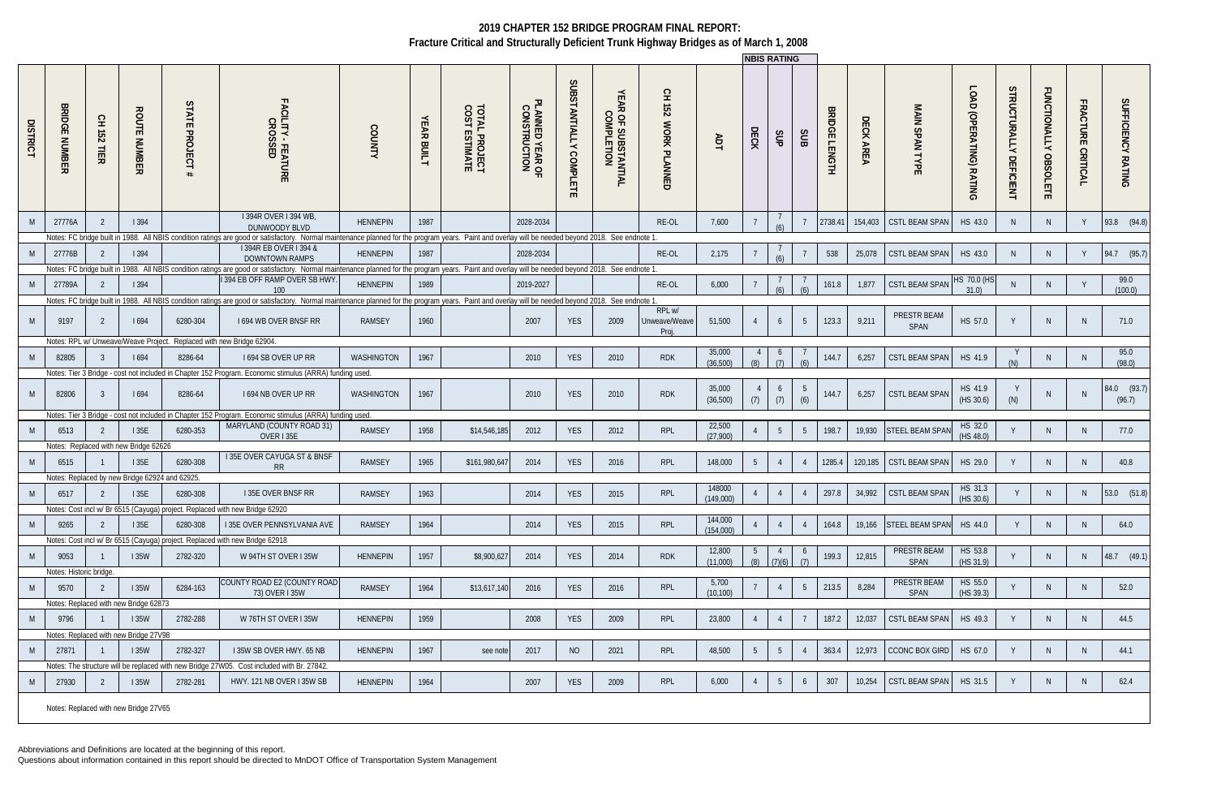# 2019 CHAPTER 152 BRIDGE PROGRAM FINAL REPORT:

## Fracture Critical and Structurally Deficient Trunk Highway Bridges as of March 1, 2008

| DISTRICT | BRIDGE NUMBER | CH 152 TIER | ROUTE NUMBER | STATE PROJECT # | FACILITY - FEATURE CROSSED | COUNTY | YEAR BUILT | TOTAL PROJECT COST ESTIMATE | PLANNED YEAR OF CONSTRUCTION | SUBSTANTIALLY COMPLETE | YEAR OF SUBSTANTIAL COMPLETION | CH 152 WORK PLANNED | ADT | NBIS RATING DECK | NBIS RATING SUP | NBIS RATING SUB | BRIDGE LENGTH | DECK AREA | MAIN SPAN TYPE | LOAD (OPERATING) RATING | STRUCTURALLY DEFICIENT | FUNCTIONALLY OBSOLETE | FRACTURE CRITICAL | SUFFICIENCY RATING |
|---|---|---|---|---|---|---|---|---|---|---|---|---|---|---|---|---|---|---|---|---|---|---|---|---|
| M | 27776A | 2 | I 394 | | I 394R OVER I 394 WB, DUNWOODY BLVD | HENNEPIN | 1987 | | 2028-2034 | | | RE-OL | 7,600 | 7 | 7 (6) | 7 | 2738.41 | 154,403 | CSTL BEAM SPAN | HS 43.0 | N | N | Y | 93.8 (94.8) |
| Notes: FC bridge built in 1988. All NBIS condition ratings are good or satisfactory. Normal maintenance planned for the program years. Paint and overlay will be needed beyond 2018. See endnote 1. | | | | | | | | | | | | | | | | | | | | | | | | |
| M | 27776B | 2 | I 394 | | I 394R EB OVER I 394 & DOWNTOWN RAMPS | HENNEPIN | 1987 | | 2028-2034 | | | RE-OL | 2,175 | 7 | 7 (6) | 7 | 538 | 25,078 | CSTL BEAM SPAN | HS 43.0 | N | N | Y | 94.7 (95.7) |
| Notes: FC bridge built in 1988. All NBIS condition ratings are good or satisfactory. Normal maintenance planned for the program years. Paint and overlay will be needed beyond 2018. See endnote 1. | | | | | | | | | | | | | | | | | | | | | | | | |
| M | 27789A | 2 | I 394 | | I 394 EB OFF RAMP OVER SB HWY. 100 | HENNEPIN | 1989 | | 2019-2027 | | | RE-OL | 6,000 | 7 | 7 (6) | 7 (6) | 161.8 | 1,877 | CSTL BEAM SPAN | HS 70.0 (HS 31.0) | N | N | Y | 99.0 (100.0) |
| Notes: FC bridge built in 1988. All NBIS condition ratings are good or satisfactory. Normal maintenance planned for the program years. Paint and overlay will be needed beyond 2018. See endnote 1. | | | | | | | | | | | | | | | | | | | | | | | | |
| M | 9197 | 2 | I 694 | 6280-304 | I 694 WB OVER BNSF RR | RAMSEY | 1960 | | 2007 | YES | 2009 | RPL w/ Unweave/Weave Proj. | 51,500 | 4 | 6 | 5 | 123.3 | 9,211 | PRESTR BEAM SPAN | HS 57.0 | Y | N | N | 71.0 |
| Notes: RPL w/ Unweave/Weave Project. Replaced with new Bridge 62904. | | | | | | | | | | | | | | | | | | | | | | | | |
| M | 82805 | 3 | I 694 | 8286-64 | I 694 SB OVER UP RR | WASHINGTON | 1967 | | 2010 | YES | 2010 | RDK | 35,000 (36,500) | 4 (8) | 6 (7) | 7 (6) | 144.7 | 6,257 | CSTL BEAM SPAN | HS 41.9 | Y (N) | N | N | 95.0 (98.0) |
| Notes: Tier 3 Bridge - cost not included in Chapter 152 Program. Economic stimulus (ARRA) funding used. | | | | | | | | | | | | | | | | | | | | | | | | |
| M | 82806 | 3 | I 694 | 8286-64 | I 694 NB OVER UP RR | WASHINGTON | 1967 | | 2010 | YES | 2010 | RDK | 35,000 (36,500) | 4 (7) | 6 (7) | 5 (6) | 144.7 | 6,257 | CSTL BEAM SPAN | HS 41.9 (HS 30.6) | Y (N) | N | N | 84.0 (93.7) (96.7) |
| Notes: Tier 3 Bridge - cost not included in Chapter 152 Program. Economic stimulus (ARRA) funding used. | | | | | | | | | | | | | | | | | | | | | | | | |
| M | 6513 | 2 | I 35E | 6280-353 | MARYLAND (COUNTY ROAD 31) OVER I 35E | RAMSEY | 1958 | $14,546,185 | 2012 | YES | 2012 | RPL | 22,500 (27,900) | 4 | 5 | 5 | 198.7 | 19,930 | STEEL BEAM SPAN | HS 32.0 (HS 48.0) | Y | N | N | 77.0 |
| Notes: Replaced with new Bridge 62626 | | | | | | | | | | | | | | | | | | | | | | | | |
| M | 6515 | 1 | I 35E | 6280-308 | I 35E OVER CAYUGA ST & BNSF RR | RAMSEY | 1965 | $161,980,647 | 2014 | YES | 2016 | RPL | 148,000 | 5 | 4 | 4 | 1285.4 | 120,185 | CSTL BEAM SPAN | HS 29.0 | Y | N | N | 40.8 |
| Notes: Replaced by new Bridge 62924 and 62925. | | | | | | | | | | | | | | | | | | | | | | | | |
| M | 6517 | 2 | I 35E | 6280-308 | I 35E OVER BNSF RR | RAMSEY | 1963 | | 2014 | YES | 2015 | RPL | 148000 (149,000) | 4 | 4 | 4 | 297.8 | 34,992 | CSTL BEAM SPAN | HS 31.3 (HS 30.6) | Y | N | N | 53.0 (51.8) |
| Notes: Cost incl w/ Br 6515 (Cayuga) project. Replaced with new Bridge 62920 | | | | | | | | | | | | | | | | | | | | | | | | |
| M | 9265 | 2 | I 35E | 6280-308 | I 35E OVER PENNSYLVANIA AVE | RAMSEY | 1964 | | 2014 | YES | 2015 | RPL | 144,000 (154,000) | 4 | 4 | 4 | 164.8 | 19,166 | STEEL BEAM SPAN | HS 44.0 | Y | N | N | 64.0 |
| Notes: Cost incl w/ Br 6515 (Cayuga) project. Replaced with new Bridge 62918 | | | | | | | | | | | | | | | | | | | | | | | | |
| M | 9053 | 1 | I 35W | 2782-320 | W 94TH ST OVER I 35W | HENNEPIN | 1957 | $8,900,627 | 2014 | YES | 2014 | RDK | 12,800 (11,000) | 5 (8) | 4 (7)(6) | 6 (7) | 199.3 | 12,815 | PRESTR BEAM SPAN | HS 53.8 (HS 31.9) | Y | N | N | 48.7 (49.1) |
| Notes: Historic bridge. | | | | | | | | | | | | | | | | | | | | | | | | |
| M | 9570 | 2 | I 35W | 6284-163 | COUNTY ROAD E2 (COUNTY ROAD 73) OVER I 35W | RAMSEY | 1964 | $13,617,140 | 2016 | YES | 2016 | RPL | 5,700 (10,100) | 7 | 4 | 5 | 213.5 | 8,284 | PRESTR BEAM SPAN | HS 55.0 (HS 39.3) | Y | N | N | 52.0 |
| Notes: Replaced with new Bridge 62873 | | | | | | | | | | | | | | | | | | | | | | | | |
| M | 9796 | 1 | I 35W | 2782-288 | W 76TH ST OVER I 35W | HENNEPIN | 1959 | | 2008 | YES | 2009 | RPL | 23,800 | 4 | 4 | 7 | 187.2 | 12,037 | CSTL BEAM SPAN | HS 49.3 | Y | N | N | 44.5 |
| Notes: Replaced with new Bridge 27V98 | | | | | | | | | | | | | | | | | | | | | | | | |
| M | 27871 | 1 | I 35W | 2782-327 | I 35W SB OVER HWY. 65 NB | HENNEPIN | 1967 | see note | 2017 | NO | 2021 | RPL | 48,500 | 5 | 5 | 4 | 363.4 | 12,973 | CCONC BOX GIRD | HS 67.0 | Y | N | N | 44.1 |
| Notes: The structure will be replaced with new Bridge 27W05. Cost included with Br. 27842. | | | | | | | | | | | | | | | | | | | | | | | | |
| M | 27930 | 2 | I 35W | 2782-281 | HWY. 121 NB OVER I 35W SB | HENNEPIN | 1964 | | 2007 | YES | 2009 | RPL | 6,000 | 4 | 5 | 6 | 307 | 10,254 | CSTL BEAM SPAN | HS 31.5 | Y | N | N | 62.4 |
| Notes: Replaced with new Bridge 27V65 | | | | | | | | | | | | | | | | | | | | | | | | |

Abbreviations and Definitions are located at the beginning of this report.
Questions about information contained in this report should be directed to MnDOT Office of Transportation System Management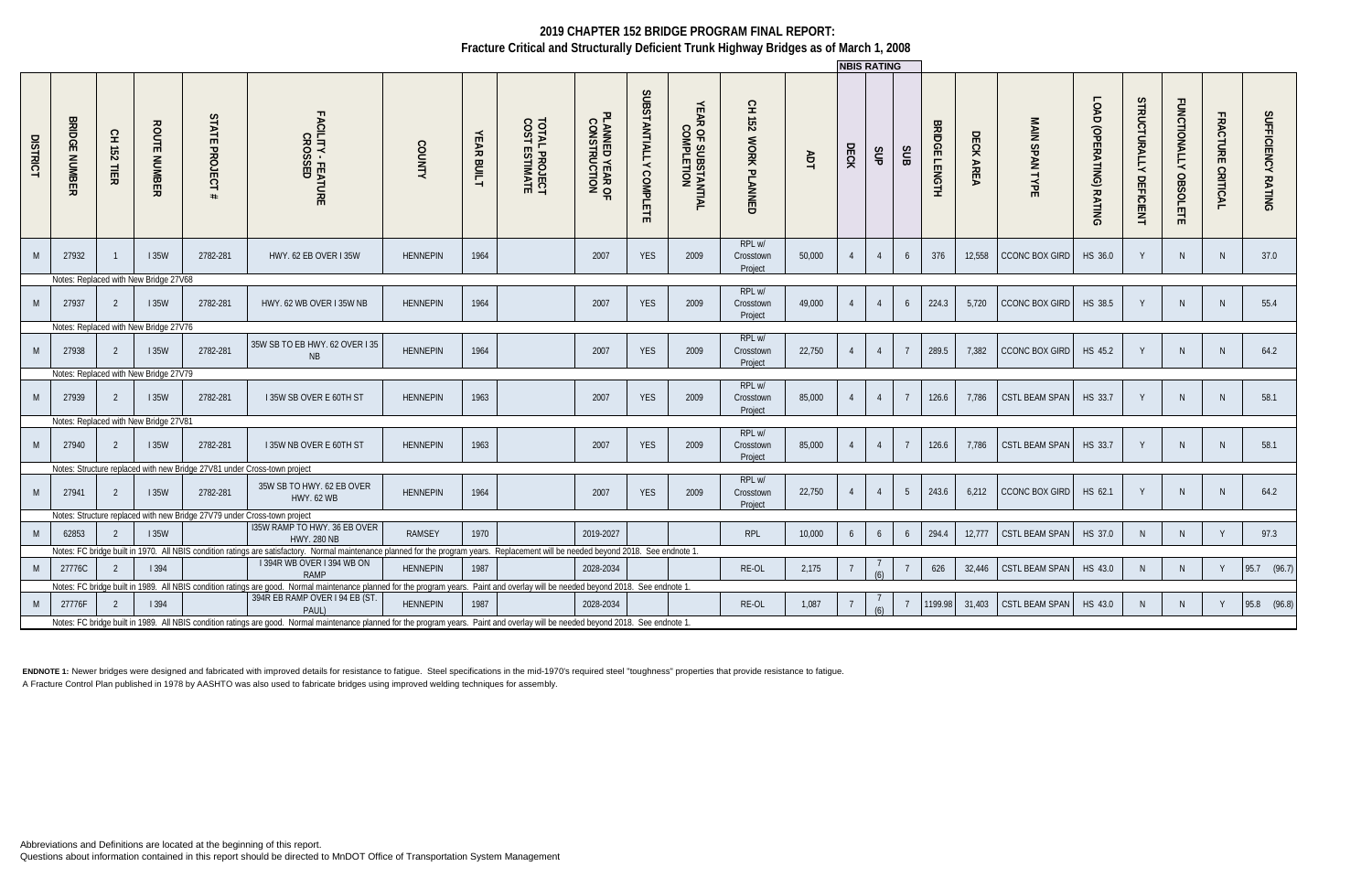# 2019 CHAPTER 152 BRIDGE PROGRAM FINAL REPORT:
## Fracture Critical and Structurally Deficient Trunk Highway Bridges as of March 1, 2008

| DISTRICT | BRIDGE NUMBER | CH 152 TIER | ROUTE NUMBER | STATE PROJECT # | FACILITY - FEATURE CROSSED | COUNTY | YEAR BUILT | TOTAL PROJECT COST ESTIMATE | PLANNED YEAR OF CONSTRUCTION | SUBSTANTIALLY COMPLETE | YEAR OF SUBSTANTIAL COMPLETION | CH 152 WORK PLANNED | ADT | NBIS RATING DECK | NBIS RATING SUP | NBIS RATING SUB | BRIDGE LENGTH | DECK AREA | MAIN SPAN TYPE | LOAD (OPERATING) RATING | STRUCTURALLY DEFICIENT | FUNCTIONALLY OBSOLETE | FRACTURE CRITICAL | SUFFICIENCY RATING |
|---|---|---|---|---|---|---|---|---|---|---|---|---|---|---|---|---|---|---|---|---|---|---|---|---|
| M | 27932 | 1 | I 35W | 2782-281 | HWY. 62 EB OVER I 35W | HENNEPIN | 1964 | | 2007 | YES | 2009 | RPL w/ Crosstown Project | 50,000 | 4 | 4 | 6 | 376 | 12,558 | CCONC BOX GIRD | HS 36.0 | Y | N | N | 37.0 |
| Notes: Replaced with New Bridge 27V68 | | | | | | | | | | | | | | | | | | | | | | | | |
| M | 27937 | 2 | I 35W | 2782-281 | HWY. 62 WB OVER I 35W NB | HENNEPIN | 1964 | | 2007 | YES | 2009 | RPL w/ Crosstown Project | 49,000 | 4 | 4 | 6 | 224.3 | 5,720 | CCONC BOX GIRD | HS 38.5 | Y | N | N | 55.4 |
| Notes: Replaced with New Bridge 27V76 | | | | | | | | | | | | | | | | | | | | | | | | |
| M | 27938 | 2 | I 35W | 2782-281 | 35W SB TO EB HWY. 62 OVER I 35 NB | HENNEPIN | 1964 | | 2007 | YES | 2009 | RPL w/ Crosstown Project | 22,750 | 4 | 4 | 7 | 289.5 | 7,382 | CCONC BOX GIRD | HS 45.2 | Y | N | N | 64.2 |
| Notes: Replaced with New Bridge 27V79 | | | | | | | | | | | | | | | | | | | | | | | | |
| M | 27939 | 2 | I 35W | 2782-281 | I 35W SB OVER E 60TH ST | HENNEPIN | 1963 | | 2007 | YES | 2009 | RPL w/ Crosstown Project | 85,000 | 4 | 4 | 7 | 126.6 | 7,786 | CSTL BEAM SPAN | HS 33.7 | Y | N | N | 58.1 |
| Notes: Replaced with New Bridge 27V81 | | | | | | | | | | | | | | | | | | | | | | | | |
| M | 27940 | 2 | I 35W | 2782-281 | I 35W NB OVER E 60TH ST | HENNEPIN | 1963 | | 2007 | YES | 2009 | RPL w/ Crosstown Project | 85,000 | 4 | 4 | 7 | 126.6 | 7,786 | CSTL BEAM SPAN | HS 33.7 | Y | N | N | 58.1 |
| Notes: Structure replaced with new Bridge 27V81 under Cross-town project | | | | | | | | | | | | | | | | | | | | | | | | |
| M | 27941 | 2 | I 35W | 2782-281 | 35W SB TO HWY. 62 EB OVER HWY. 62 WB | HENNEPIN | 1964 | | 2007 | YES | 2009 | RPL w/ Crosstown Project | 22,750 | 4 | 4 | 5 | 243.6 | 6,212 | CCONC BOX GIRD | HS 62.1 | Y | N | N | 64.2 |
| Notes: Structure replaced with new Bridge 27V79 under Cross-town project | | | | | | | | | | | | | | | | | | | | | | | | |
| M | 62853 | 2 | I 35W | | I35W RAMP TO HWY. 36 EB OVER HWY. 280 NB | RAMSEY | 1970 | | 2019-2027 | | | RPL | 10,000 | 6 | 6 | 6 | 294.4 | 12,777 | CSTL BEAM SPAN | HS 37.0 | N | N | Y | 97.3 |
| Notes: FC bridge built in 1970. All NBIS condition ratings are satisfactory. Normal maintenance planned for the program years. Replacement will be needed beyond 2018. See endnote 1. | | | | | | | | | | | | | | | | | | | | | | | | |
| M | 27776C | 2 | I 394 | | I 394R WB OVER I 394 WB ON RAMP | HENNEPIN | 1987 | | 2028-2034 | | | RE-OL | 2,175 | 7 | 7 (6) | 7 | 626 | 32,446 | CSTL BEAM SPAN | HS 43.0 | N | N | Y | 95.7 (96.7) |
| Notes: FC bridge built in 1989. All NBIS condition ratings are good. Normal maintenance planned for the program years. Paint and overlay will be needed beyond 2018. See endnote 1. | | | | | | | | | | | | | | | | | | | | | | | | |
| M | 27776F | 2 | I 394 | | 394R EB RAMP OVER I 94 EB (ST. PAUL) | HENNEPIN | 1987 | | 2028-2034 | | | RE-OL | 1,087 | 7 | 7 (6) | 7 | 1199.98 | 31,403 | CSTL BEAM SPAN | HS 43.0 | N | N | Y | 95.8 (96.8) |
| Notes: FC bridge built in 1989. All NBIS condition ratings are good. Normal maintenance planned for the program years. Paint and overlay will be needed beyond 2018. See endnote 1. | | | | | | | | | | | | | | | | | | | | | | | | |

**ENDNOTE 1:** Newer bridges were designed and fabricated with improved details for resistance to fatigue. Steel specifications in the mid-1970's required steel "toughness" properties that provide resistance to fatigue.
A Fracture Control Plan published in 1978 by AASHTO was also used to fabricate bridges using improved welding techniques for assembly.

Abbreviations and Definitions are located at the beginning of this report.
Questions about information contained in this report should be directed to MnDOT Office of Transportation System Management